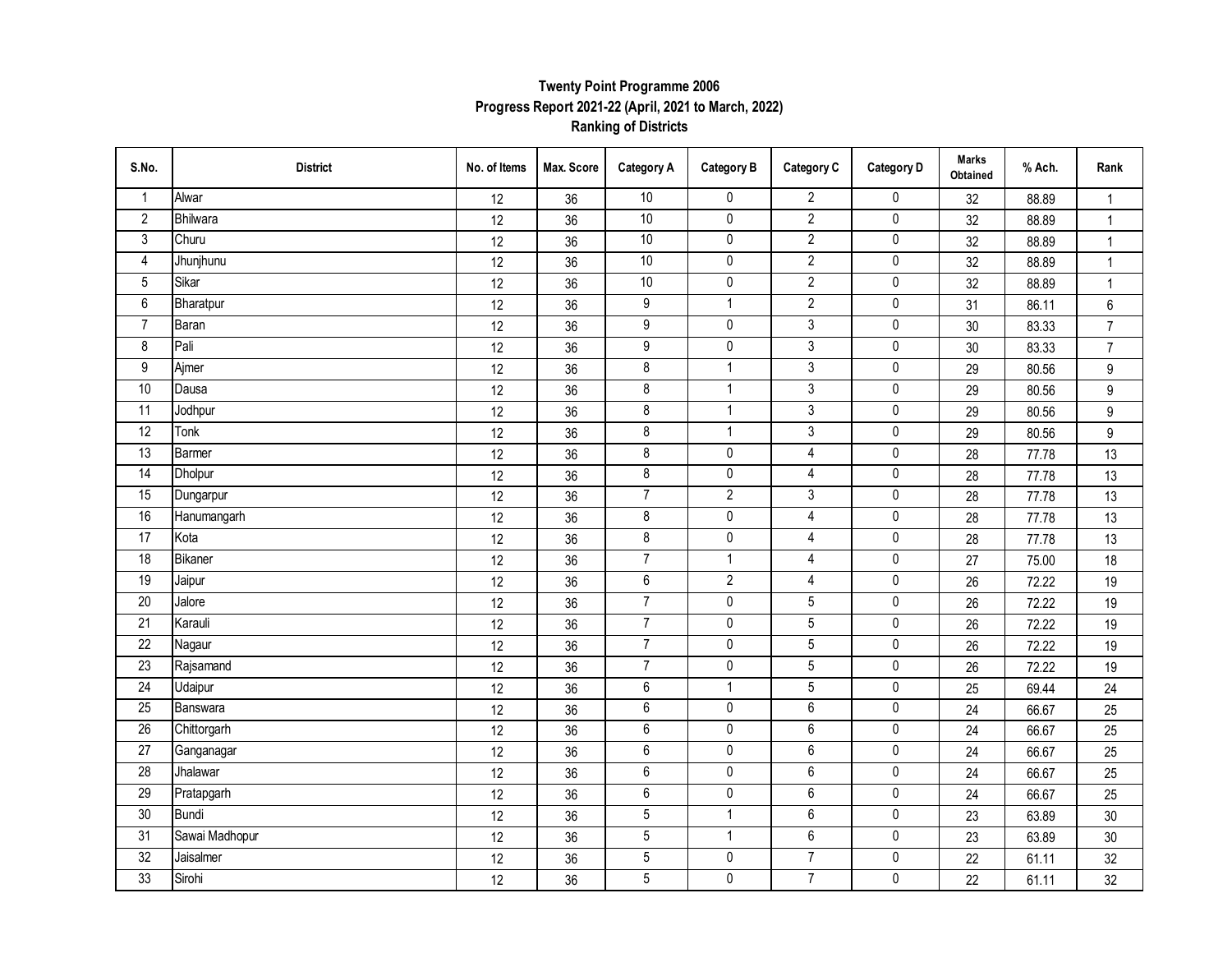**Twenty Point Programme 2006**
**Progress Report 2021-22 (April, 2021 to March, 2022)**
**Ranking of Districts**

| S.No. | District | No. of Items | Max. Score | Category A | Category B | Category C | Category D | Marks Obtained | % Ach. | Rank |
|---|---|---|---|---|---|---|---|---|---|---|
| 1 | Alwar | 12 | 36 | 10 | 0 | 2 | 0 | 32 | 88.89 | 1 |
| 2 | Bhilwara | 12 | 36 | 10 | 0 | 2 | 0 | 32 | 88.89 | 1 |
| 3 | Churu | 12 | 36 | 10 | 0 | 2 | 0 | 32 | 88.89 | 1 |
| 4 | Jhunjhunu | 12 | 36 | 10 | 0 | 2 | 0 | 32 | 88.89 | 1 |
| 5 | Sikar | 12 | 36 | 10 | 0 | 2 | 0 | 32 | 88.89 | 1 |
| 6 | Bharatpur | 12 | 36 | 9 | 1 | 2 | 0 | 31 | 86.11 | 6 |
| 7 | Baran | 12 | 36 | 9 | 0 | 3 | 0 | 30 | 83.33 | 7 |
| 8 | Pali | 12 | 36 | 9 | 0 | 3 | 0 | 30 | 83.33 | 7 |
| 9 | Ajmer | 12 | 36 | 8 | 1 | 3 | 0 | 29 | 80.56 | 9 |
| 10 | Dausa | 12 | 36 | 8 | 1 | 3 | 0 | 29 | 80.56 | 9 |
| 11 | Jodhpur | 12 | 36 | 8 | 1 | 3 | 0 | 29 | 80.56 | 9 |
| 12 | Tonk | 12 | 36 | 8 | 1 | 3 | 0 | 29 | 80.56 | 9 |
| 13 | Barmer | 12 | 36 | 8 | 0 | 4 | 0 | 28 | 77.78 | 13 |
| 14 | Dholpur | 12 | 36 | 8 | 0 | 4 | 0 | 28 | 77.78 | 13 |
| 15 | Dungarpur | 12 | 36 | 7 | 2 | 3 | 0 | 28 | 77.78 | 13 |
| 16 | Hanumangarh | 12 | 36 | 8 | 0 | 4 | 0 | 28 | 77.78 | 13 |
| 17 | Kota | 12 | 36 | 8 | 0 | 4 | 0 | 28 | 77.78 | 13 |
| 18 | Bikaner | 12 | 36 | 7 | 1 | 4 | 0 | 27 | 75.00 | 18 |
| 19 | Jaipur | 12 | 36 | 6 | 2 | 4 | 0 | 26 | 72.22 | 19 |
| 20 | Jalore | 12 | 36 | 7 | 0 | 5 | 0 | 26 | 72.22 | 19 |
| 21 | Karauli | 12 | 36 | 7 | 0 | 5 | 0 | 26 | 72.22 | 19 |
| 22 | Nagaur | 12 | 36 | 7 | 0 | 5 | 0 | 26 | 72.22 | 19 |
| 23 | Rajsamand | 12 | 36 | 7 | 0 | 5 | 0 | 26 | 72.22 | 19 |
| 24 | Udaipur | 12 | 36 | 6 | 1 | 5 | 0 | 25 | 69.44 | 24 |
| 25 | Banswara | 12 | 36 | 6 | 0 | 6 | 0 | 24 | 66.67 | 25 |
| 26 | Chittorgarh | 12 | 36 | 6 | 0 | 6 | 0 | 24 | 66.67 | 25 |
| 27 | Ganganagar | 12 | 36 | 6 | 0 | 6 | 0 | 24 | 66.67 | 25 |
| 28 | Jhalawar | 12 | 36 | 6 | 0 | 6 | 0 | 24 | 66.67 | 25 |
| 29 | Pratapgarh | 12 | 36 | 6 | 0 | 6 | 0 | 24 | 66.67 | 25 |
| 30 | Bundi | 12 | 36 | 5 | 1 | 6 | 0 | 23 | 63.89 | 30 |
| 31 | Sawai Madhopur | 12 | 36 | 5 | 1 | 6 | 0 | 23 | 63.89 | 30 |
| 32 | Jaisalmer | 12 | 36 | 5 | 0 | 7 | 0 | 22 | 61.11 | 32 |
| 33 | Sirohi | 12 | 36 | 5 | 0 | 7 | 0 | 22 | 61.11 | 32 |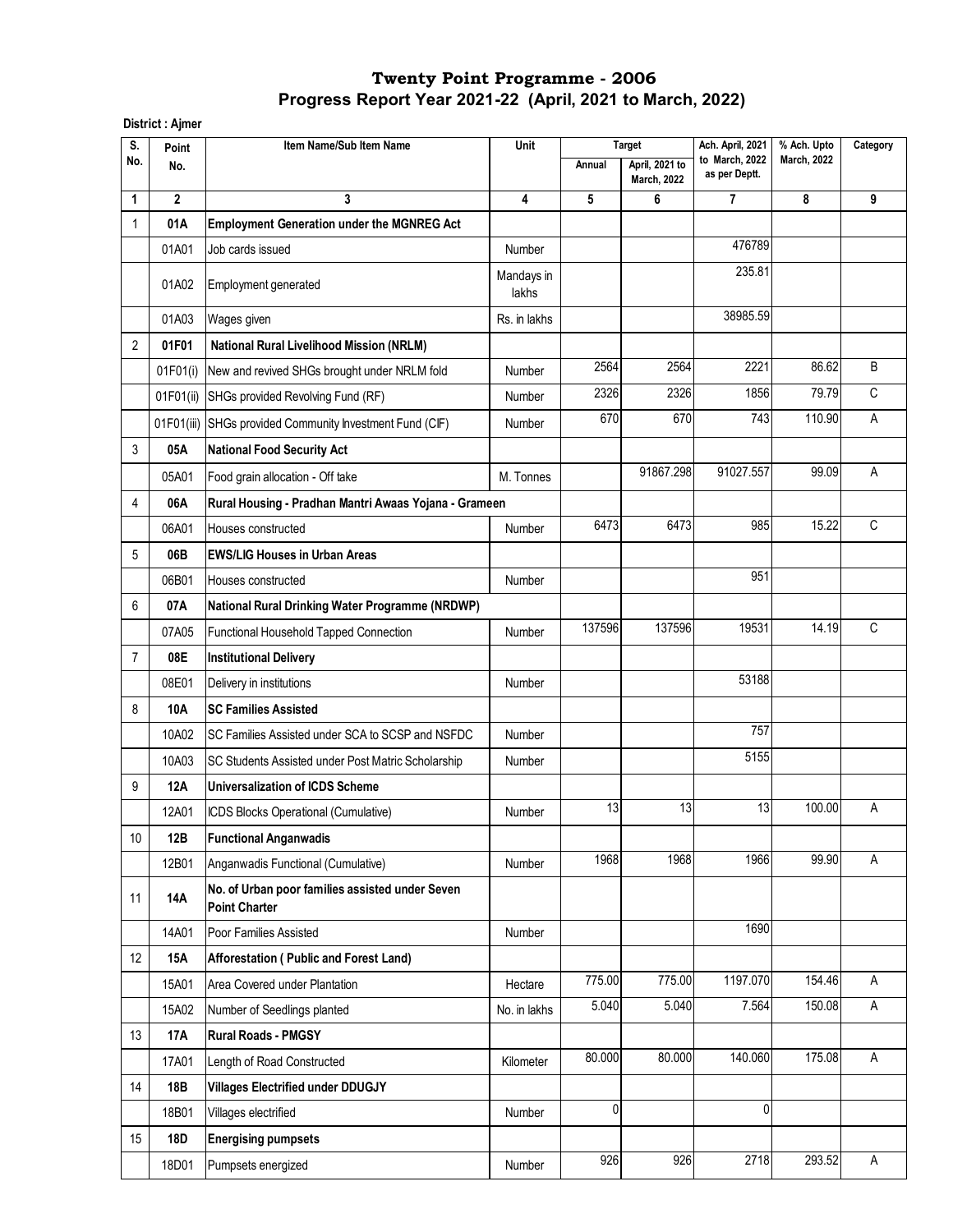# Twenty Point Programme - 2006

## Progress Report Year 2021-22 (April, 2021 to March, 2022)

**District : Ajmer**

| S. No. | Point No. | Item Name/Sub Item Name | Unit | Target | | Ach. April, 2021 to March, 2022 as per Deptt. | % Ach. Upto March, 2022 | Category |
|---|---|---|---|---|---|---|---|---|
| | | | | Annual | April, 2021 to March, 2022 | | | |
| 1 | 2 | 3 | 4 | 5 | 6 | 7 | 8 | 9 |
| 1 | **01A** | **Employment Generation under the MGNREG Act** | | | | | | |
| | 01A01 | Job cards issued | Number | | | 476789 | | |
| | 01A02 | Employment generated | Mandays in lakhs | | | 235.81 | | |
| | 01A03 | Wages given | Rs. in lakhs | | | 38985.59 | | |
| 2 | **01F01** | **National Rural Livelihood Mission (NRLM)** | | | | | | |
| | 01F01(i) | New and revived SHGs brought under NRLM fold | Number | 2564 | 2564 | 2221 | 86.62 | B |
| | 01F01(ii) | SHGs provided Revolving Fund (RF) | Number | 2326 | 2326 | 1856 | 79.79 | C |
| | 01F01(iii) | SHGs provided Community Investment Fund (CIF) | Number | 670 | 670 | 743 | 110.90 | A |
| 3 | **05A** | **National Food Security Act** | | | | | | |
| | 05A01 | Food grain allocation - Off take | M. Tonnes | | 91867.298 | 91027.557 | 99.09 | A |
| 4 | **06A** | **Rural Housing - Pradhan Mantri Awaas Yojana - Grameen** | | | | | | |
| | 06A01 | Houses constructed | Number | 6473 | 6473 | 985 | 15.22 | C |
| 5 | **06B** | **EWS/LIG Houses in Urban Areas** | | | | | | |
| | 06B01 | Houses constructed | Number | | | 951 | | |
| 6 | **07A** | **National Rural Drinking Water Programme (NRDWP)** | | | | | | |
| | 07A05 | Functional Household Tapped Connection | Number | 137596 | 137596 | 19531 | 14.19 | C |
| 7 | **08E** | **Institutional Delivery** | | | | | | |
| | 08E01 | Delivery in institutions | Number | | | 53188 | | |
| 8 | **10A** | **SC Families Assisted** | | | | | | |
| | 10A02 | SC Families Assisted under SCA to SCSP and NSFDC | Number | | | 757 | | |
| | 10A03 | SC Students Assisted under Post Matric Scholarship | Number | | | 5155 | | |
| 9 | **12A** | **Universalization of ICDS Scheme** | | | | | | |
| | 12A01 | ICDS Blocks Operational (Cumulative) | Number | 13 | 13 | 13 | 100.00 | A |
| 10 | **12B** | **Functional Anganwadis** | | | | | | |
| | 12B01 | Anganwadis Functional (Cumulative) | Number | 1968 | 1968 | 1966 | 99.90 | A |
| 11 | **14A** | **No. of Urban poor families assisted under Seven Point Charter** | | | | | | |
| | 14A01 | Poor Families Assisted | Number | | | 1690 | | |
| 12 | **15A** | **Afforestation ( Public and Forest Land)** | | | | | | |
| | 15A01 | Area Covered under Plantation | Hectare | 775.00 | 775.00 | 1197.070 | 154.46 | A |
| | 15A02 | Number of Seedlings planted | No. in lakhs | 5.040 | 5.040 | 7.564 | 150.08 | A |
| 13 | **17A** | **Rural Roads - PMGSY** | | | | | | |
| | 17A01 | Length of Road Constructed | Kilometer | 80.000 | 80.000 | 140.060 | 175.08 | A |
| 14 | **18B** | **Villages Electrified under DDUGJY** | | | | | | |
| | 18B01 | Villages electrified | Number | 0 | | 0 | | |
| 15 | **18D** | **Energising pumpsets** | | | | | | |
| | 18D01 | Pumpsets energized | Number | 926 | 926 | 2718 | 293.52 | A |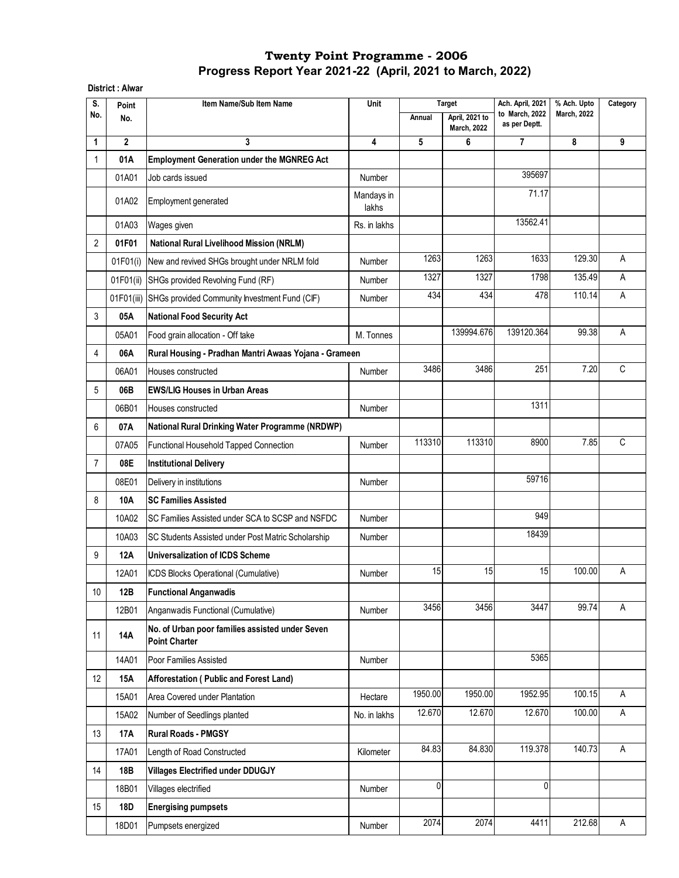# Twenty Point Programme - 2006
## Progress Report Year 2021-22 (April, 2021 to March, 2022)

**District : Alwar**

| S. No. | Point No. | Item Name/Sub Item Name | Unit | Target | | Ach. April, 2021 to March, 2022 as per Deptt. | % Ach. Upto March, 2022 | Category |
|---|---|---|---|---|---|---|---|---|
| | | | | Annual | April, 2021 to March, 2022 | | | |
| 1 | 2 | 3 | 4 | 5 | 6 | 7 | 8 | 9 |
| 1 | 01A | **Employment Generation under the MGNREG Act** | | | | | | |
| | 01A01 | Job cards issued | Number | | | 395697 | | |
| | 01A02 | Employment generated | Mandays in lakhs | | | 71.17 | | |
| | 01A03 | Wages given | Rs. in lakhs | | | 13562.41 | | |
| 2 | 01F01 | **National Rural Livelihood Mission (NRLM)** | | | | | | |
| | 01F01(i) | New and revived SHGs brought under NRLM fold | Number | 1263 | 1263 | 1633 | 129.30 | A |
| | 01F01(ii) | SHGs provided Revolving Fund (RF) | Number | 1327 | 1327 | 1798 | 135.49 | A |
| | 01F01(iii) | SHGs provided Community Investment Fund (CIF) | Number | 434 | 434 | 478 | 110.14 | A |
| 3 | 05A | **National Food Security Act** | | | | | | |
| | 05A01 | Food grain allocation - Off take | M. Tonnes | | 139994.676 | 139120.364 | 99.38 | A |
| 4 | 06A | **Rural Housing - Pradhan Mantri Awaas Yojana - Grameen** | | | | | | |
| | 06A01 | Houses constructed | Number | 3486 | 3486 | 251 | 7.20 | C |
| 5 | 06B | **EWS/LIG Houses in Urban Areas** | | | | | | |
| | 06B01 | Houses constructed | Number | | | 1311 | | |
| 6 | 07A | **National Rural Drinking Water Programme (NRDWP)** | | | | | | |
| | 07A05 | Functional Household Tapped Connection | Number | 113310 | 113310 | 8900 | 7.85 | C |
| 7 | 08E | **Institutional Delivery** | | | | | | |
| | 08E01 | Delivery in institutions | Number | | | 59716 | | |
| 8 | 10A | **SC Families Assisted** | | | | | | |
| | 10A02 | SC Families Assisted under SCA to SCSP and NSFDC | Number | | | 949 | | |
| | 10A03 | SC Students Assisted under Post Matric Scholarship | Number | | | 18439 | | |
| 9 | 12A | **Universalization of ICDS Scheme** | | | | | | |
| | 12A01 | ICDS Blocks Operational (Cumulative) | Number | 15 | 15 | 15 | 100.00 | A |
| 10 | 12B | **Functional Anganwadis** | | | | | | |
| | 12B01 | Anganwadis Functional (Cumulative) | Number | 3456 | 3456 | 3447 | 99.74 | A |
| 11 | 14A | **No. of Urban poor families assisted under Seven Point Charter** | | | | | | |
| | 14A01 | Poor Families Assisted | Number | | | 5365 | | |
| 12 | 15A | **Afforestation ( Public and Forest Land)** | | | | | | |
| | 15A01 | Area Covered under Plantation | Hectare | 1950.00 | 1950.00 | 1952.95 | 100.15 | A |
| | 15A02 | Number of Seedlings planted | No. in lakhs | 12.670 | 12.670 | 12.670 | 100.00 | A |
| 13 | 17A | **Rural Roads - PMGSY** | | | | | | |
| | 17A01 | Length of Road Constructed | Kilometer | 84.83 | 84.830 | 119.378 | 140.73 | A |
| 14 | 18B | **Villages Electrified under DDUGJY** | | | | | | |
| | 18B01 | Villages electrified | Number | 0 | | 0 | | |
| 15 | 18D | **Energising pumpsets** | | | | | | |
| | 18D01 | Pumpsets energized | Number | 2074 | 2074 | 4411 | 212.68 | A |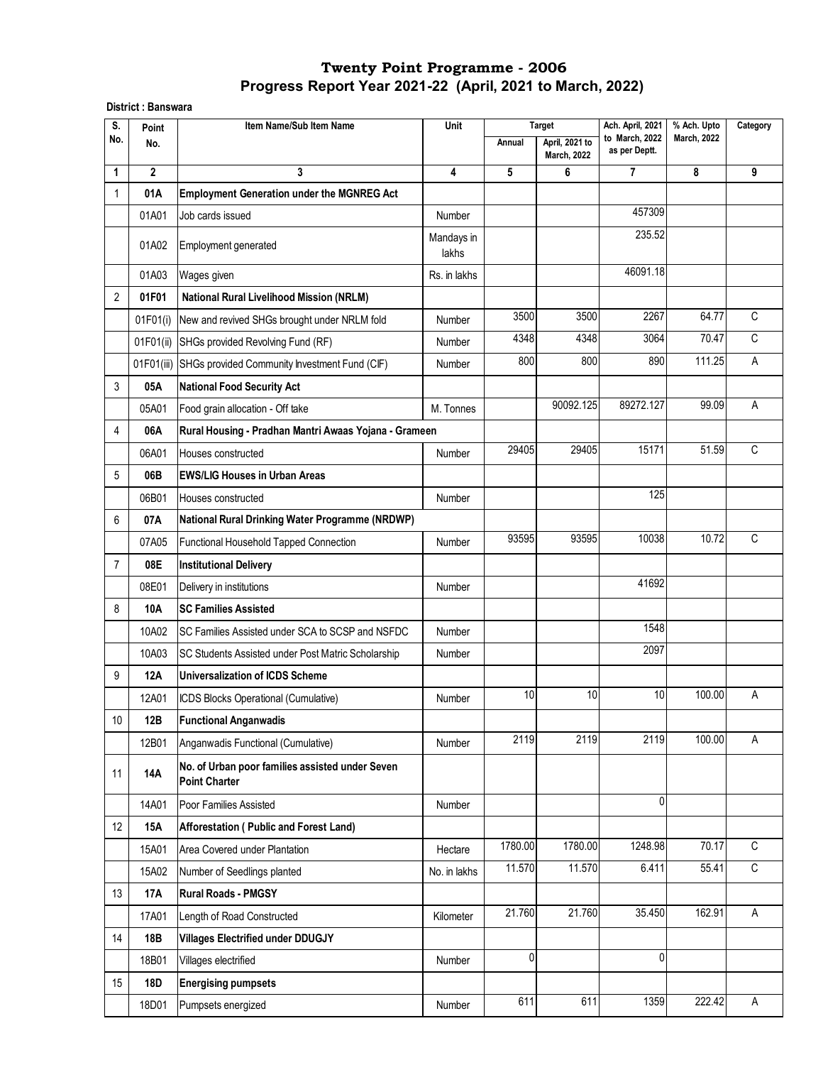# Twenty Point Programme - 2006

## Progress Report Year 2021-22 (April, 2021 to March, 2022)

**District : Banswara**

| S. No. | Point No. | Item Name/Sub Item Name | Unit | Target | | Ach. April, 2021 to March, 2022 as per Deptt. | % Ach. Upto March, 2022 | Category |
|---|---|---|---|---|---|---|---|---|
| | | | | Annual | April, 2021 to March, 2022 | | | |
| 1 | 2 | 3 | 4 | 5 | 6 | 7 | 8 | 9 |
| 1 | **01A** | **Employment Generation under the MGNREG Act** | | | | | | |
| | 01A01 | Job cards issued | Number | | | 457309 | | |
| | 01A02 | Employment generated | Mandays in lakhs | | | 235.52 | | |
| | 01A03 | Wages given | Rs. in lakhs | | | 46091.18 | | |
| 2 | **01F01** | **National Rural Livelihood Mission (NRLM)** | | | | | | |
| | 01F01(i) | New and revived SHGs brought under NRLM fold | Number | 3500 | 3500 | 2267 | 64.77 | C |
| | 01F01(ii) | SHGs provided Revolving Fund (RF) | Number | 4348 | 4348 | 3064 | 70.47 | C |
| | 01F01(iii) | SHGs provided Community Investment Fund (CIF) | Number | 800 | 800 | 890 | 111.25 | A |
| 3 | **05A** | **National Food Security Act** | | | | | | |
| | 05A01 | Food grain allocation - Off take | M. Tonnes | | 90092.125 | 89272.127 | 99.09 | A |
| 4 | **06A** | **Rural Housing - Pradhan Mantri Awaas Yojana - Grameen** | | | | | | |
| | 06A01 | Houses constructed | Number | 29405 | 29405 | 15171 | 51.59 | C |
| 5 | **06B** | **EWS/LIG Houses in Urban Areas** | | | | | | |
| | 06B01 | Houses constructed | Number | | | 125 | | |
| 6 | **07A** | **National Rural Drinking Water Programme (NRDWP)** | | | | | | |
| | 07A05 | Functional Household Tapped Connection | Number | 93595 | 93595 | 10038 | 10.72 | C |
| 7 | **08E** | **Institutional Delivery** | | | | | | |
| | 08E01 | Delivery in institutions | Number | | | 41692 | | |
| 8 | **10A** | **SC Families Assisted** | | | | | | |
| | 10A02 | SC Families Assisted under SCA to SCSP and NSFDC | Number | | | 1548 | | |
| | 10A03 | SC Students Assisted under Post Matric Scholarship | Number | | | 2097 | | |
| 9 | **12A** | **Universalization of ICDS Scheme** | | | | | | |
| | 12A01 | ICDS Blocks Operational (Cumulative) | Number | 10 | 10 | 10 | 100.00 | A |
| 10 | **12B** | **Functional Anganwadis** | | | | | | |
| | 12B01 | Anganwadis Functional (Cumulative) | Number | 2119 | 2119 | 2119 | 100.00 | A |
| 11 | **14A** | **No. of Urban poor families assisted under Seven Point Charter** | | | | | | |
| | 14A01 | Poor Families Assisted | Number | | | 0 | | |
| 12 | **15A** | **Afforestation ( Public and Forest Land)** | | | | | | |
| | 15A01 | Area Covered under Plantation | Hectare | 1780.00 | 1780.00 | 1248.98 | 70.17 | C |
| | 15A02 | Number of Seedlings planted | No. in lakhs | 11.570 | 11.570 | 6.411 | 55.41 | C |
| 13 | **17A** | **Rural Roads - PMGSY** | | | | | | |
| | 17A01 | Length of Road Constructed | Kilometer | 21.760 | 21.760 | 35.450 | 162.91 | A |
| 14 | **18B** | **Villages Electrified under DDUGJY** | | | | | | |
| | 18B01 | Villages electrified | Number | 0 | | 0 | | |
| 15 | **18D** | **Energising pumpsets** | | | | | | |
| | 18D01 | Pumpsets energized | Number | 611 | 611 | 1359 | 222.42 | A |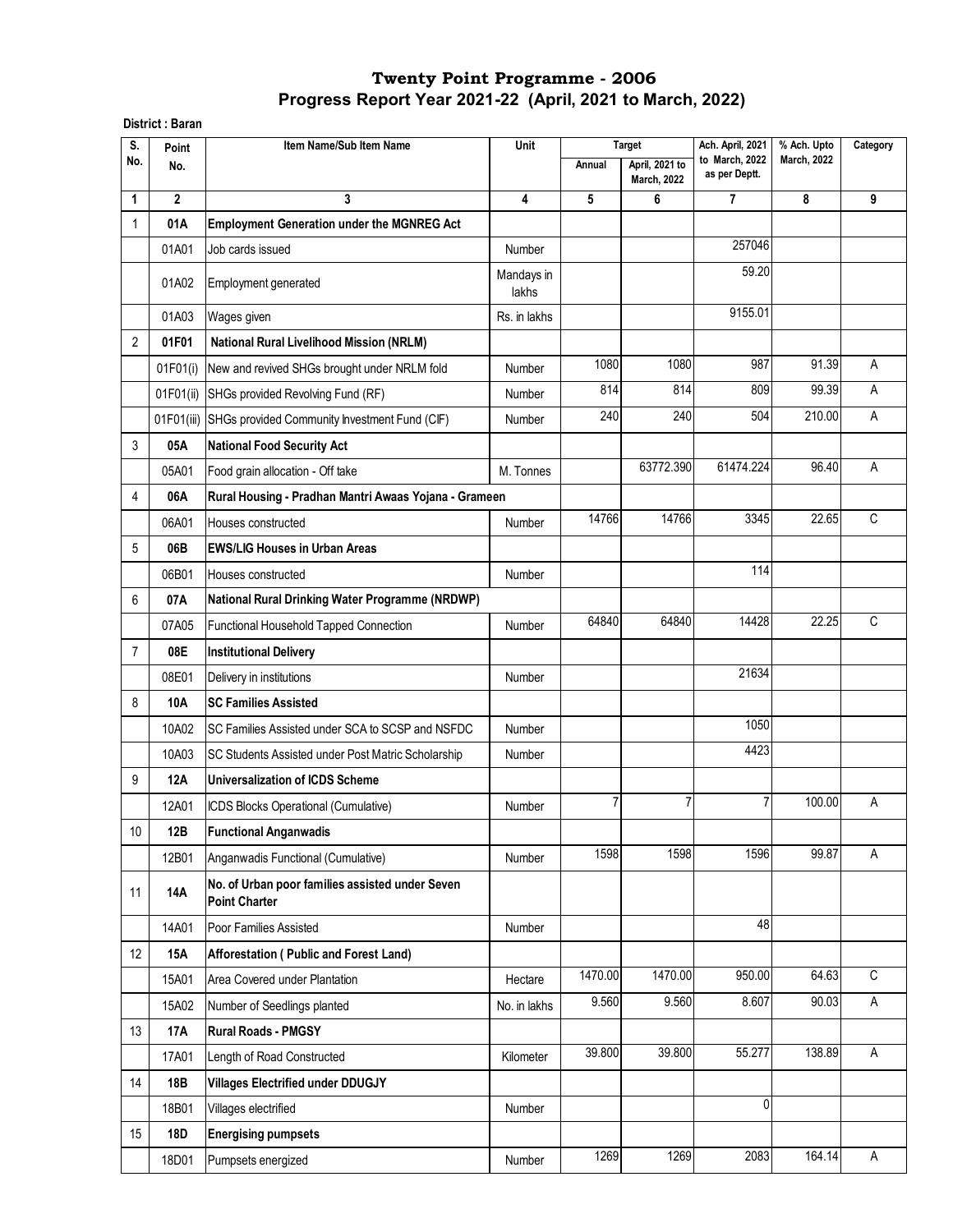# Twenty Point Programme - 2006
## Progress Report Year 2021-22 (April, 2021 to March, 2022)

**District : Baran**

| S. No. | Point No. | Item Name/Sub Item Name | Unit | Target | | Ach. April, 2021 to March, 2022 as per Deptt. | % Ach. Upto March, 2022 | Category |
|---|---|---|---|---|---|---|---|---|
| | | | | Annual | April, 2021 to March, 2022 | | | |
| 1 | 2 | 3 | 4 | 5 | 6 | 7 | 8 | 9 |
| 1 | **01A** | **Employment Generation under the MGNREG Act** | | | | | | |
| | 01A01 | Job cards issued | Number | | | 257046 | | |
| | 01A02 | Employment generated | Mandays in lakhs | | | 59.20 | | |
| | 01A03 | Wages given | Rs. in lakhs | | | 9155.01 | | |
| 2 | **01F01** | **National Rural Livelihood Mission (NRLM)** | | | | | | |
| | 01F01(i) | New and revived SHGs brought under NRLM fold | Number | 1080 | 1080 | 987 | 91.39 | A |
| | 01F01(ii) | SHGs provided Revolving Fund (RF) | Number | 814 | 814 | 809 | 99.39 | A |
| | 01F01(iii) | SHGs provided Community Investment Fund (CIF) | Number | 240 | 240 | 504 | 210.00 | A |
| 3 | **05A** | **National Food Security Act** | | | | | | |
| | 05A01 | Food grain allocation - Off take | M. Tonnes | | 63772.390 | 61474.224 | 96.40 | A |
| 4 | **06A** | **Rural Housing - Pradhan Mantri Awaas Yojana - Grameen** | | | | | | |
| | 06A01 | Houses constructed | Number | 14766 | 14766 | 3345 | 22.65 | C |
| 5 | **06B** | **EWS/LIG Houses in Urban Areas** | | | | | | |
| | 06B01 | Houses constructed | Number | | | 114 | | |
| 6 | **07A** | **National Rural Drinking Water Programme (NRDWP)** | | | | | | |
| | 07A05 | Functional Household Tapped Connection | Number | 64840 | 64840 | 14428 | 22.25 | C |
| 7 | **08E** | **Institutional Delivery** | | | | | | |
| | 08E01 | Delivery in institutions | Number | | | 21634 | | |
| 8 | **10A** | **SC Families Assisted** | | | | | | |
| | 10A02 | SC Families Assisted under SCA to SCSP and NSFDC | Number | | | 1050 | | |
| | 10A03 | SC Students Assisted under Post Matric Scholarship | Number | | | 4423 | | |
| 9 | **12A** | **Universalization of ICDS Scheme** | | | | | | |
| | 12A01 | ICDS Blocks Operational (Cumulative) | Number | 7 | 7 | 7 | 100.00 | A |
| 10 | **12B** | **Functional Anganwadis** | | | | | | |
| | 12B01 | Anganwadis Functional (Cumulative) | Number | 1598 | 1598 | 1596 | 99.87 | A |
| 11 | **14A** | **No. of Urban poor families assisted under Seven Point Charter** | | | | | | |
| | 14A01 | Poor Families Assisted | Number | | | 48 | | |
| 12 | **15A** | **Afforestation ( Public and Forest Land)** | | | | | | |
| | 15A01 | Area Covered under Plantation | Hectare | 1470.00 | 1470.00 | 950.00 | 64.63 | C |
| | 15A02 | Number of Seedlings planted | No. in lakhs | 9.560 | 9.560 | 8.607 | 90.03 | A |
| 13 | **17A** | **Rural Roads - PMGSY** | | | | | | |
| | 17A01 | Length of Road Constructed | Kilometer | 39.800 | 39.800 | 55.277 | 138.89 | A |
| 14 | **18B** | **Villages Electrified under DDUGJY** | | | | | | |
| | 18B01 | Villages electrified | Number | | | 0 | | |
| 15 | **18D** | **Energising pumpsets** | | | | | | |
| | 18D01 | Pumpsets energized | Number | 1269 | 1269 | 2083 | 164.14 | A |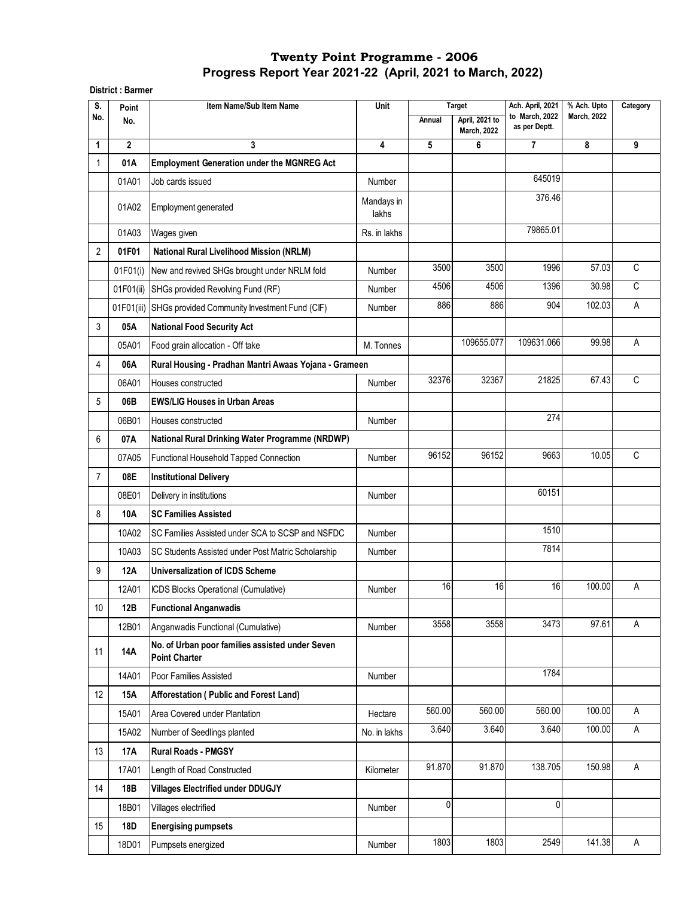# Twenty Point Programme - 2006

## Progress Report Year 2021-22 (April, 2021 to March, 2022)

**District : Barmer**

| S. No. | Point No. | Item Name/Sub Item Name | Unit | Target | | Ach. April, 2021 to March, 2022 as per Deptt. | % Ach. Upto March, 2022 | Category |
|---|---|---|---|---|---|---|---|---|
| | | | | Annual | April, 2021 to March, 2022 | | | |
| 1 | 2 | 3 | 4 | 5 | 6 | 7 | 8 | 9 |
| 1 | **01A** | **Employment Generation under the MGNREG Act** | | | | | | |
| | 01A01 | Job cards issued | Number | | | 645019 | | |
| | 01A02 | Employment generated | Mandays in lakhs | | | 376.46 | | |
| | 01A03 | Wages given | Rs. in lakhs | | | 79865.01 | | |
| 2 | **01F01** | **National Rural Livelihood Mission (NRLM)** | | | | | | |
| | 01F01(i) | New and revived SHGs brought under NRLM fold | Number | 3500 | 3500 | 1996 | 57.03 | C |
| | 01F01(ii) | SHGs provided Revolving Fund (RF) | Number | 4506 | 4506 | 1396 | 30.98 | C |
| | 01F01(iii) | SHGs provided Community Investment Fund (CIF) | Number | 886 | 886 | 904 | 102.03 | A |
| 3 | **05A** | **National Food Security Act** | | | | | | |
| | 05A01 | Food grain allocation - Off take | M. Tonnes | | 109655.077 | 109631.066 | 99.98 | A |
| 4 | **06A** | **Rural Housing - Pradhan Mantri Awaas Yojana - Grameen** | | | | | | |
| | 06A01 | Houses constructed | Number | 32376 | 32367 | 21825 | 67.43 | C |
| 5 | **06B** | **EWS/LIG Houses in Urban Areas** | | | | | | |
| | 06B01 | Houses constructed | Number | | | 274 | | |
| 6 | **07A** | **National Rural Drinking Water Programme (NRDWP)** | | | | | | |
| | 07A05 | Functional Household Tapped Connection | Number | 96152 | 96152 | 9663 | 10.05 | C |
| 7 | **08E** | **Institutional Delivery** | | | | | | |
| | 08E01 | Delivery in institutions | Number | | | 60151 | | |
| 8 | **10A** | **SC Families Assisted** | | | | | | |
| | 10A02 | SC Families Assisted under SCA to SCSP and NSFDC | Number | | | 1510 | | |
| | 10A03 | SC Students Assisted under Post Matric Scholarship | Number | | | 7814 | | |
| 9 | **12A** | **Universalization of ICDS Scheme** | | | | | | |
| | 12A01 | ICDS Blocks Operational (Cumulative) | Number | 16 | 16 | 16 | 100.00 | A |
| 10 | **12B** | **Functional Anganwadis** | | | | | | |
| | 12B01 | Anganwadis Functional (Cumulative) | Number | 3558 | 3558 | 3473 | 97.61 | A |
| 11 | **14A** | **No. of Urban poor families assisted under Seven Point Charter** | | | | | | |
| | 14A01 | Poor Families Assisted | Number | | | 1784 | | |
| 12 | **15A** | **Afforestation ( Public and Forest Land)** | | | | | | |
| | 15A01 | Area Covered under Plantation | Hectare | 560.00 | 560.00 | 560.00 | 100.00 | A |
| | 15A02 | Number of Seedlings planted | No. in lakhs | 3.640 | 3.640 | 3.640 | 100.00 | A |
| 13 | **17A** | **Rural Roads - PMGSY** | | | | | | |
| | 17A01 | Length of Road Constructed | Kilometer | 91.870 | 91.870 | 138.705 | 150.98 | A |
| 14 | **18B** | **Villages Electrified under DDUGJY** | | | | | | |
| | 18B01 | Villages electrified | Number | 0 | | 0 | | |
| 15 | **18D** | **Energising pumpsets** | | | | | | |
| | 18D01 | Pumpsets energized | Number | 1803 | 1803 | 2549 | 141.38 | A |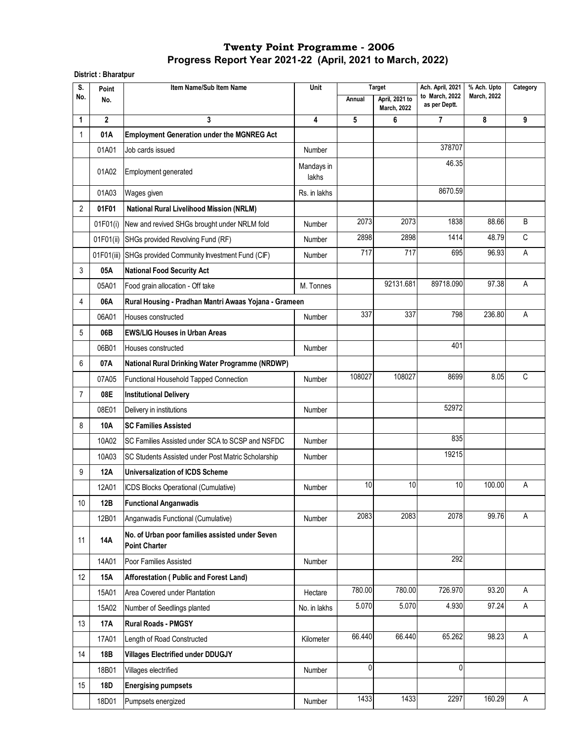# Twenty Point Programme - 2006
## Progress Report Year 2021-22 (April, 2021 to March, 2022)

**District : Bharatpur**

| S. No. | Point No. | Item Name/Sub Item Name | Unit | Target | | Ach. April, 2021 to March, 2022 as per Deptt. | % Ach. Upto March, 2022 | Category |
|---|---|---|---|---|---|---|---|---|
| | | | | Annual | April, 2021 to March, 2022 | | | |
| 1 | 2 | 3 | 4 | 5 | 6 | 7 | 8 | 9 |
| 1 | 01A | **Employment Generation under the MGNREG Act** | | | | | | |
| | 01A01 | Job cards issued | Number | | | 378707 | | |
| | 01A02 | Employment generated | Mandays in lakhs | | | 46.35 | | |
| | 01A03 | Wages given | Rs. in lakhs | | | 8670.59 | | |
| 2 | 01F01 | **National Rural Livelihood Mission (NRLM)** | | | | | | |
| | 01F01(i) | New and revived SHGs brought under NRLM fold | Number | 2073 | 2073 | 1838 | 88.66 | B |
| | 01F01(ii) | SHGs provided Revolving Fund (RF) | Number | 2898 | 2898 | 1414 | 48.79 | C |
| | 01F01(iii) | SHGs provided Community Investment Fund (CIF) | Number | 717 | 717 | 695 | 96.93 | A |
| 3 | 05A | **National Food Security Act** | | | | | | |
| | 05A01 | Food grain allocation - Off take | M. Tonnes | | 92131.681 | 89718.090 | 97.38 | A |
| 4 | 06A | **Rural Housing - Pradhan Mantri Awaas Yojana - Grameen** | | | | | | |
| | 06A01 | Houses constructed | Number | 337 | 337 | 798 | 236.80 | A |
| 5 | 06B | **EWS/LIG Houses in Urban Areas** | | | | | | |
| | 06B01 | Houses constructed | Number | | | 401 | | |
| 6 | 07A | **National Rural Drinking Water Programme (NRDWP)** | | | | | | |
| | 07A05 | Functional Household Tapped Connection | Number | 108027 | 108027 | 8699 | 8.05 | C |
| 7 | 08E | **Institutional Delivery** | | | | | | |
| | 08E01 | Delivery in institutions | Number | | | 52972 | | |
| 8 | 10A | **SC Families Assisted** | | | | | | |
| | 10A02 | SC Families Assisted under SCA to SCSP and NSFDC | Number | | | 835 | | |
| | 10A03 | SC Students Assisted under Post Matric Scholarship | Number | | | 19215 | | |
| 9 | 12A | **Universalization of ICDS Scheme** | | | | | | |
| | 12A01 | ICDS Blocks Operational (Cumulative) | Number | 10 | 10 | 10 | 100.00 | A |
| 10 | 12B | **Functional Anganwadis** | | | | | | |
| | 12B01 | Anganwadis Functional (Cumulative) | Number | 2083 | 2083 | 2078 | 99.76 | A |
| 11 | 14A | **No. of Urban poor families assisted under Seven Point Charter** | | | | | | |
| | 14A01 | Poor Families Assisted | Number | | | 292 | | |
| 12 | 15A | **Afforestation ( Public and Forest Land)** | | | | | | |
| | 15A01 | Area Covered under Plantation | Hectare | 780.00 | 780.00 | 726.970 | 93.20 | A |
| | 15A02 | Number of Seedlings planted | No. in lakhs | 5.070 | 5.070 | 4.930 | 97.24 | A |
| 13 | 17A | **Rural Roads - PMGSY** | | | | | | |
| | 17A01 | Length of Road Constructed | Kilometer | 66.440 | 66.440 | 65.262 | 98.23 | A |
| 14 | 18B | **Villages Electrified under DDUGJY** | | | | | | |
| | 18B01 | Villages electrified | Number | 0 | | 0 | | |
| 15 | 18D | **Energising pumpsets** | | | | | | |
| | 18D01 | Pumpsets energized | Number | 1433 | 1433 | 2297 | 160.29 | A |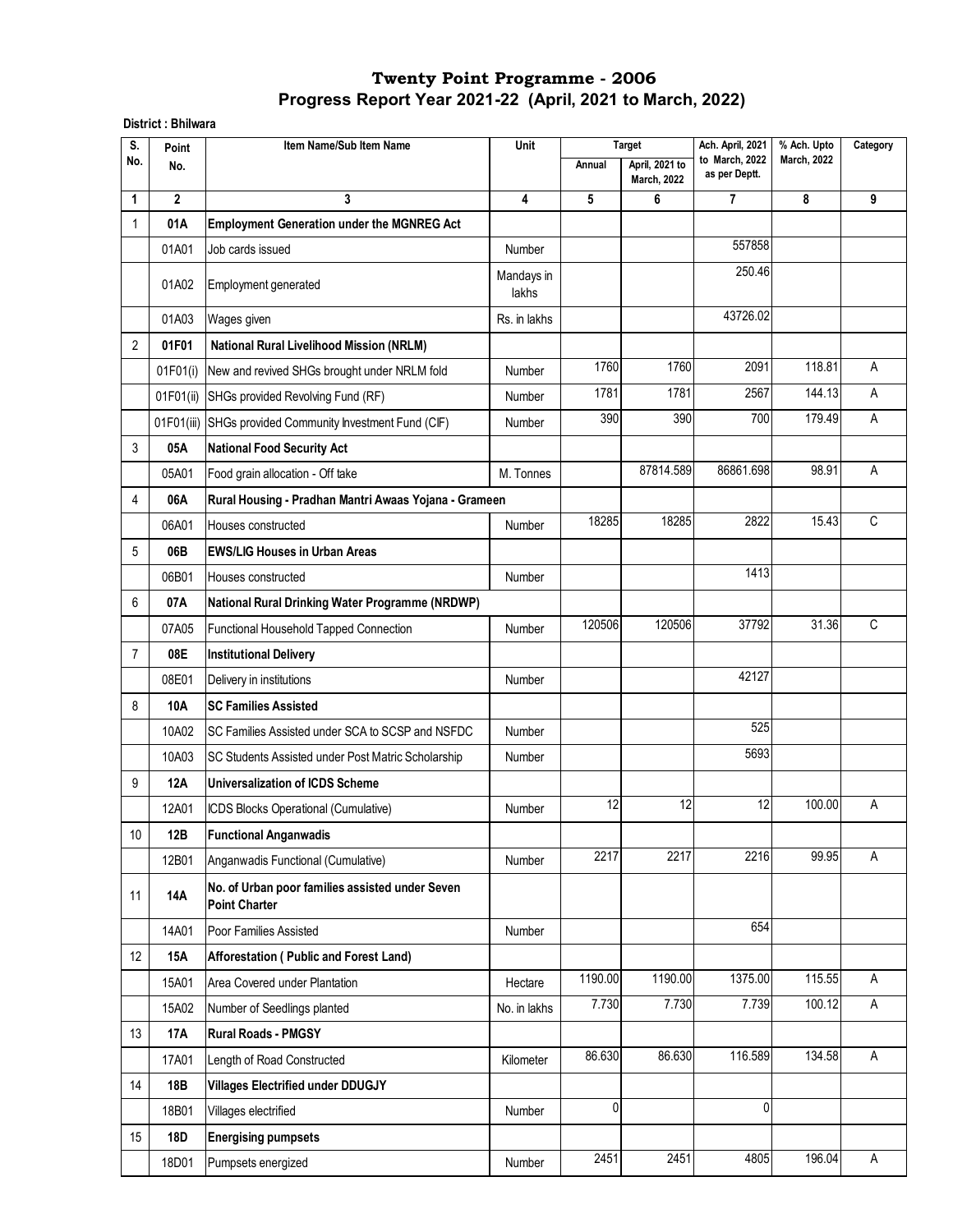# Twenty Point Programme - 2006
## Progress Report Year 2021-22 (April, 2021 to March, 2022)

**District : Bhilwara**

| S. No. | Point No. | Item Name/Sub Item Name | Unit | Target | | Ach. April, 2021 to March, 2022 as per Deptt. | % Ach. Upto March, 2022 | Category |
|---|---|---|---|---|---|---|---|---|
| | | | | Annual | April, 2021 to March, 2022 | | | |
| 1 | 2 | 3 | 4 | 5 | 6 | 7 | 8 | 9 |
| 1 | **01A** | **Employment Generation under the MGNREG Act** | | | | | | |
| | 01A01 | Job cards issued | Number | | | 557858 | | |
| | 01A02 | Employment generated | Mandays in lakhs | | | 250.46 | | |
| | 01A03 | Wages given | Rs. in lakhs | | | 43726.02 | | |
| 2 | **01F01** | **National Rural Livelihood Mission (NRLM)** | | | | | | |
| | 01F01(i) | New and revived SHGs brought under NRLM fold | Number | 1760 | 1760 | 2091 | 118.81 | A |
| | 01F01(ii) | SHGs provided Revolving Fund (RF) | Number | 1781 | 1781 | 2567 | 144.13 | A |
| | 01F01(iii) | SHGs provided Community Investment Fund (CIF) | Number | 390 | 390 | 700 | 179.49 | A |
| 3 | **05A** | **National Food Security Act** | | | | | | |
| | 05A01 | Food grain allocation - Off take | M. Tonnes | | 87814.589 | 86861.698 | 98.91 | A |
| 4 | **06A** | **Rural Housing - Pradhan Mantri Awaas Yojana - Grameen** | | | | | | |
| | 06A01 | Houses constructed | Number | 18285 | 18285 | 2822 | 15.43 | C |
| 5 | **06B** | **EWS/LIG Houses in Urban Areas** | | | | | | |
| | 06B01 | Houses constructed | Number | | | 1413 | | |
| 6 | **07A** | **National Rural Drinking Water Programme (NRDWP)** | | | | | | |
| | 07A05 | Functional Household Tapped Connection | Number | 120506 | 120506 | 37792 | 31.36 | C |
| 7 | **08E** | **Institutional Delivery** | | | | | | |
| | 08E01 | Delivery in institutions | Number | | | 42127 | | |
| 8 | **10A** | **SC Families Assisted** | | | | | | |
| | 10A02 | SC Families Assisted under SCA to SCSP and NSFDC | Number | | | 525 | | |
| | 10A03 | SC Students Assisted under Post Matric Scholarship | Number | | | 5693 | | |
| 9 | **12A** | **Universalization of ICDS Scheme** | | | | | | |
| | 12A01 | ICDS Blocks Operational (Cumulative) | Number | 12 | 12 | 12 | 100.00 | A |
| 10 | **12B** | **Functional Anganwadis** | | | | | | |
| | 12B01 | Anganwadis Functional (Cumulative) | Number | 2217 | 2217 | 2216 | 99.95 | A |
| 11 | **14A** | **No. of Urban poor families assisted under Seven Point Charter** | | | | | | |
| | 14A01 | Poor Families Assisted | Number | | | 654 | | |
| 12 | **15A** | **Afforestation ( Public and Forest Land)** | | | | | | |
| | 15A01 | Area Covered under Plantation | Hectare | 1190.00 | 1190.00 | 1375.00 | 115.55 | A |
| | 15A02 | Number of Seedlings planted | No. in lakhs | 7.730 | 7.730 | 7.739 | 100.12 | A |
| 13 | **17A** | **Rural Roads - PMGSY** | | | | | | |
| | 17A01 | Length of Road Constructed | Kilometer | 86.630 | 86.630 | 116.589 | 134.58 | A |
| 14 | **18B** | **Villages Electrified under DDUGJY** | | | | | | |
| | 18B01 | Villages electrified | Number | 0 | | 0 | | |
| 15 | **18D** | **Energising pumpsets** | | | | | | |
| | 18D01 | Pumpsets energized | Number | 2451 | 2451 | 4805 | 196.04 | A |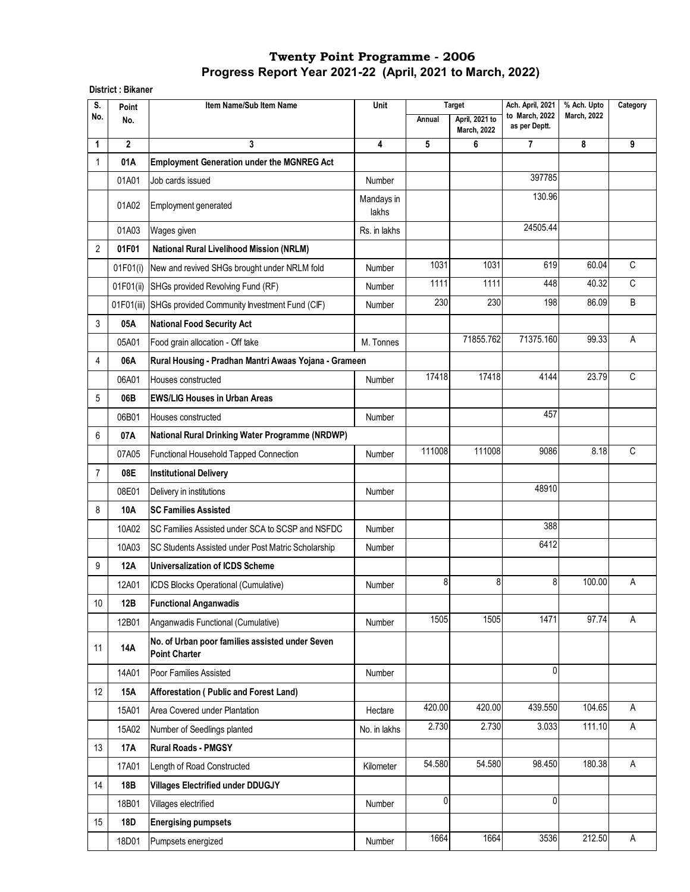# Twenty Point Programme - 2006

## Progress Report Year 2021-22 (April, 2021 to March, 2022)

**District : Bikaner**

| S. No. | Point No. | Item Name/Sub Item Name | Unit | Target | | Ach. April, 2021 to March, 2022 as per Deptt. | % Ach. Upto March, 2022 | Category |
|---|---|---|---|---|---|---|---|---|
| | | | | Annual | April, 2021 to March, 2022 | | | |
| 1 | 2 | 3 | 4 | 5 | 6 | 7 | 8 | 9 |
| 1 | **01A** | **Employment Generation under the MGNREG Act** | | | | | | |
| | 01A01 | Job cards issued | Number | | | 397785 | | |
| | 01A02 | Employment generated | Mandays in lakhs | | | 130.96 | | |
| | 01A03 | Wages given | Rs. in lakhs | | | 24505.44 | | |
| 2 | **01F01** | **National Rural Livelihood Mission (NRLM)** | | | | | | |
| | 01F01(i) | New and revived SHGs brought under NRLM fold | Number | 1031 | 1031 | 619 | 60.04 | C |
| | 01F01(ii) | SHGs provided Revolving Fund (RF) | Number | 1111 | 1111 | 448 | 40.32 | C |
| | 01F01(iii) | SHGs provided Community Investment Fund (CIF) | Number | 230 | 230 | 198 | 86.09 | B |
| 3 | **05A** | **National Food Security Act** | | | | | | |
| | 05A01 | Food grain allocation - Off take | M. Tonnes | | 71855.762 | 71375.160 | 99.33 | A |
| 4 | **06A** | **Rural Housing - Pradhan Mantri Awaas Yojana - Grameen** | | | | | | |
| | 06A01 | Houses constructed | Number | 17418 | 17418 | 4144 | 23.79 | C |
| 5 | **06B** | **EWS/LIG Houses in Urban Areas** | | | | | | |
| | 06B01 | Houses constructed | Number | | | 457 | | |
| 6 | **07A** | **National Rural Drinking Water Programme (NRDWP)** | | | | | | |
| | 07A05 | Functional Household Tapped Connection | Number | 111008 | 111008 | 9086 | 8.18 | C |
| 7 | **08E** | **Institutional Delivery** | | | | | | |
| | 08E01 | Delivery in institutions | Number | | | 48910 | | |
| 8 | **10A** | **SC Families Assisted** | | | | | | |
| | 10A02 | SC Families Assisted under SCA to SCSP and NSFDC | Number | | | 388 | | |
| | 10A03 | SC Students Assisted under Post Matric Scholarship | Number | | | 6412 | | |
| 9 | **12A** | **Universalization of ICDS Scheme** | | | | | | |
| | 12A01 | ICDS Blocks Operational (Cumulative) | Number | 8 | 8 | 8 | 100.00 | A |
| 10 | **12B** | **Functional Anganwadis** | | | | | | |
| | 12B01 | Anganwadis Functional (Cumulative) | Number | 1505 | 1505 | 1471 | 97.74 | A |
| 11 | **14A** | **No. of Urban poor families assisted under Seven Point Charter** | | | | | | |
| | 14A01 | Poor Families Assisted | Number | | | 0 | | |
| 12 | **15A** | **Afforestation ( Public and Forest Land)** | | | | | | |
| | 15A01 | Area Covered under Plantation | Hectare | 420.00 | 420.00 | 439.550 | 104.65 | A |
| | 15A02 | Number of Seedlings planted | No. in lakhs | 2.730 | 2.730 | 3.033 | 111.10 | A |
| 13 | **17A** | **Rural Roads - PMGSY** | | | | | | |
| | 17A01 | Length of Road Constructed | Kilometer | 54.580 | 54.580 | 98.450 | 180.38 | A |
| 14 | **18B** | **Villages Electrified under DDUGJY** | | | | | | |
| | 18B01 | Villages electrified | Number | 0 | | 0 | | |
| 15 | **18D** | **Energising pumpsets** | | | | | | |
| | 18D01 | Pumpsets energized | Number | 1664 | 1664 | 3536 | 212.50 | A |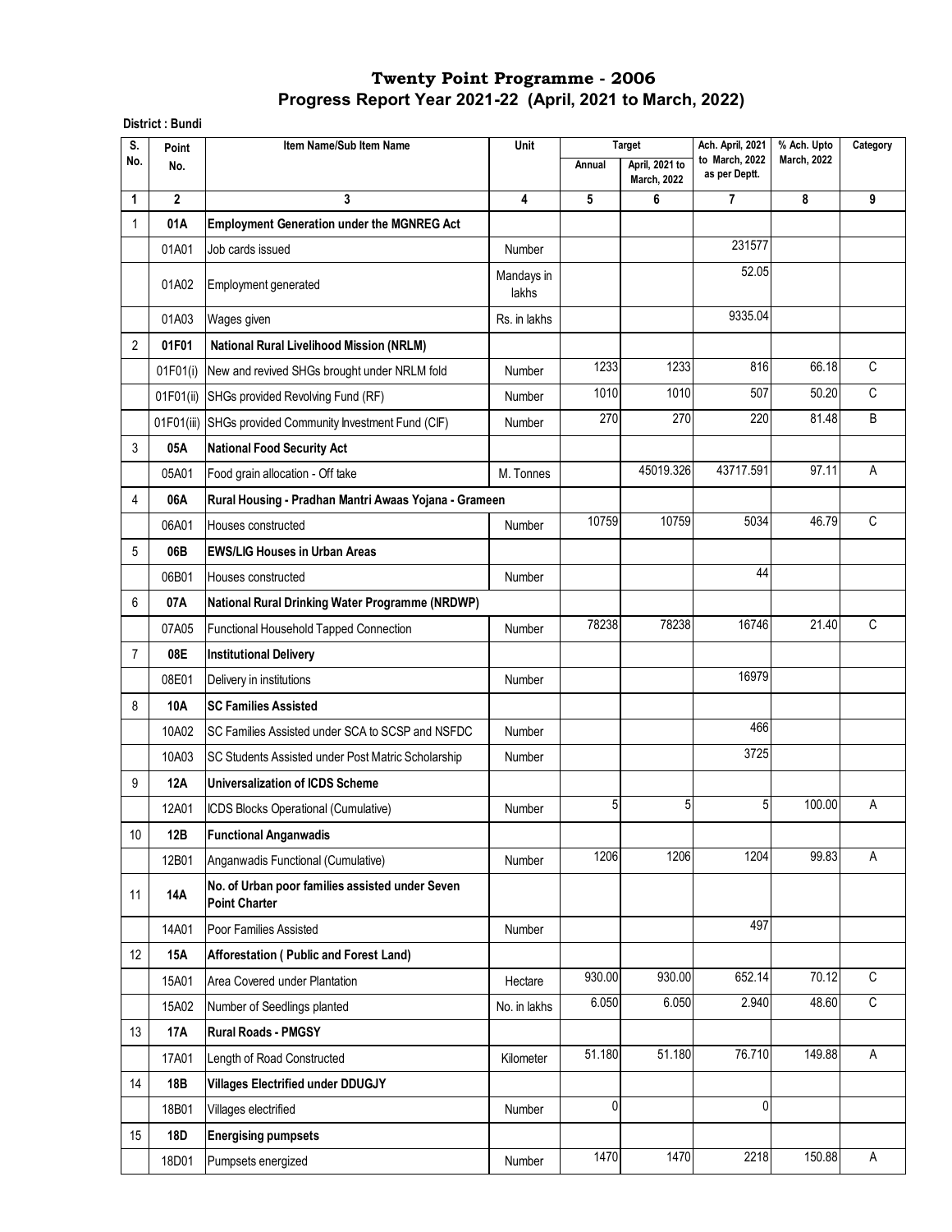# Twenty Point Programme - 2006
## Progress Report Year 2021-22 (April, 2021 to March, 2022)

**District : Bundi**

| S. No. | Point No. | Item Name/Sub Item Name | Unit | Target | | Ach. April, 2021 to March, 2022 as per Deptt. | % Ach. Upto March, 2022 | Category |
|---|---|---|---|---|---|---|---|---|
| | | | | Annual | April, 2021 to March, 2022 | | | |
| 1 | 2 | 3 | 4 | 5 | 6 | 7 | 8 | 9 |
| 1 | **01A** | **Employment Generation under the MGNREG Act** | | | | | | |
| | 01A01 | Job cards issued | Number | | | 231577 | | |
| | 01A02 | Employment generated | Mandays in lakhs | | | 52.05 | | |
| | 01A03 | Wages given | Rs. in lakhs | | | 9335.04 | | |
| 2 | **01F01** | **National Rural Livelihood Mission (NRLM)** | | | | | | |
| | 01F01(i) | New and revived SHGs brought under NRLM fold | Number | 1233 | 1233 | 816 | 66.18 | C |
| | 01F01(ii) | SHGs provided Revolving Fund (RF) | Number | 1010 | 1010 | 507 | 50.20 | C |
| | 01F01(iii) | SHGs provided Community Investment Fund (CIF) | Number | 270 | 270 | 220 | 81.48 | B |
| 3 | **05A** | **National Food Security Act** | | | | | | |
| | 05A01 | Food grain allocation - Off take | M. Tonnes | | 45019.326 | 43717.591 | 97.11 | A |
| 4 | **06A** | **Rural Housing - Pradhan Mantri Awaas Yojana - Grameen** | | | | | | |
| | 06A01 | Houses constructed | Number | 10759 | 10759 | 5034 | 46.79 | C |
| 5 | **06B** | **EWS/LIG Houses in Urban Areas** | | | | | | |
| | 06B01 | Houses constructed | Number | | | 44 | | |
| 6 | **07A** | **National Rural Drinking Water Programme (NRDWP)** | | | | | | |
| | 07A05 | Functional Household Tapped Connection | Number | 78238 | 78238 | 16746 | 21.40 | C |
| 7 | **08E** | **Institutional Delivery** | | | | | | |
| | 08E01 | Delivery in institutions | Number | | | 16979 | | |
| 8 | **10A** | **SC Families Assisted** | | | | | | |
| | 10A02 | SC Families Assisted under SCA to SCSP and NSFDC | Number | | | 466 | | |
| | 10A03 | SC Students Assisted under Post Matric Scholarship | Number | | | 3725 | | |
| 9 | **12A** | **Universalization of ICDS Scheme** | | | | | | |
| | 12A01 | ICDS Blocks Operational (Cumulative) | Number | 5 | 5 | 5 | 100.00 | A |
| 10 | **12B** | **Functional Anganwadis** | | | | | | |
| | 12B01 | Anganwadis Functional (Cumulative) | Number | 1206 | 1206 | 1204 | 99.83 | A |
| 11 | **14A** | **No. of Urban poor families assisted under Seven Point Charter** | | | | | | |
| | 14A01 | Poor Families Assisted | Number | | | 497 | | |
| 12 | **15A** | **Afforestation ( Public and Forest Land)** | | | | | | |
| | 15A01 | Area Covered under Plantation | Hectare | 930.00 | 930.00 | 652.14 | 70.12 | C |
| | 15A02 | Number of Seedlings planted | No. in lakhs | 6.050 | 6.050 | 2.940 | 48.60 | C |
| 13 | **17A** | **Rural Roads - PMGSY** | | | | | | |
| | 17A01 | Length of Road Constructed | Kilometer | 51.180 | 51.180 | 76.710 | 149.88 | A |
| 14 | **18B** | **Villages Electrified under DDUGJY** | | | | | | |
| | 18B01 | Villages electrified | Number | 0 | | 0 | | |
| 15 | **18D** | **Energising pumpsets** | | | | | | |
| | 18D01 | Pumpsets energized | Number | 1470 | 1470 | 2218 | 150.88 | A |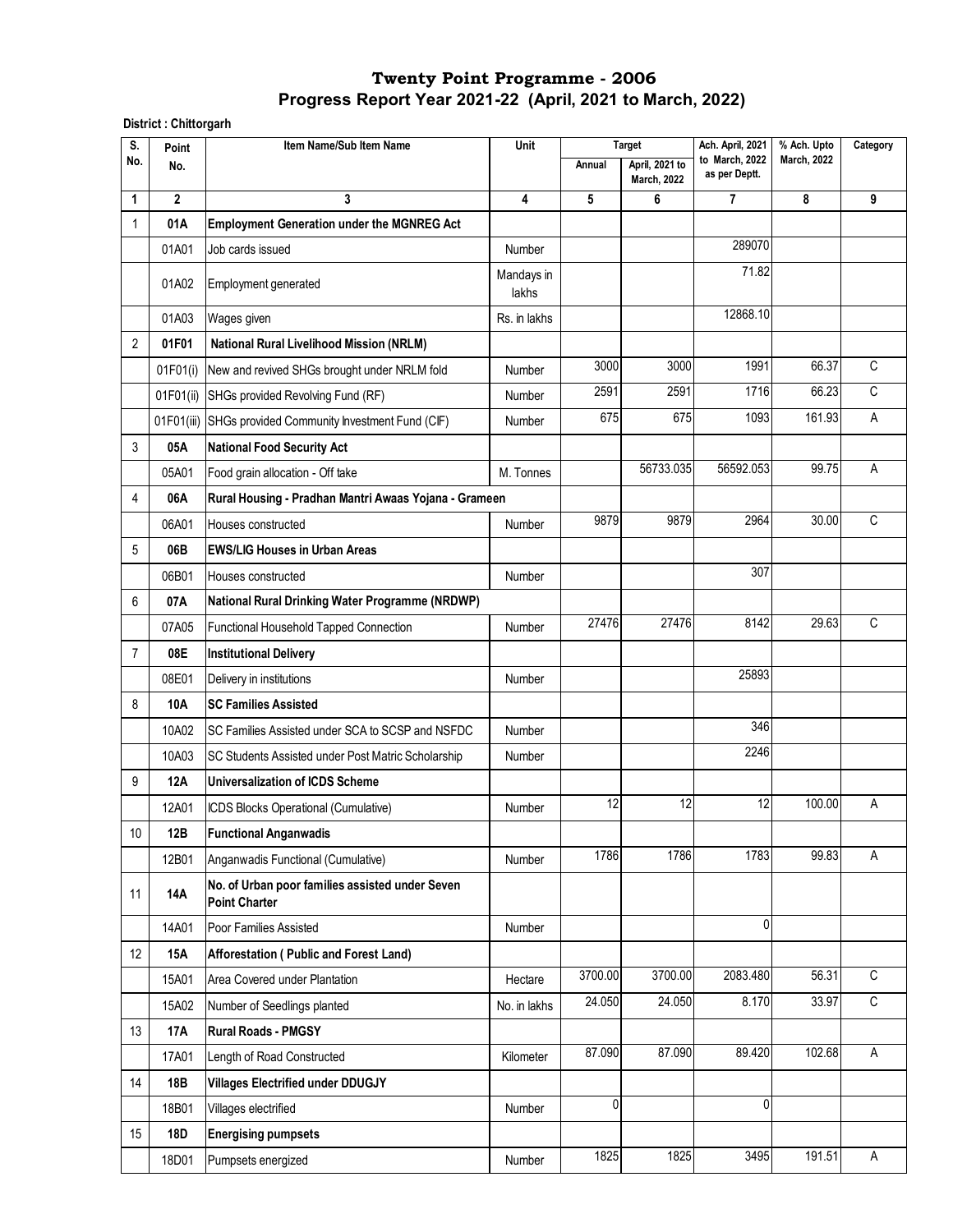# Twenty Point Programme - 2006

## Progress Report Year 2021-22 (April, 2021 to March, 2022)

**District : Chittorgarh**

| S. No. | Point No. | Item Name/Sub Item Name | Unit | Target | | Ach. April, 2021 to March, 2022 as per Deptt. | % Ach. Upto March, 2022 | Category |
|---|---|---|---|---|---|---|---|---|
| | | | | Annual | April, 2021 to March, 2022 | | | |
| 1 | 2 | 3 | 4 | 5 | 6 | 7 | 8 | 9 |
| 1 | **01A** | **Employment Generation under the MGNREG Act** | | | | | | |
| | 01A01 | Job cards issued | Number | | | 289070 | | |
| | 01A02 | Employment generated | Mandays in lakhs | | | 71.82 | | |
| | 01A03 | Wages given | Rs. in lakhs | | | 12868.10 | | |
| 2 | **01F01** | **National Rural Livelihood Mission (NRLM)** | | | | | | |
| | 01F01(i) | New and revived SHGs brought under NRLM fold | Number | 3000 | 3000 | 1991 | 66.37 | C |
| | 01F01(ii) | SHGs provided Revolving Fund (RF) | Number | 2591 | 2591 | 1716 | 66.23 | C |
| | 01F01(iii) | SHGs provided Community Investment Fund (CIF) | Number | 675 | 675 | 1093 | 161.93 | A |
| 3 | **05A** | **National Food Security Act** | | | | | | |
| | 05A01 | Food grain allocation - Off take | M. Tonnes | | 56733.035 | 56592.053 | 99.75 | A |
| 4 | **06A** | **Rural Housing - Pradhan Mantri Awaas Yojana - Grameen** | | | | | | |
| | 06A01 | Houses constructed | Number | 9879 | 9879 | 2964 | 30.00 | C |
| 5 | **06B** | **EWS/LIG Houses in Urban Areas** | | | | | | |
| | 06B01 | Houses constructed | Number | | | 307 | | |
| 6 | **07A** | **National Rural Drinking Water Programme (NRDWP)** | | | | | | |
| | 07A05 | Functional Household Tapped Connection | Number | 27476 | 27476 | 8142 | 29.63 | C |
| 7 | **08E** | **Institutional Delivery** | | | | | | |
| | 08E01 | Delivery in institutions | Number | | | 25893 | | |
| 8 | **10A** | **SC Families Assisted** | | | | | | |
| | 10A02 | SC Families Assisted under SCA to SCSP and NSFDC | Number | | | 346 | | |
| | 10A03 | SC Students Assisted under Post Matric Scholarship | Number | | | 2246 | | |
| 9 | **12A** | **Universalization of ICDS Scheme** | | | | | | |
| | 12A01 | ICDS Blocks Operational (Cumulative) | Number | 12 | 12 | 12 | 100.00 | A |
| 10 | **12B** | **Functional Anganwadis** | | | | | | |
| | 12B01 | Anganwadis Functional (Cumulative) | Number | 1786 | 1786 | 1783 | 99.83 | A |
| 11 | **14A** | **No. of Urban poor families assisted under Seven Point Charter** | | | | | | |
| | 14A01 | Poor Families Assisted | Number | | | 0 | | |
| 12 | **15A** | **Afforestation ( Public and Forest Land)** | | | | | | |
| | 15A01 | Area Covered under Plantation | Hectare | 3700.00 | 3700.00 | 2083.480 | 56.31 | C |
| | 15A02 | Number of Seedlings planted | No. in lakhs | 24.050 | 24.050 | 8.170 | 33.97 | C |
| 13 | **17A** | **Rural Roads - PMGSY** | | | | | | |
| | 17A01 | Length of Road Constructed | Kilometer | 87.090 | 87.090 | 89.420 | 102.68 | A |
| 14 | **18B** | **Villages Electrified under DDUGJY** | | | | | | |
| | 18B01 | Villages electrified | Number | 0 | | 0 | | |
| 15 | **18D** | **Energising pumpsets** | | | | | | |
| | 18D01 | Pumpsets energized | Number | 1825 | 1825 | 3495 | 191.51 | A |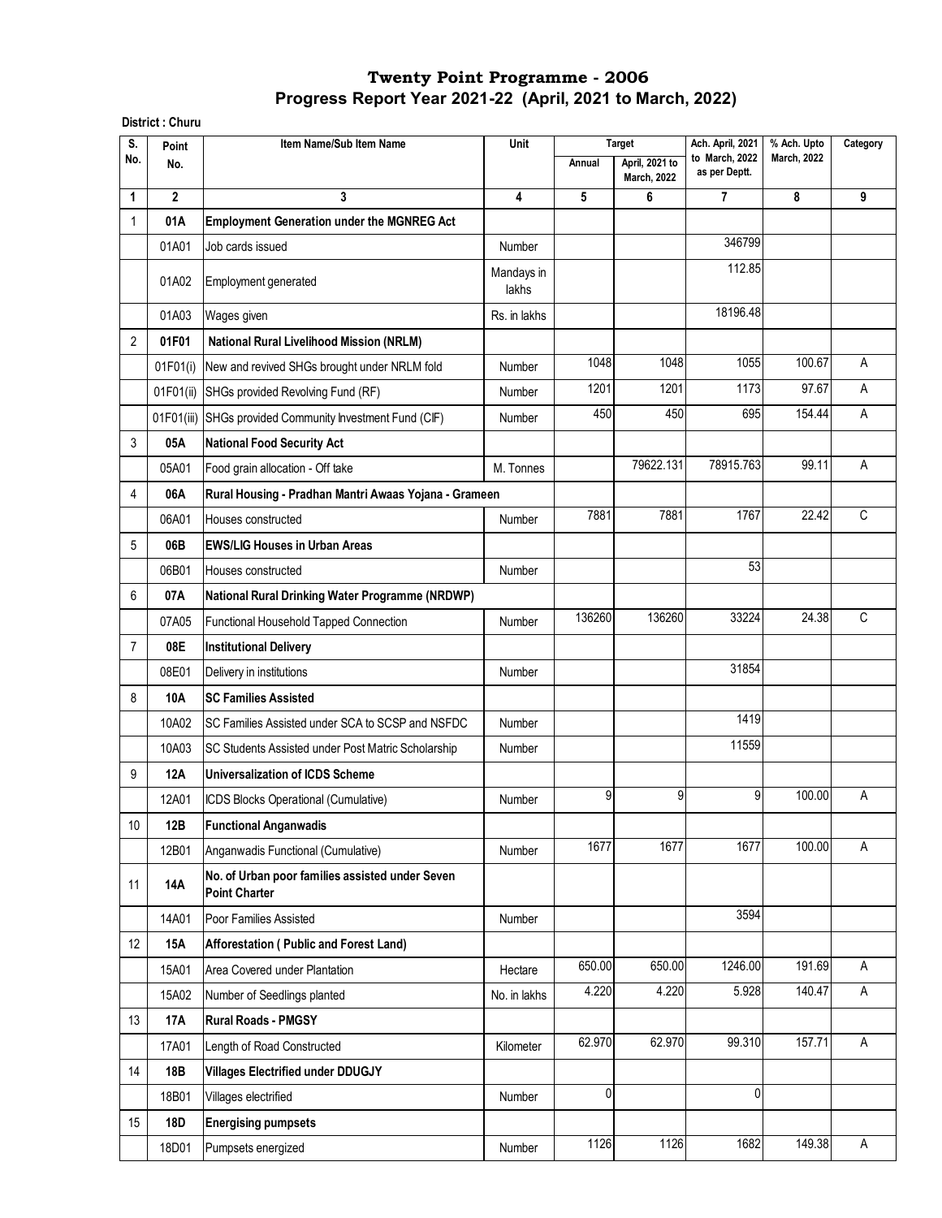# Twenty Point Programme - 2006
## Progress Report Year 2021-22 (April, 2021 to March, 2022)

**District : Churu**

| S. No. | Point No. | Item Name/Sub Item Name | Unit | Target | | Ach. April, 2021 to March, 2022 as per Deptt. | % Ach. Upto March, 2022 | Category |
|---|---|---|---|---|---|---|---|---|
| | | | | Annual | April, 2021 to March, 2022 | | | |
| 1 | 2 | 3 | 4 | 5 | 6 | 7 | 8 | 9 |
| 1 | **01A** | **Employment Generation under the MGNREG Act** | | | | | | |
| | 01A01 | Job cards issued | Number | | | 346799 | | |
| | 01A02 | Employment generated | Mandays in lakhs | | | 112.85 | | |
| | 01A03 | Wages given | Rs. in lakhs | | | 18196.48 | | |
| 2 | **01F01** | **National Rural Livelihood Mission (NRLM)** | | | | | | |
| | 01F01(i) | New and revived SHGs brought under NRLM fold | Number | 1048 | 1048 | 1055 | 100.67 | A |
| | 01F01(ii) | SHGs provided Revolving Fund (RF) | Number | 1201 | 1201 | 1173 | 97.67 | A |
| | 01F01(iii) | SHGs provided Community Investment Fund (CIF) | Number | 450 | 450 | 695 | 154.44 | A |
| 3 | **05A** | **National Food Security Act** | | | | | | |
| | 05A01 | Food grain allocation - Off take | M. Tonnes | | 79622.131 | 78915.763 | 99.11 | A |
| 4 | **06A** | **Rural Housing - Pradhan Mantri Awaas Yojana - Grameen** | | | | | | |
| | 06A01 | Houses constructed | Number | 7881 | 7881 | 1767 | 22.42 | C |
| 5 | **06B** | **EWS/LIG Houses in Urban Areas** | | | | | | |
| | 06B01 | Houses constructed | Number | | | 53 | | |
| 6 | **07A** | **National Rural Drinking Water Programme (NRDWP)** | | | | | | |
| | 07A05 | Functional Household Tapped Connection | Number | 136260 | 136260 | 33224 | 24.38 | C |
| 7 | **08E** | **Institutional Delivery** | | | | | | |
| | 08E01 | Delivery in institutions | Number | | | 31854 | | |
| 8 | **10A** | **SC Families Assisted** | | | | | | |
| | 10A02 | SC Families Assisted under SCA to SCSP and NSFDC | Number | | | 1419 | | |
| | 10A03 | SC Students Assisted under Post Matric Scholarship | Number | | | 11559 | | |
| 9 | **12A** | **Universalization of ICDS Scheme** | | | | | | |
| | 12A01 | ICDS Blocks Operational (Cumulative) | Number | 9 | 9 | 9 | 100.00 | A |
| 10 | **12B** | **Functional Anganwadis** | | | | | | |
| | 12B01 | Anganwadis Functional (Cumulative) | Number | 1677 | 1677 | 1677 | 100.00 | A |
| 11 | **14A** | **No. of Urban poor families assisted under Seven Point Charter** | | | | | | |
| | 14A01 | Poor Families Assisted | Number | | | 3594 | | |
| 12 | **15A** | **Afforestation ( Public and Forest Land)** | | | | | | |
| | 15A01 | Area Covered under Plantation | Hectare | 650.00 | 650.00 | 1246.00 | 191.69 | A |
| | 15A02 | Number of Seedlings planted | No. in lakhs | 4.220 | 4.220 | 5.928 | 140.47 | A |
| 13 | **17A** | **Rural Roads - PMGSY** | | | | | | |
| | 17A01 | Length of Road Constructed | Kilometer | 62.970 | 62.970 | 99.310 | 157.71 | A |
| 14 | **18B** | **Villages Electrified under DDUGJY** | | | | | | |
| | 18B01 | Villages electrified | Number | 0 | | 0 | | |
| 15 | **18D** | **Energising pumpsets** | | | | | | |
| | 18D01 | Pumpsets energized | Number | 1126 | 1126 | 1682 | 149.38 | A |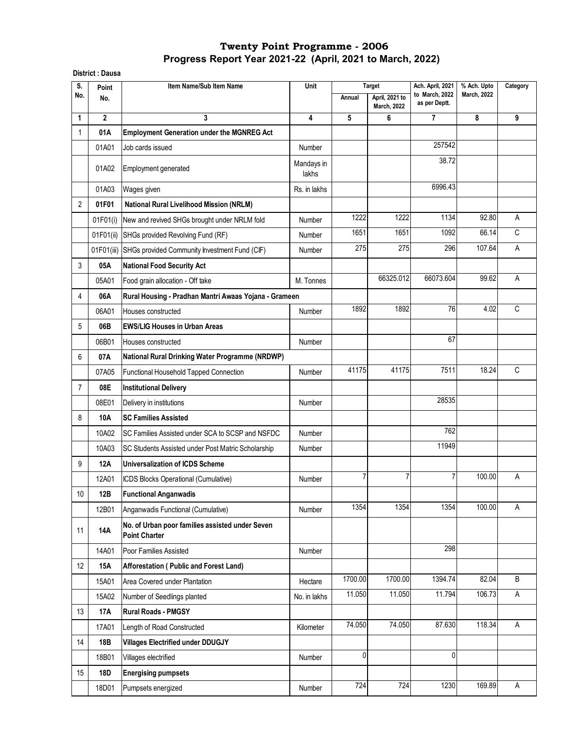# Twenty Point Programme - 2006
## Progress Report Year 2021-22 (April, 2021 to March, 2022)

**District : Dausa**

| S. No. | Point No. | Item Name/Sub Item Name | Unit | Target | | Ach. April, 2021 to March, 2022 as per Deptt. | % Ach. Upto March, 2022 | Category |
|---|---|---|---|---|---|---|---|---|
| | | | | Annual | April, 2021 to March, 2022 | | | |
| 1 | 2 | 3 | 4 | 5 | 6 | 7 | 8 | 9 |
| 1 | **01A** | **Employment Generation under the MGNREG Act** | | | | | | |
| | 01A01 | Job cards issued | Number | | | 257542 | | |
| | 01A02 | Employment generated | Mandays in lakhs | | | 38.72 | | |
| | 01A03 | Wages given | Rs. in lakhs | | | 6996.43 | | |
| 2 | **01F01** | **National Rural Livelihood Mission (NRLM)** | | | | | | |
| | 01F01(i) | New and revived SHGs brought under NRLM fold | Number | 1222 | 1222 | 1134 | 92.80 | A |
| | 01F01(ii) | SHGs provided Revolving Fund (RF) | Number | 1651 | 1651 | 1092 | 66.14 | C |
| | 01F01(iii) | SHGs provided Community Investment Fund (CIF) | Number | 275 | 275 | 296 | 107.64 | A |
| 3 | **05A** | **National Food Security Act** | | | | | | |
| | 05A01 | Food grain allocation - Off take | M. Tonnes | | 66325.012 | 66073.604 | 99.62 | A |
| 4 | **06A** | **Rural Housing - Pradhan Mantri Awaas Yojana - Grameen** | | | | | | |
| | 06A01 | Houses constructed | Number | 1892 | 1892 | 76 | 4.02 | C |
| 5 | **06B** | **EWS/LIG Houses in Urban Areas** | | | | | | |
| | 06B01 | Houses constructed | Number | | | 67 | | |
| 6 | **07A** | **National Rural Drinking Water Programme (NRDWP)** | | | | | | |
| | 07A05 | Functional Household Tapped Connection | Number | 41175 | 41175 | 7511 | 18.24 | C |
| 7 | **08E** | **Institutional Delivery** | | | | | | |
| | 08E01 | Delivery in institutions | Number | | | 28535 | | |
| 8 | **10A** | **SC Families Assisted** | | | | | | |
| | 10A02 | SC Families Assisted under SCA to SCSP and NSFDC | Number | | | 762 | | |
| | 10A03 | SC Students Assisted under Post Matric Scholarship | Number | | | 11949 | | |
| 9 | **12A** | **Universalization of ICDS Scheme** | | | | | | |
| | 12A01 | ICDS Blocks Operational (Cumulative) | Number | 7 | 7 | 7 | 100.00 | A |
| 10 | **12B** | **Functional Anganwadis** | | | | | | |
| | 12B01 | Anganwadis Functional (Cumulative) | Number | 1354 | 1354 | 1354 | 100.00 | A |
| 11 | **14A** | **No. of Urban poor families assisted under Seven Point Charter** | | | | | | |
| | 14A01 | Poor Families Assisted | Number | | | 298 | | |
| 12 | **15A** | **Afforestation ( Public and Forest Land)** | | | | | | |
| | 15A01 | Area Covered under Plantation | Hectare | 1700.00 | 1700.00 | 1394.74 | 82.04 | B |
| | 15A02 | Number of Seedlings planted | No. in lakhs | 11.050 | 11.050 | 11.794 | 106.73 | A |
| 13 | **17A** | **Rural Roads - PMGSY** | | | | | | |
| | 17A01 | Length of Road Constructed | Kilometer | 74.050 | 74.050 | 87.630 | 118.34 | A |
| 14 | **18B** | **Villages Electrified under DDUGJY** | | | | | | |
| | 18B01 | Villages electrified | Number | 0 | | 0 | | |
| 15 | **18D** | **Energising pumpsets** | | | | | | |
| | 18D01 | Pumpsets energized | Number | 724 | 724 | 1230 | 169.89 | A |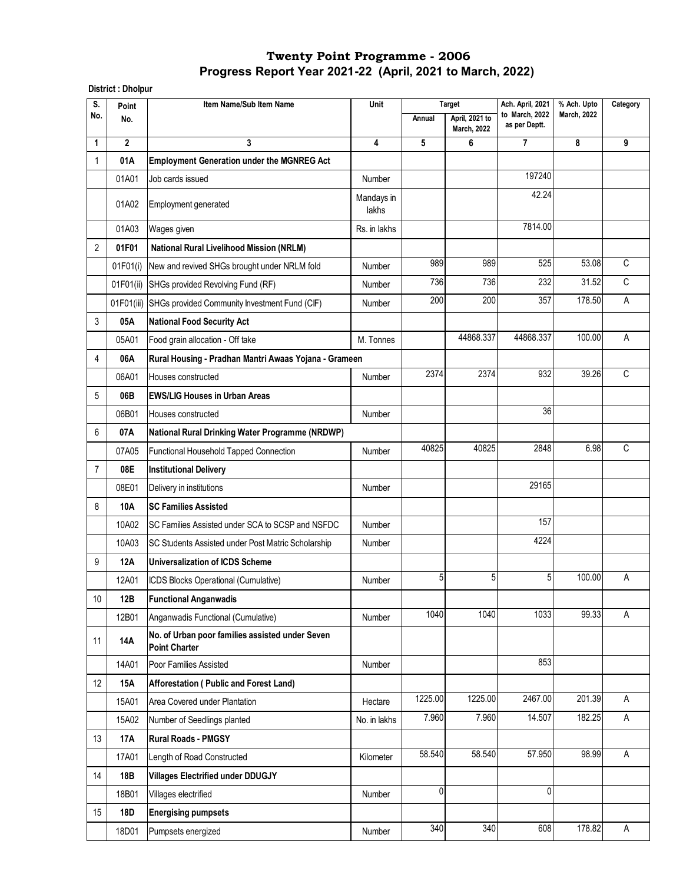# Twenty Point Programme - 2006
## Progress Report Year 2021-22 (April, 2021 to March, 2022)

**District : Dholpur**

| S. No. | Point No. | Item Name/Sub Item Name | Unit | Target | | Ach. April, 2021 to March, 2022 as per Deptt. | % Ach. Upto March, 2022 | Category |
|---|---|---|---|---|---|---|---|---|
| | | | | Annual | April, 2021 to March, 2022 | | | |
| 1 | 2 | 3 | 4 | 5 | 6 | 7 | 8 | 9 |
| 1 | **01A** | **Employment Generation under the MGNREG Act** | | | | | | |
| | 01A01 | Job cards issued | Number | | | 197240 | | |
| | 01A02 | Employment generated | Mandays in lakhs | | | 42.24 | | |
| | 01A03 | Wages given | Rs. in lakhs | | | 7814.00 | | |
| 2 | **01F01** | **National Rural Livelihood Mission (NRLM)** | | | | | | |
| | 01F01(i) | New and revived SHGs brought under NRLM fold | Number | 989 | 989 | 525 | 53.08 | C |
| | 01F01(ii) | SHGs provided Revolving Fund (RF) | Number | 736 | 736 | 232 | 31.52 | C |
| | 01F01(iii) | SHGs provided Community Investment Fund (CIF) | Number | 200 | 200 | 357 | 178.50 | A |
| 3 | **05A** | **National Food Security Act** | | | | | | |
| | 05A01 | Food grain allocation - Off take | M. Tonnes | | 44868.337 | 44868.337 | 100.00 | A |
| 4 | **06A** | **Rural Housing - Pradhan Mantri Awaas Yojana - Grameen** | | | | | | |
| | 06A01 | Houses constructed | Number | 2374 | 2374 | 932 | 39.26 | C |
| 5 | **06B** | **EWS/LIG Houses in Urban Areas** | | | | | | |
| | 06B01 | Houses constructed | Number | | | 36 | | |
| 6 | **07A** | **National Rural Drinking Water Programme (NRDWP)** | | | | | | |
| | 07A05 | Functional Household Tapped Connection | Number | 40825 | 40825 | 2848 | 6.98 | C |
| 7 | **08E** | **Institutional Delivery** | | | | | | |
| | 08E01 | Delivery in institutions | Number | | | 29165 | | |
| 8 | **10A** | **SC Families Assisted** | | | | | | |
| | 10A02 | SC Families Assisted under SCA to SCSP and NSFDC | Number | | | 157 | | |
| | 10A03 | SC Students Assisted under Post Matric Scholarship | Number | | | 4224 | | |
| 9 | **12A** | **Universalization of ICDS Scheme** | | | | | | |
| | 12A01 | ICDS Blocks Operational (Cumulative) | Number | 5 | 5 | 5 | 100.00 | A |
| 10 | **12B** | **Functional Anganwadis** | | | | | | |
| | 12B01 | Anganwadis Functional (Cumulative) | Number | 1040 | 1040 | 1033 | 99.33 | A |
| 11 | **14A** | **No. of Urban poor families assisted under Seven Point Charter** | | | | | | |
| | 14A01 | Poor Families Assisted | Number | | | 853 | | |
| 12 | **15A** | **Afforestation ( Public and Forest Land)** | | | | | | |
| | 15A01 | Area Covered under Plantation | Hectare | 1225.00 | 1225.00 | 2467.00 | 201.39 | A |
| | 15A02 | Number of Seedlings planted | No. in lakhs | 7.960 | 7.960 | 14.507 | 182.25 | A |
| 13 | **17A** | **Rural Roads - PMGSY** | | | | | | |
| | 17A01 | Length of Road Constructed | Kilometer | 58.540 | 58.540 | 57.950 | 98.99 | A |
| 14 | **18B** | **Villages Electrified under DDUGJY** | | | | | | |
| | 18B01 | Villages electrified | Number | 0 | | 0 | | |
| 15 | **18D** | **Energising pumpsets** | | | | | | |
| | 18D01 | Pumpsets energized | Number | 340 | 340 | 608 | 178.82 | A |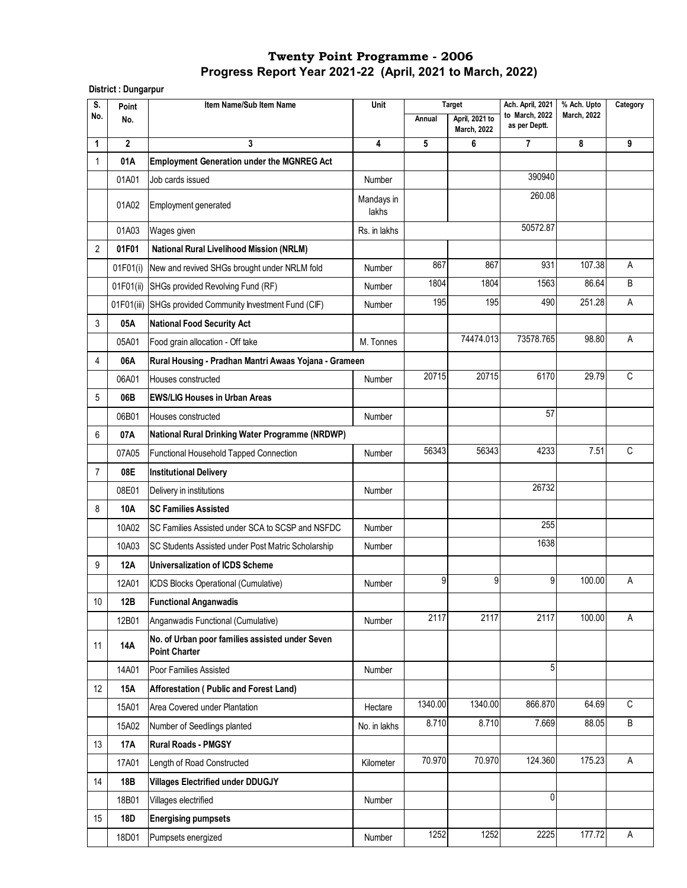# Twenty Point Programme - 2006

## Progress Report Year 2021-22 (April, 2021 to March, 2022)

**District : Dungarpur**

| S. No. | Point No. | Item Name/Sub Item Name | Unit | Target | | Ach. April, 2021 to March, 2022 as per Deptt. | % Ach. Upto March, 2022 | Category |
|---|---|---|---|---|---|---|---|---|
| | | | | Annual | April, 2021 to March, 2022 | | | |
| 1 | 2 | 3 | 4 | 5 | 6 | 7 | 8 | 9 |
| 1 | **01A** | **Employment Generation under the MGNREG Act** | | | | | | |
| | 01A01 | Job cards issued | Number | | | 390940 | | |
| | 01A02 | Employment generated | Mandays in lakhs | | | 260.08 | | |
| | 01A03 | Wages given | Rs. in lakhs | | | 50572.87 | | |
| 2 | **01F01** | **National Rural Livelihood Mission (NRLM)** | | | | | | |
| | 01F01(i) | New and revived SHGs brought under NRLM fold | Number | 867 | 867 | 931 | 107.38 | A |
| | 01F01(ii) | SHGs provided Revolving Fund (RF) | Number | 1804 | 1804 | 1563 | 86.64 | B |
| | 01F01(iii) | SHGs provided Community Investment Fund (CIF) | Number | 195 | 195 | 490 | 251.28 | A |
| 3 | **05A** | **National Food Security Act** | | | | | | |
| | 05A01 | Food grain allocation - Off take | M. Tonnes | | 74474.013 | 73578.765 | 98.80 | A |
| 4 | **06A** | **Rural Housing - Pradhan Mantri Awaas Yojana - Grameen** | | | | | | |
| | 06A01 | Houses constructed | Number | 20715 | 20715 | 6170 | 29.79 | C |
| 5 | **06B** | **EWS/LIG Houses in Urban Areas** | | | | | | |
| | 06B01 | Houses constructed | Number | | | 57 | | |
| 6 | **07A** | **National Rural Drinking Water Programme (NRDWP)** | | | | | | |
| | 07A05 | Functional Household Tapped Connection | Number | 56343 | 56343 | 4233 | 7.51 | C |
| 7 | **08E** | **Institutional Delivery** | | | | | | |
| | 08E01 | Delivery in institutions | Number | | | 26732 | | |
| 8 | **10A** | **SC Families Assisted** | | | | | | |
| | 10A02 | SC Families Assisted under SCA to SCSP and NSFDC | Number | | | 255 | | |
| | 10A03 | SC Students Assisted under Post Matric Scholarship | Number | | | 1638 | | |
| 9 | **12A** | **Universalization of ICDS Scheme** | | | | | | |
| | 12A01 | ICDS Blocks Operational (Cumulative) | Number | 9 | 9 | 9 | 100.00 | A |
| 10 | **12B** | **Functional Anganwadis** | | | | | | |
| | 12B01 | Anganwadis Functional (Cumulative) | Number | 2117 | 2117 | 2117 | 100.00 | A |
| 11 | **14A** | **No. of Urban poor families assisted under Seven Point Charter** | | | | | | |
| | 14A01 | Poor Families Assisted | Number | | | 5 | | |
| 12 | **15A** | **Afforestation ( Public and Forest Land)** | | | | | | |
| | 15A01 | Area Covered under Plantation | Hectare | 1340.00 | 1340.00 | 866.870 | 64.69 | C |
| | 15A02 | Number of Seedlings planted | No. in lakhs | 8.710 | 8.710 | 7.669 | 88.05 | B |
| 13 | **17A** | **Rural Roads - PMGSY** | | | | | | |
| | 17A01 | Length of Road Constructed | Kilometer | 70.970 | 70.970 | 124.360 | 175.23 | A |
| 14 | **18B** | **Villages Electrified under DDUGJY** | | | | | | |
| | 18B01 | Villages electrified | Number | | | 0 | | |
| 15 | **18D** | **Energising pumpsets** | | | | | | |
| | 18D01 | Pumpsets energized | Number | 1252 | 1252 | 2225 | 177.72 | A |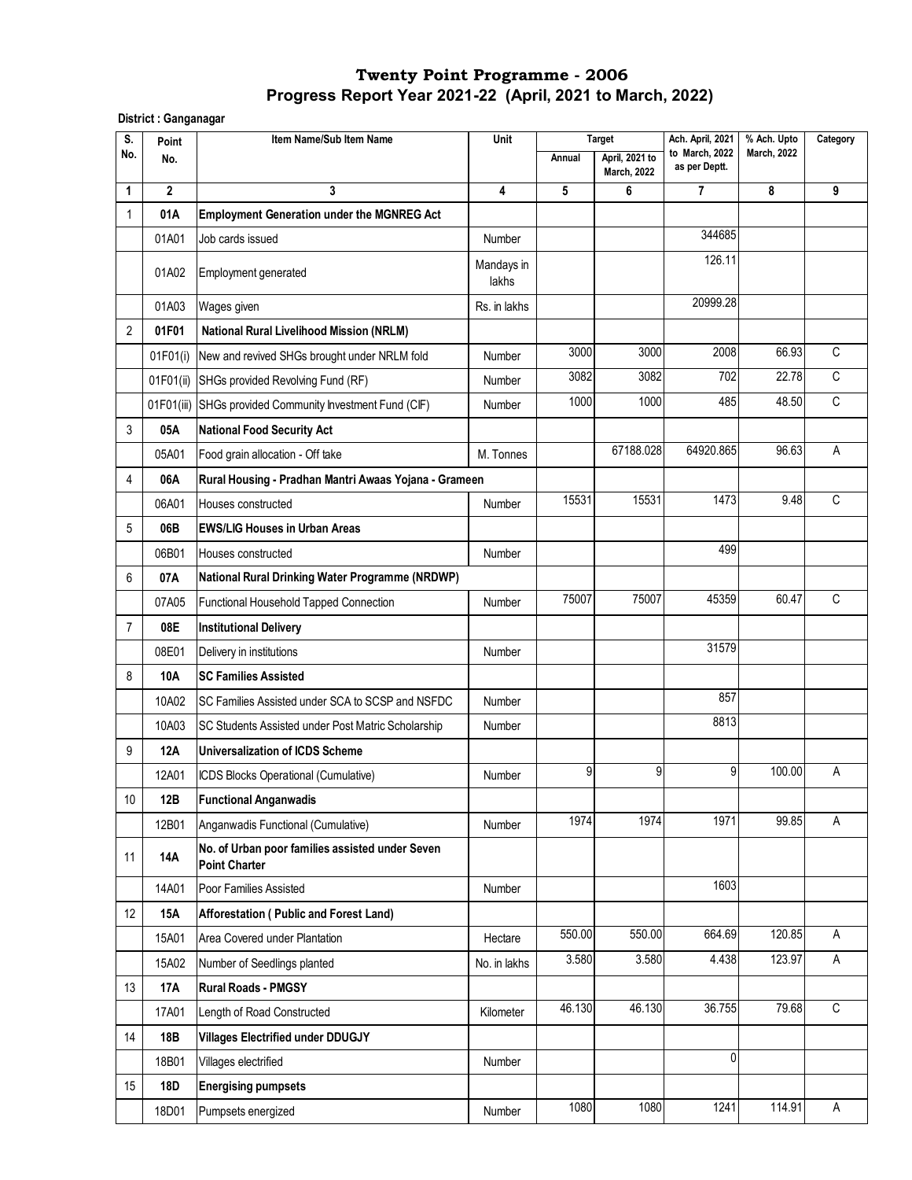# Twenty Point Programme - 2006

## Progress Report Year 2021-22 (April, 2021 to March, 2022)

**District : Ganganagar**

| S. No. | Point No. | Item Name/Sub Item Name | Unit | Target Annual | Target April, 2021 to March, 2022 | Ach. April, 2021 to March, 2022 as per Deptt. | % Ach. Upto March, 2022 | Category |
|---|---|---|---|---|---|---|---|---|
| 1 | 2 | 3 | 4 | 5 | 6 | 7 | 8 | 9 |
| 1 | **01A** | **Employment Generation under the MGNREG Act** | | | | | | |
| | 01A01 | Job cards issued | Number | | | 344685 | | |
| | 01A02 | Employment generated | Mandays in lakhs | | | 126.11 | | |
| | 01A03 | Wages given | Rs. in lakhs | | | 20999.28 | | |
| 2 | **01F01** | **National Rural Livelihood Mission (NRLM)** | | | | | | |
| | 01F01(i) | New and revived SHGs brought under NRLM fold | Number | 3000 | 3000 | 2008 | 66.93 | C |
| | 01F01(ii) | SHGs provided Revolving Fund (RF) | Number | 3082 | 3082 | 702 | 22.78 | C |
| | 01F01(iii) | SHGs provided Community Investment Fund (CIF) | Number | 1000 | 1000 | 485 | 48.50 | C |
| 3 | **05A** | **National Food Security Act** | | | | | | |
| | 05A01 | Food grain allocation - Off take | M. Tonnes | | 67188.028 | 64920.865 | 96.63 | A |
| 4 | **06A** | **Rural Housing - Pradhan Mantri Awaas Yojana - Grameen** | | | | | | |
| | 06A01 | Houses constructed | Number | 15531 | 15531 | 1473 | 9.48 | C |
| 5 | **06B** | **EWS/LIG Houses in Urban Areas** | | | | | | |
| | 06B01 | Houses constructed | Number | | | 499 | | |
| 6 | **07A** | **National Rural Drinking Water Programme (NRDWP)** | | | | | | |
| | 07A05 | Functional Household Tapped Connection | Number | 75007 | 75007 | 45359 | 60.47 | C |
| 7 | **08E** | **Institutional Delivery** | | | | | | |
| | 08E01 | Delivery in institutions | Number | | | 31579 | | |
| 8 | **10A** | **SC Families Assisted** | | | | | | |
| | 10A02 | SC Families Assisted under SCA to SCSP and NSFDC | Number | | | 857 | | |
| | 10A03 | SC Students Assisted under Post Matric Scholarship | Number | | | 8813 | | |
| 9 | **12A** | **Universalization of ICDS Scheme** | | | | | | |
| | 12A01 | ICDS Blocks Operational (Cumulative) | Number | 9 | 9 | 9 | 100.00 | A |
| 10 | **12B** | **Functional Anganwadis** | | | | | | |
| | 12B01 | Anganwadis Functional (Cumulative) | Number | 1974 | 1974 | 1971 | 99.85 | A |
| 11 | **14A** | **No. of Urban poor families assisted under Seven Point Charter** | | | | | | |
| | 14A01 | Poor Families Assisted | Number | | | 1603 | | |
| 12 | **15A** | **Afforestation ( Public and Forest Land)** | | | | | | |
| | 15A01 | Area Covered under Plantation | Hectare | 550.00 | 550.00 | 664.69 | 120.85 | A |
| | 15A02 | Number of Seedlings planted | No. in lakhs | 3.580 | 3.580 | 4.438 | 123.97 | A |
| 13 | **17A** | **Rural Roads - PMGSY** | | | | | | |
| | 17A01 | Length of Road Constructed | Kilometer | 46.130 | 46.130 | 36.755 | 79.68 | C |
| 14 | **18B** | **Villages Electrified under DDUGJY** | | | | | | |
| | 18B01 | Villages electrified | Number | | | 0 | | |
| 15 | **18D** | **Energising pumpsets** | | | | | | |
| | 18D01 | Pumpsets energized | Number | 1080 | 1080 | 1241 | 114.91 | A |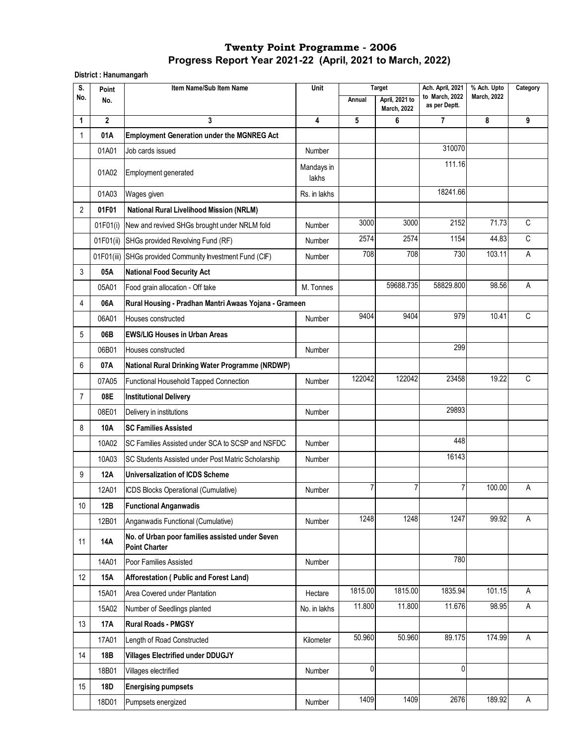# Twenty Point Programme - 2006

## Progress Report Year 2021-22 (April, 2021 to March, 2022)

**District : Hanumangarh**

| S. No. | Point No. | Item Name/Sub Item Name | Unit | Target | | Ach. April, 2021 to March, 2022 as per Deptt. | % Ach. Upto March, 2022 | Category |
|---|---|---|---|---|---|---|---|---|
| | | | | Annual | April, 2021 to March, 2022 | | | |
| 1 | 2 | 3 | 4 | 5 | 6 | 7 | 8 | 9 |
| 1 | **01A** | **Employment Generation under the MGNREG Act** | | | | | | |
| | 01A01 | Job cards issued | Number | | | 310070 | | |
| | 01A02 | Employment generated | Mandays in lakhs | | | 111.16 | | |
| | 01A03 | Wages given | Rs. in lakhs | | | 18241.66 | | |
| 2 | **01F01** | **National Rural Livelihood Mission (NRLM)** | | | | | | |
| | 01F01(i) | New and revived SHGs brought under NRLM fold | Number | 3000 | 3000 | 2152 | 71.73 | C |
| | 01F01(ii) | SHGs provided Revolving Fund (RF) | Number | 2574 | 2574 | 1154 | 44.83 | C |
| | 01F01(iii) | SHGs provided Community Investment Fund (CIF) | Number | 708 | 708 | 730 | 103.11 | A |
| 3 | **05A** | **National Food Security Act** | | | | | | |
| | 05A01 | Food grain allocation - Off take | M. Tonnes | | 59688.735 | 58829.800 | 98.56 | A |
| 4 | **06A** | **Rural Housing - Pradhan Mantri Awaas Yojana - Grameen** | | | | | | |
| | 06A01 | Houses constructed | Number | 9404 | 9404 | 979 | 10.41 | C |
| 5 | **06B** | **EWS/LIG Houses in Urban Areas** | | | | | | |
| | 06B01 | Houses constructed | Number | | | 299 | | |
| 6 | **07A** | **National Rural Drinking Water Programme (NRDWP)** | | | | | | |
| | 07A05 | Functional Household Tapped Connection | Number | 122042 | 122042 | 23458 | 19.22 | C |
| 7 | **08E** | **Institutional Delivery** | | | | | | |
| | 08E01 | Delivery in institutions | Number | | | 29893 | | |
| 8 | **10A** | **SC Families Assisted** | | | | | | |
| | 10A02 | SC Families Assisted under SCA to SCSP and NSFDC | Number | | | 448 | | |
| | 10A03 | SC Students Assisted under Post Matric Scholarship | Number | | | 16143 | | |
| 9 | **12A** | **Universalization of ICDS Scheme** | | | | | | |
| | 12A01 | ICDS Blocks Operational (Cumulative) | Number | 7 | 7 | 7 | 100.00 | A |
| 10 | **12B** | **Functional Anganwadis** | | | | | | |
| | 12B01 | Anganwadis Functional (Cumulative) | Number | 1248 | 1248 | 1247 | 99.92 | A |
| 11 | **14A** | **No. of Urban poor families assisted under Seven Point Charter** | | | | | | |
| | 14A01 | Poor Families Assisted | Number | | | 780 | | |
| 12 | **15A** | **Afforestation ( Public and Forest Land)** | | | | | | |
| | 15A01 | Area Covered under Plantation | Hectare | 1815.00 | 1815.00 | 1835.94 | 101.15 | A |
| | 15A02 | Number of Seedlings planted | No. in lakhs | 11.800 | 11.800 | 11.676 | 98.95 | A |
| 13 | **17A** | **Rural Roads - PMGSY** | | | | | | |
| | 17A01 | Length of Road Constructed | Kilometer | 50.960 | 50.960 | 89.175 | 174.99 | A |
| 14 | **18B** | **Villages Electrified under DDUGJY** | | | | | | |
| | 18B01 | Villages electrified | Number | 0 | | 0 | | |
| 15 | **18D** | **Energising pumpsets** | | | | | | |
| | 18D01 | Pumpsets energized | Number | 1409 | 1409 | 2676 | 189.92 | A |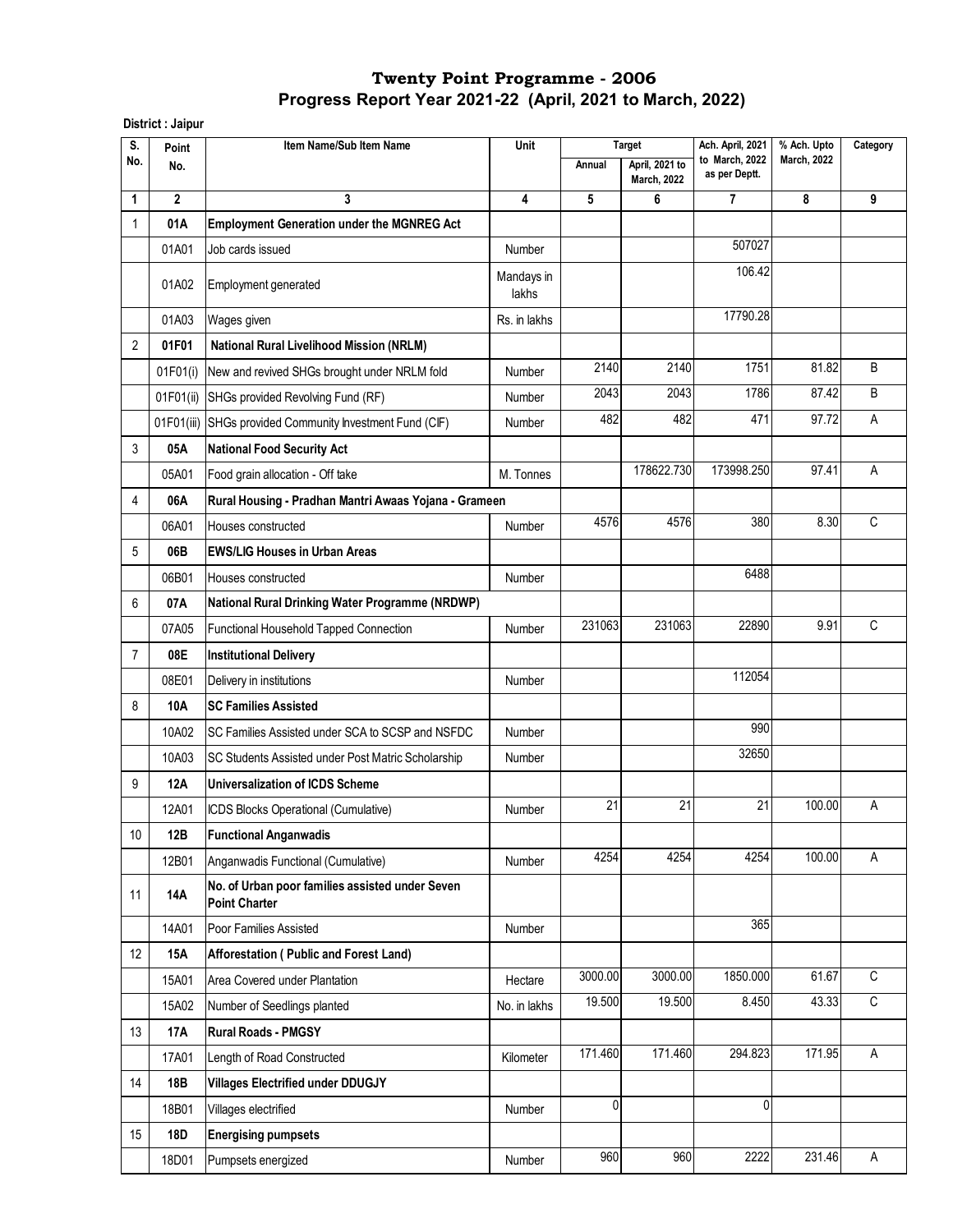# Twenty Point Programme - 2006

## Progress Report Year 2021-22 (April, 2021 to March, 2022)

**District : Jaipur**

| S. No. | Point No. | Item Name/Sub Item Name | Unit | Target | | Ach. April, 2021 to March, 2022 as per Deptt. | % Ach. Upto March, 2022 | Category |
|---|---|---|---|---|---|---|---|---|
| | | | | Annual | April, 2021 to March, 2022 | | | |
| 1 | 2 | 3 | 4 | 5 | 6 | 7 | 8 | 9 |
| 1 | **01A** | **Employment Generation under the MGNREG Act** | | | | | | |
| | 01A01 | Job cards issued | Number | | | 507027 | | |
| | 01A02 | Employment generated | Mandays in lakhs | | | 106.42 | | |
| | 01A03 | Wages given | Rs. in lakhs | | | 17790.28 | | |
| 2 | **01F01** | **National Rural Livelihood Mission (NRLM)** | | | | | | |
| | 01F01(i) | New and revived SHGs brought under NRLM fold | Number | 2140 | 2140 | 1751 | 81.82 | B |
| | 01F01(ii) | SHGs provided Revolving Fund (RF) | Number | 2043 | 2043 | 1786 | 87.42 | B |
| | 01F01(iii) | SHGs provided Community Investment Fund (CIF) | Number | 482 | 482 | 471 | 97.72 | A |
| 3 | **05A** | **National Food Security Act** | | | | | | |
| | 05A01 | Food grain allocation - Off take | M. Tonnes | | 178622.730 | 173998.250 | 97.41 | A |
| 4 | **06A** | **Rural Housing - Pradhan Mantri Awaas Yojana - Grameen** | | | | | | |
| | 06A01 | Houses constructed | Number | 4576 | 4576 | 380 | 8.30 | C |
| 5 | **06B** | **EWS/LIG Houses in Urban Areas** | | | | | | |
| | 06B01 | Houses constructed | Number | | | 6488 | | |
| 6 | **07A** | **National Rural Drinking Water Programme (NRDWP)** | | | | | | |
| | 07A05 | Functional Household Tapped Connection | Number | 231063 | 231063 | 22890 | 9.91 | C |
| 7 | **08E** | **Institutional Delivery** | | | | | | |
| | 08E01 | Delivery in institutions | Number | | | 112054 | | |
| 8 | **10A** | **SC Families Assisted** | | | | | | |
| | 10A02 | SC Families Assisted under SCA to SCSP and NSFDC | Number | | | 990 | | |
| | 10A03 | SC Students Assisted under Post Matric Scholarship | Number | | | 32650 | | |
| 9 | **12A** | **Universalization of ICDS Scheme** | | | | | | |
| | 12A01 | ICDS Blocks Operational (Cumulative) | Number | 21 | 21 | 21 | 100.00 | A |
| 10 | **12B** | **Functional Anganwadis** | | | | | | |
| | 12B01 | Anganwadis Functional (Cumulative) | Number | 4254 | 4254 | 4254 | 100.00 | A |
| 11 | **14A** | **No. of Urban poor families assisted under Seven Point Charter** | | | | | | |
| | 14A01 | Poor Families Assisted | Number | | | 365 | | |
| 12 | **15A** | **Afforestation ( Public and Forest Land)** | | | | | | |
| | 15A01 | Area Covered under Plantation | Hectare | 3000.00 | 3000.00 | 1850.000 | 61.67 | C |
| | 15A02 | Number of Seedlings planted | No. in lakhs | 19.500 | 19.500 | 8.450 | 43.33 | C |
| 13 | **17A** | **Rural Roads - PMGSY** | | | | | | |
| | 17A01 | Length of Road Constructed | Kilometer | 171.460 | 171.460 | 294.823 | 171.95 | A |
| 14 | **18B** | **Villages Electrified under DDUGJY** | | | | | | |
| | 18B01 | Villages electrified | Number | 0 | | 0 | | |
| 15 | **18D** | **Energising pumpsets** | | | | | | |
| | 18D01 | Pumpsets energized | Number | 960 | 960 | 2222 | 231.46 | A |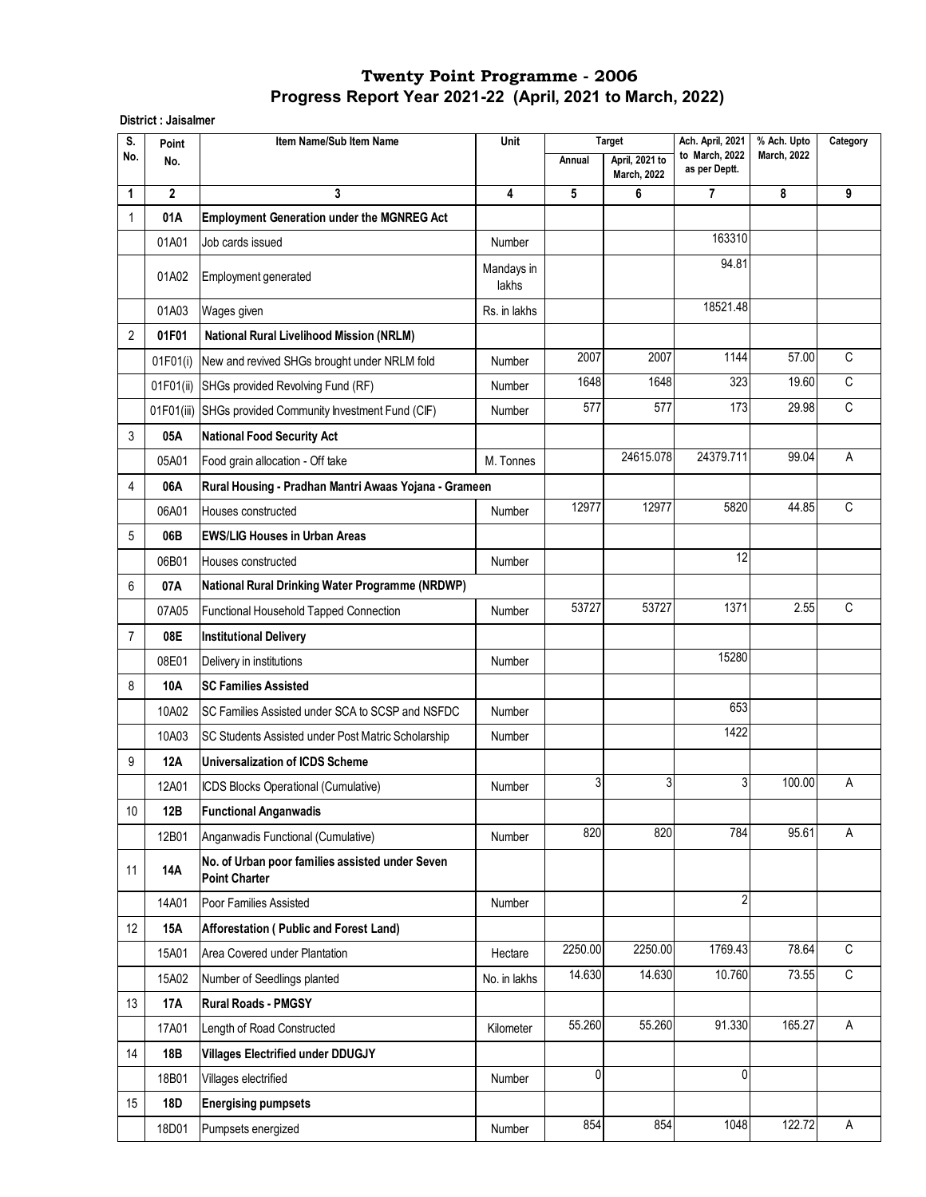# Twenty Point Programme - 2006

## Progress Report Year 2021-22 (April, 2021 to March, 2022)

**District : Jaisalmer**

| S. No. | Point No. | Item Name/Sub Item Name | Unit | Target | | Ach. April, 2021 to March, 2022 as per Deptt. | % Ach. Upto March, 2022 | Category |
|---|---|---|---|---|---|---|---|---|
| | | | | Annual | April, 2021 to March, 2022 | | | |
| 1 | 2 | 3 | 4 | 5 | 6 | 7 | 8 | 9 |
| 1 | **01A** | **Employment Generation under the MGNREG Act** | | | | | | |
| | 01A01 | Job cards issued | Number | | | 163310 | | |
| | 01A02 | Employment generated | Mandays in lakhs | | | 94.81 | | |
| | 01A03 | Wages given | Rs. in lakhs | | | 18521.48 | | |
| 2 | **01F01** | **National Rural Livelihood Mission (NRLM)** | | | | | | |
| | 01F01(i) | New and revived SHGs brought under NRLM fold | Number | 2007 | 2007 | 1144 | 57.00 | C |
| | 01F01(ii) | SHGs provided Revolving Fund (RF) | Number | 1648 | 1648 | 323 | 19.60 | C |
| | 01F01(iii) | SHGs provided Community Investment Fund (CIF) | Number | 577 | 577 | 173 | 29.98 | C |
| 3 | **05A** | **National Food Security Act** | | | | | | |
| | 05A01 | Food grain allocation - Off take | M. Tonnes | | 24615.078 | 24379.711 | 99.04 | A |
| 4 | **06A** | **Rural Housing - Pradhan Mantri Awaas Yojana - Grameen** | | | | | | |
| | 06A01 | Houses constructed | Number | 12977 | 12977 | 5820 | 44.85 | C |
| 5 | **06B** | **EWS/LIG Houses in Urban Areas** | | | | | | |
| | 06B01 | Houses constructed | Number | | | 12 | | |
| 6 | **07A** | **National Rural Drinking Water Programme (NRDWP)** | | | | | | |
| | 07A05 | Functional Household Tapped Connection | Number | 53727 | 53727 | 1371 | 2.55 | C |
| 7 | **08E** | **Institutional Delivery** | | | | | | |
| | 08E01 | Delivery in institutions | Number | | | 15280 | | |
| 8 | **10A** | **SC Families Assisted** | | | | | | |
| | 10A02 | SC Families Assisted under SCA to SCSP and NSFDC | Number | | | 653 | | |
| | 10A03 | SC Students Assisted under Post Matric Scholarship | Number | | | 1422 | | |
| 9 | **12A** | **Universalization of ICDS Scheme** | | | | | | |
| | 12A01 | ICDS Blocks Operational (Cumulative) | Number | 3 | 3 | 3 | 100.00 | A |
| 10 | **12B** | **Functional Anganwadis** | | | | | | |
| | 12B01 | Anganwadis Functional (Cumulative) | Number | 820 | 820 | 784 | 95.61 | A |
| 11 | **14A** | **No. of Urban poor families assisted under Seven Point Charter** | | | | | | |
| | 14A01 | Poor Families Assisted | Number | | | 2 | | |
| 12 | **15A** | **Afforestation ( Public and Forest Land)** | | | | | | |
| | 15A01 | Area Covered under Plantation | Hectare | 2250.00 | 2250.00 | 1769.43 | 78.64 | C |
| | 15A02 | Number of Seedlings planted | No. in lakhs | 14.630 | 14.630 | 10.760 | 73.55 | C |
| 13 | **17A** | **Rural Roads - PMGSY** | | | | | | |
| | 17A01 | Length of Road Constructed | Kilometer | 55.260 | 55.260 | 91.330 | 165.27 | A |
| 14 | **18B** | **Villages Electrified under DDUGJY** | | | | | | |
| | 18B01 | Villages electrified | Number | 0 | | 0 | | |
| 15 | **18D** | **Energising pumpsets** | | | | | | |
| | 18D01 | Pumpsets energized | Number | 854 | 854 | 1048 | 122.72 | A |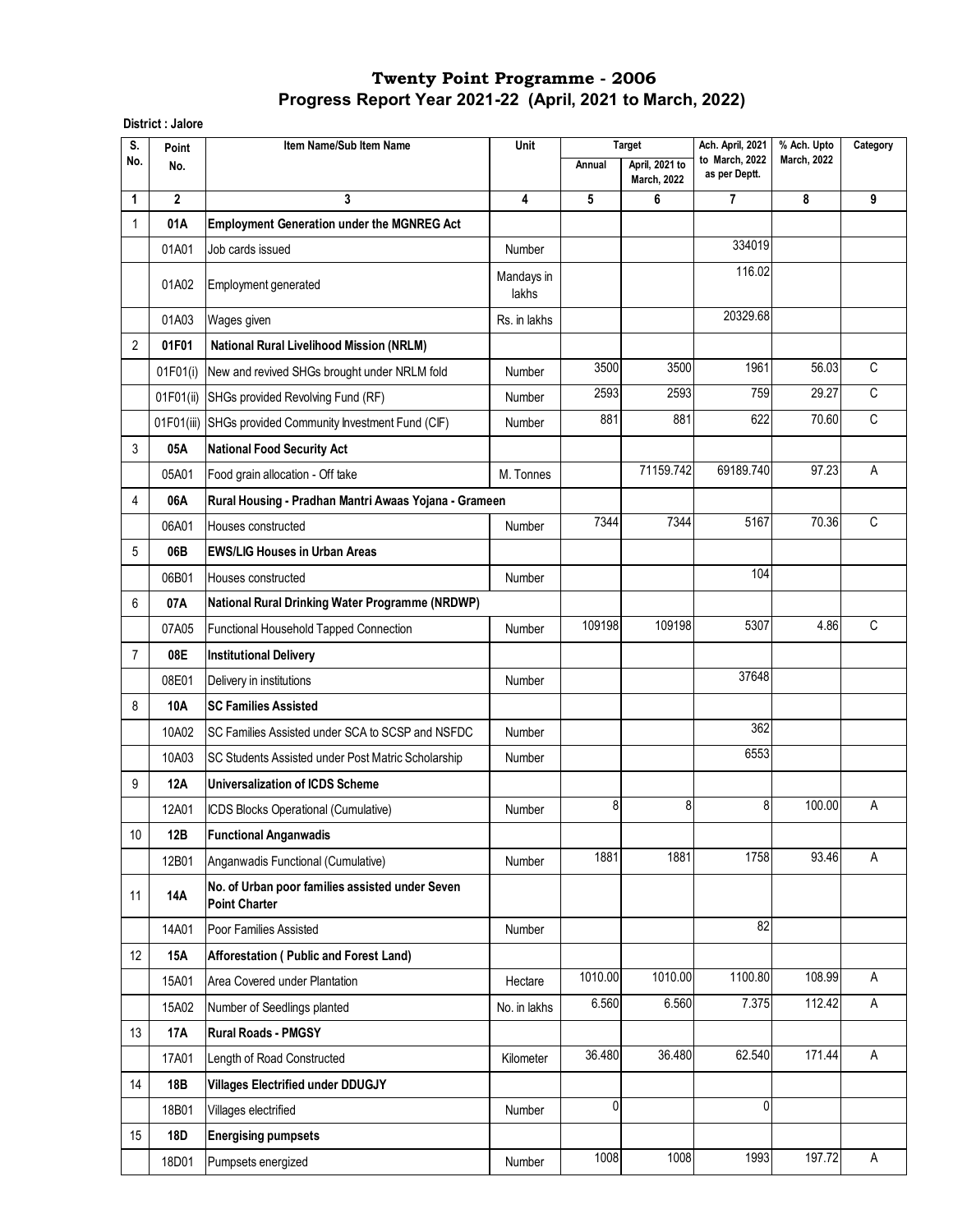# Twenty Point Programme - 2006
## Progress Report Year 2021-22 (April, 2021 to March, 2022)

**District : Jalore**

| S. No. | Point No. | Item Name/Sub Item Name | Unit | Target | | Ach. April, 2021 to March, 2022 as per Deptt. | % Ach. Upto March, 2022 | Category |
|---|---|---|---|---|---|---|---|---|
| | | | | Annual | April, 2021 to March, 2022 | | | |
| 1 | 2 | 3 | 4 | 5 | 6 | 7 | 8 | 9 |
| 1 | **01A** | **Employment Generation under the MGNREG Act** | | | | | | |
| | 01A01 | Job cards issued | Number | | | 334019 | | |
| | 01A02 | Employment generated | Mandays in lakhs | | | 116.02 | | |
| | 01A03 | Wages given | Rs. in lakhs | | | 20329.68 | | |
| 2 | **01F01** | **National Rural Livelihood Mission (NRLM)** | | | | | | |
| | 01F01(i) | New and revived SHGs brought under NRLM fold | Number | 3500 | 3500 | 1961 | 56.03 | C |
| | 01F01(ii) | SHGs provided Revolving Fund (RF) | Number | 2593 | 2593 | 759 | 29.27 | C |
| | 01F01(iii) | SHGs provided Community Investment Fund (CIF) | Number | 881 | 881 | 622 | 70.60 | C |
| 3 | **05A** | **National Food Security Act** | | | | | | |
| | 05A01 | Food grain allocation - Off take | M. Tonnes | | 71159.742 | 69189.740 | 97.23 | A |
| 4 | **06A** | **Rural Housing - Pradhan Mantri Awaas Yojana - Grameen** | | | | | | |
| | 06A01 | Houses constructed | Number | 7344 | 7344 | 5167 | 70.36 | C |
| 5 | **06B** | **EWS/LIG Houses in Urban Areas** | | | | | | |
| | 06B01 | Houses constructed | Number | | | 104 | | |
| 6 | **07A** | **National Rural Drinking Water Programme (NRDWP)** | | | | | | |
| | 07A05 | Functional Household Tapped Connection | Number | 109198 | 109198 | 5307 | 4.86 | C |
| 7 | **08E** | **Institutional Delivery** | | | | | | |
| | 08E01 | Delivery in institutions | Number | | | 37648 | | |
| 8 | **10A** | **SC Families Assisted** | | | | | | |
| | 10A02 | SC Families Assisted under SCA to SCSP and NSFDC | Number | | | 362 | | |
| | 10A03 | SC Students Assisted under Post Matric Scholarship | Number | | | 6553 | | |
| 9 | **12A** | **Universalization of ICDS Scheme** | | | | | | |
| | 12A01 | ICDS Blocks Operational (Cumulative) | Number | 8 | 8 | 8 | 100.00 | A |
| 10 | **12B** | **Functional Anganwadis** | | | | | | |
| | 12B01 | Anganwadis Functional (Cumulative) | Number | 1881 | 1881 | 1758 | 93.46 | A |
| 11 | **14A** | **No. of Urban poor families assisted under Seven Point Charter** | | | | | | |
| | 14A01 | Poor Families Assisted | Number | | | 82 | | |
| 12 | **15A** | **Afforestation ( Public and Forest Land)** | | | | | | |
| | 15A01 | Area Covered under Plantation | Hectare | 1010.00 | 1010.00 | 1100.80 | 108.99 | A |
| | 15A02 | Number of Seedlings planted | No. in lakhs | 6.560 | 6.560 | 7.375 | 112.42 | A |
| 13 | **17A** | **Rural Roads - PMGSY** | | | | | | |
| | 17A01 | Length of Road Constructed | Kilometer | 36.480 | 36.480 | 62.540 | 171.44 | A |
| 14 | **18B** | **Villages Electrified under DDUGJY** | | | | | | |
| | 18B01 | Villages electrified | Number | 0 | | 0 | | |
| 15 | **18D** | **Energising pumpsets** | | | | | | |
| | 18D01 | Pumpsets energized | Number | 1008 | 1008 | 1993 | 197.72 | A |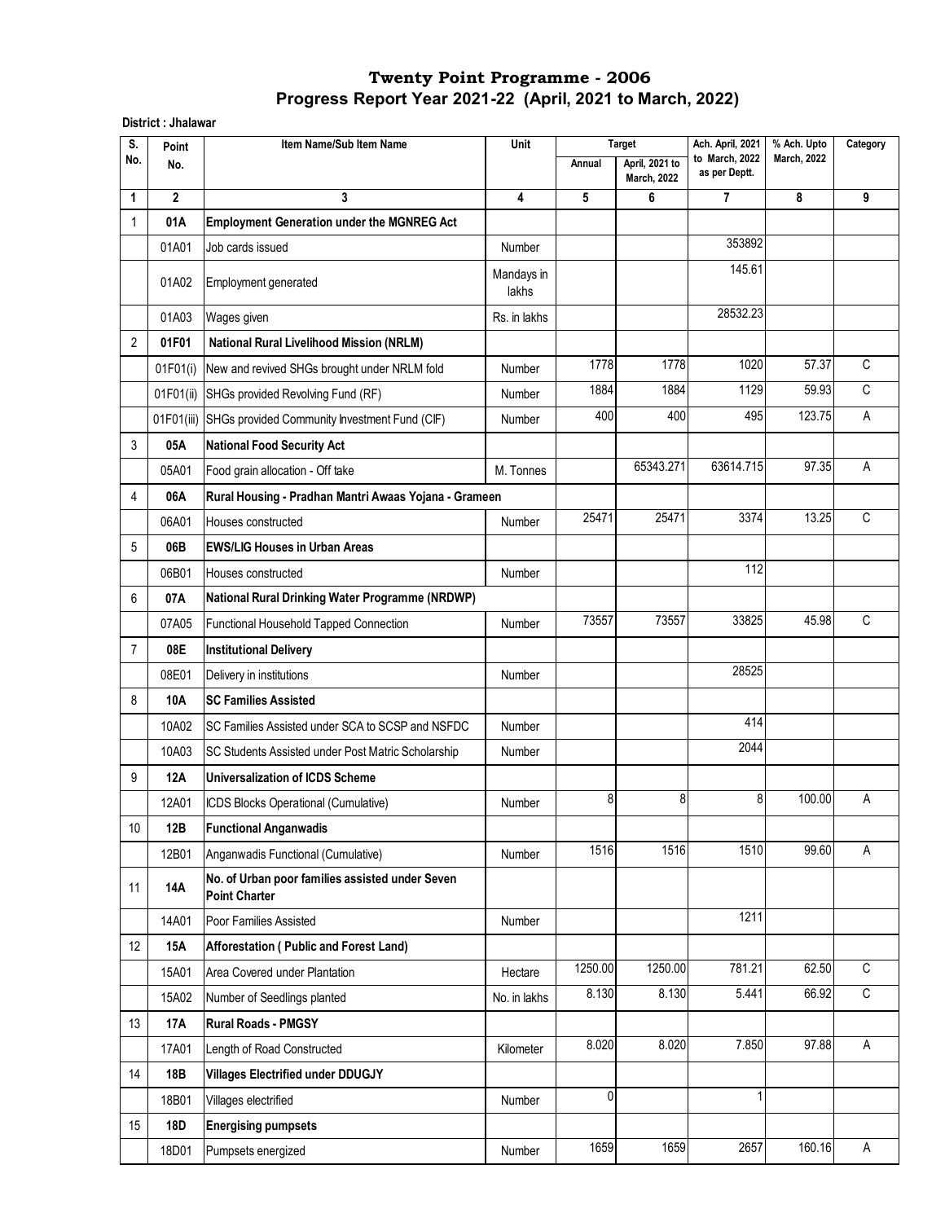# Twenty Point Programme - 2006

## Progress Report Year 2021-22 (April, 2021 to March, 2022)

**District : Jhalawar**

| S. No. | Point No. | Item Name/Sub Item Name | Unit | Target | | Ach. April, 2021 to March, 2022 as per Deptt. | % Ach. Upto March, 2022 | Category |
|---|---|---|---|---|---|---|---|---|
| | | | | Annual | April, 2021 to March, 2022 | | | |
| 1 | 2 | 3 | 4 | 5 | 6 | 7 | 8 | 9 |
| 1 | **01A** | **Employment Generation under the MGNREG Act** | | | | | | |
| | 01A01 | Job cards issued | Number | | | 353892 | | |
| | 01A02 | Employment generated | Mandays in lakhs | | | 145.61 | | |
| | 01A03 | Wages given | Rs. in lakhs | | | 28532.23 | | |
| 2 | **01F01** | **National Rural Livelihood Mission (NRLM)** | | | | | | |
| | 01F01(i) | New and revived SHGs brought under NRLM fold | Number | 1778 | 1778 | 1020 | 57.37 | C |
| | 01F01(ii) | SHGs provided Revolving Fund (RF) | Number | 1884 | 1884 | 1129 | 59.93 | C |
| | 01F01(iii) | SHGs provided Community Investment Fund (CIF) | Number | 400 | 400 | 495 | 123.75 | A |
| 3 | **05A** | **National Food Security Act** | | | | | | |
| | 05A01 | Food grain allocation - Off take | M. Tonnes | | 65343.271 | 63614.715 | 97.35 | A |
| 4 | **06A** | **Rural Housing - Pradhan Mantri Awaas Yojana - Grameen** | | | | | | |
| | 06A01 | Houses constructed | Number | 25471 | 25471 | 3374 | 13.25 | C |
| 5 | **06B** | **EWS/LIG Houses in Urban Areas** | | | | | | |
| | 06B01 | Houses constructed | Number | | | 112 | | |
| 6 | **07A** | **National Rural Drinking Water Programme (NRDWP)** | | | | | | |
| | 07A05 | Functional Household Tapped Connection | Number | 73557 | 73557 | 33825 | 45.98 | C |
| 7 | **08E** | **Institutional Delivery** | | | | | | |
| | 08E01 | Delivery in institutions | Number | | | 28525 | | |
| 8 | **10A** | **SC Families Assisted** | | | | | | |
| | 10A02 | SC Families Assisted under SCA to SCSP and NSFDC | Number | | | 414 | | |
| | 10A03 | SC Students Assisted under Post Matric Scholarship | Number | | | 2044 | | |
| 9 | **12A** | **Universalization of ICDS Scheme** | | | | | | |
| | 12A01 | ICDS Blocks Operational (Cumulative) | Number | 8 | 8 | 8 | 100.00 | A |
| 10 | **12B** | **Functional Anganwadis** | | | | | | |
| | 12B01 | Anganwadis Functional (Cumulative) | Number | 1516 | 1516 | 1510 | 99.60 | A |
| 11 | **14A** | **No. of Urban poor families assisted under Seven Point Charter** | | | | | | |
| | 14A01 | Poor Families Assisted | Number | | | 1211 | | |
| 12 | **15A** | **Afforestation ( Public and Forest Land)** | | | | | | |
| | 15A01 | Area Covered under Plantation | Hectare | 1250.00 | 1250.00 | 781.21 | 62.50 | C |
| | 15A02 | Number of Seedlings planted | No. in lakhs | 8.130 | 8.130 | 5.441 | 66.92 | C |
| 13 | **17A** | **Rural Roads - PMGSY** | | | | | | |
| | 17A01 | Length of Road Constructed | Kilometer | 8.020 | 8.020 | 7.850 | 97.88 | A |
| 14 | **18B** | **Villages Electrified under DDUGJY** | | | | | | |
| | 18B01 | Villages electrified | Number | 0 | | 1 | | |
| 15 | **18D** | **Energising pumpsets** | | | | | | |
| | 18D01 | Pumpsets energized | Number | 1659 | 1659 | 2657 | 160.16 | A |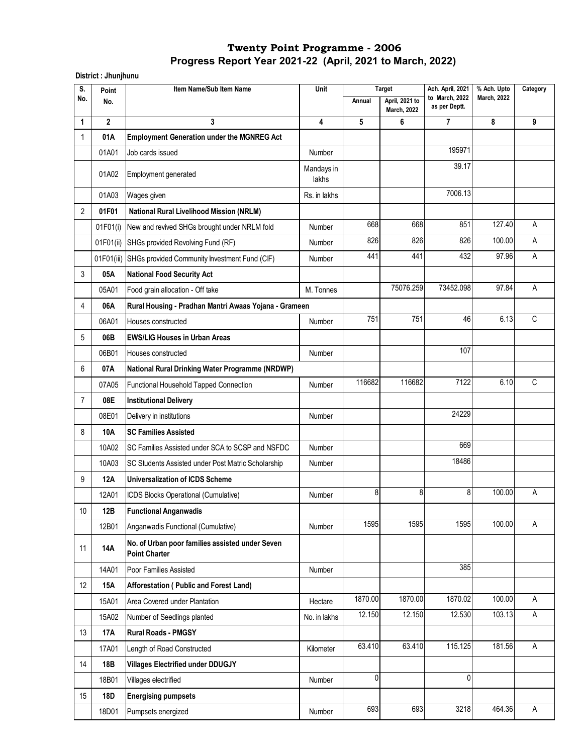# Twenty Point Programme - 2006
## Progress Report Year 2021-22 (April, 2021 to March, 2022)

**District : Jhunjhunu**

| S. No. | Point No. | Item Name/Sub Item Name | Unit | Target | | Ach. April, 2021 to March, 2022 as per Deptt. | % Ach. Upto March, 2022 | Category |
|---|---|---|---|---|---|---|---|---|
| | | | | Annual | April, 2021 to March, 2022 | | | |
| 1 | 2 | 3 | 4 | 5 | 6 | 7 | 8 | 9 |
| 1 | **01A** | **Employment Generation under the MGNREG Act** | | | | | | |
| | 01A01 | Job cards issued | Number | | | 195971 | | |
| | 01A02 | Employment generated | Mandays in lakhs | | | 39.17 | | |
| | 01A03 | Wages given | Rs. in lakhs | | | 7006.13 | | |
| 2 | **01F01** | **National Rural Livelihood Mission (NRLM)** | | | | | | |
| | 01F01(i) | New and revived SHGs brought under NRLM fold | Number | 668 | 668 | 851 | 127.40 | A |
| | 01F01(ii) | SHGs provided Revolving Fund (RF) | Number | 826 | 826 | 826 | 100.00 | A |
| | 01F01(iii) | SHGs provided Community Investment Fund (CIF) | Number | 441 | 441 | 432 | 97.96 | A |
| 3 | **05A** | **National Food Security Act** | | | | | | |
| | 05A01 | Food grain allocation - Off take | M. Tonnes | | 75076.259 | 73452.098 | 97.84 | A |
| 4 | **06A** | **Rural Housing - Pradhan Mantri Awaas Yojana - Grameen** | | | | | | |
| | 06A01 | Houses constructed | Number | 751 | 751 | 46 | 6.13 | C |
| 5 | **06B** | **EWS/LIG Houses in Urban Areas** | | | | | | |
| | 06B01 | Houses constructed | Number | | | 107 | | |
| 6 | **07A** | **National Rural Drinking Water Programme (NRDWP)** | | | | | | |
| | 07A05 | Functional Household Tapped Connection | Number | 116682 | 116682 | 7122 | 6.10 | C |
| 7 | **08E** | **Institutional Delivery** | | | | | | |
| | 08E01 | Delivery in institutions | Number | | | 24229 | | |
| 8 | **10A** | **SC Families Assisted** | | | | | | |
| | 10A02 | SC Families Assisted under SCA to SCSP and NSFDC | Number | | | 669 | | |
| | 10A03 | SC Students Assisted under Post Matric Scholarship | Number | | | 18486 | | |
| 9 | **12A** | **Universalization of ICDS Scheme** | | | | | | |
| | 12A01 | ICDS Blocks Operational (Cumulative) | Number | 8 | 8 | 8 | 100.00 | A |
| 10 | **12B** | **Functional Anganwadis** | | | | | | |
| | 12B01 | Anganwadis Functional (Cumulative) | Number | 1595 | 1595 | 1595 | 100.00 | A |
| 11 | **14A** | **No. of Urban poor families assisted under Seven Point Charter** | | | | | | |
| | 14A01 | Poor Families Assisted | Number | | | 385 | | |
| 12 | **15A** | **Afforestation ( Public and Forest Land)** | | | | | | |
| | 15A01 | Area Covered under Plantation | Hectare | 1870.00 | 1870.00 | 1870.02 | 100.00 | A |
| | 15A02 | Number of Seedlings planted | No. in lakhs | 12.150 | 12.150 | 12.530 | 103.13 | A |
| 13 | **17A** | **Rural Roads - PMGSY** | | | | | | |
| | 17A01 | Length of Road Constructed | Kilometer | 63.410 | 63.410 | 115.125 | 181.56 | A |
| 14 | **18B** | **Villages Electrified under DDUGJY** | | | | | | |
| | 18B01 | Villages electrified | Number | 0 | | 0 | | |
| 15 | **18D** | **Energising pumpsets** | | | | | | |
| | 18D01 | Pumpsets energized | Number | 693 | 693 | 3218 | 464.36 | A |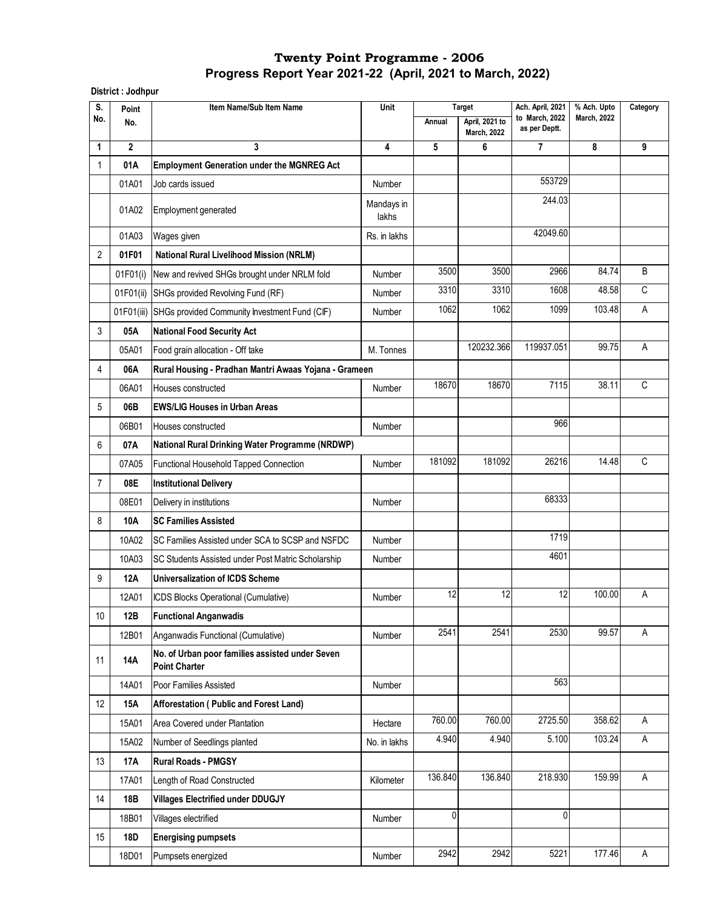# Twenty Point Programme - 2006

## Progress Report Year 2021-22 (April, 2021 to March, 2022)

**District : Jodhpur**

| S. No. | Point No. | Item Name/Sub Item Name | Unit | Target Annual | Target April, 2021 to March, 2022 | Ach. April, 2021 to March, 2022 as per Deptt. | % Ach. Upto March, 2022 | Category |
|---|---|---|---|---|---|---|---|---|
| 1 | 2 | 3 | 4 | 5 | 6 | 7 | 8 | 9 |
| 1 | **01A** | **Employment Generation under the MGNREG Act** | | | | | | |
| | 01A01 | Job cards issued | Number | | | 553729 | | |
| | 01A02 | Employment generated | Mandays in lakhs | | | 244.03 | | |
| | 01A03 | Wages given | Rs. in lakhs | | | 42049.60 | | |
| 2 | **01F01** | **National Rural Livelihood Mission (NRLM)** | | | | | | |
| | 01F01(i) | New and revived SHGs brought under NRLM fold | Number | 3500 | 3500 | 2966 | 84.74 | B |
| | 01F01(ii) | SHGs provided Revolving Fund (RF) | Number | 3310 | 3310 | 1608 | 48.58 | C |
| | 01F01(iii) | SHGs provided Community Investment Fund (CIF) | Number | 1062 | 1062 | 1099 | 103.48 | A |
| 3 | **05A** | **National Food Security Act** | | | | | | |
| | 05A01 | Food grain allocation - Off take | M. Tonnes | | 120232.366 | 119937.051 | 99.75 | A |
| 4 | **06A** | **Rural Housing - Pradhan Mantri Awaas Yojana - Grameen** | | | | | | |
| | 06A01 | Houses constructed | Number | 18670 | 18670 | 7115 | 38.11 | C |
| 5 | **06B** | **EWS/LIG Houses in Urban Areas** | | | | | | |
| | 06B01 | Houses constructed | Number | | | 966 | | |
| 6 | **07A** | **National Rural Drinking Water Programme (NRDWP)** | | | | | | |
| | 07A05 | Functional Household Tapped Connection | Number | 181092 | 181092 | 26216 | 14.48 | C |
| 7 | **08E** | **Institutional Delivery** | | | | | | |
| | 08E01 | Delivery in institutions | Number | | | 68333 | | |
| 8 | **10A** | **SC Families Assisted** | | | | | | |
| | 10A02 | SC Families Assisted under SCA to SCSP and NSFDC | Number | | | 1719 | | |
| | 10A03 | SC Students Assisted under Post Matric Scholarship | Number | | | 4601 | | |
| 9 | **12A** | **Universalization of ICDS Scheme** | | | | | | |
| | 12A01 | ICDS Blocks Operational (Cumulative) | Number | 12 | 12 | 12 | 100.00 | A |
| 10 | **12B** | **Functional Anganwadis** | | | | | | |
| | 12B01 | Anganwadis Functional (Cumulative) | Number | 2541 | 2541 | 2530 | 99.57 | A |
| 11 | **14A** | **No. of Urban poor families assisted under Seven Point Charter** | | | | | | |
| | 14A01 | Poor Families Assisted | Number | | | 563 | | |
| 12 | **15A** | **Afforestation ( Public and Forest Land)** | | | | | | |
| | 15A01 | Area Covered under Plantation | Hectare | 760.00 | 760.00 | 2725.50 | 358.62 | A |
| | 15A02 | Number of Seedlings planted | No. in lakhs | 4.940 | 4.940 | 5.100 | 103.24 | A |
| 13 | **17A** | **Rural Roads - PMGSY** | | | | | | |
| | 17A01 | Length of Road Constructed | Kilometer | 136.840 | 136.840 | 218.930 | 159.99 | A |
| 14 | **18B** | **Villages Electrified under DDUGJY** | | | | | | |
| | 18B01 | Villages electrified | Number | 0 | | 0 | | |
| 15 | **18D** | **Energising pumpsets** | | | | | | |
| | 18D01 | Pumpsets energized | Number | 2942 | 2942 | 5221 | 177.46 | A |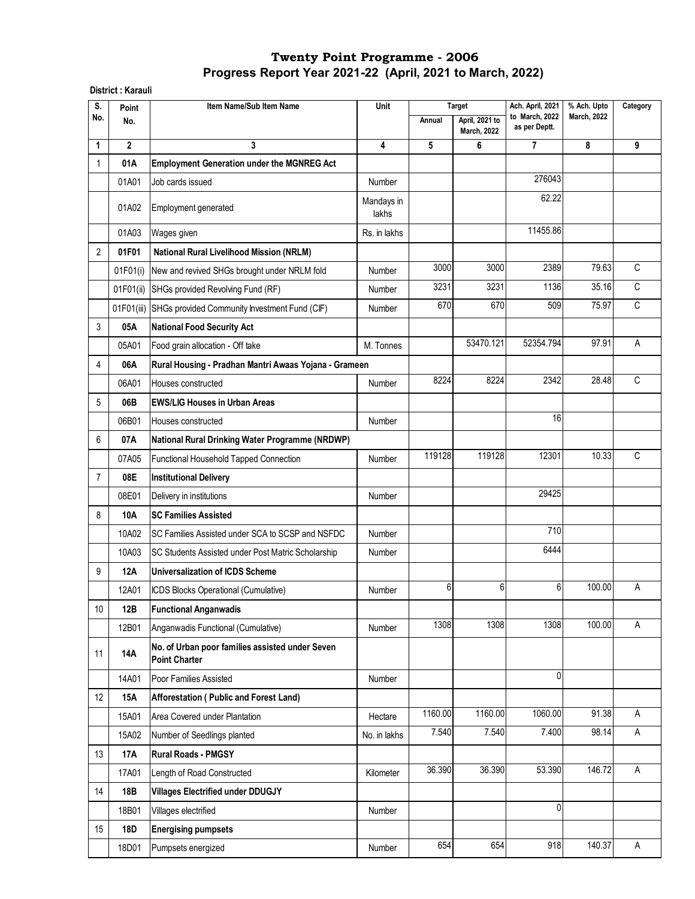# Twenty Point Programme - 2006
## Progress Report Year 2021-22 (April, 2021 to March, 2022)

**District : Karauli**

| S. No. | Point No. | Item Name/Sub Item Name | Unit | Target | | Ach. April, 2021 to March, 2022 as per Deptt. | % Ach. Upto March, 2022 | Category |
|---|---|---|---|---|---|---|---|---|
| | | | | Annual | April, 2021 to March, 2022 | | | |
| 1 | 2 | 3 | 4 | 5 | 6 | 7 | 8 | 9 |
| 1 | **01A** | **Employment Generation under the MGNREG Act** | | | | | | |
| | 01A01 | Job cards issued | Number | | | 276043 | | |
| | 01A02 | Employment generated | Mandays in lakhs | | | 62.22 | | |
| | 01A03 | Wages given | Rs. in lakhs | | | 11455.86 | | |
| 2 | **01F01** | **National Rural Livelihood Mission (NRLM)** | | | | | | |
| | 01F01(i) | New and revived SHGs brought under NRLM fold | Number | 3000 | 3000 | 2389 | 79.63 | C |
| | 01F01(ii) | SHGs provided Revolving Fund (RF) | Number | 3231 | 3231 | 1136 | 35.16 | C |
| | 01F01(iii) | SHGs provided Community Investment Fund (CIF) | Number | 670 | 670 | 509 | 75.97 | C |
| 3 | **05A** | **National Food Security Act** | | | | | | |
| | 05A01 | Food grain allocation - Off take | M. Tonnes | | 53470.121 | 52354.794 | 97.91 | A |
| 4 | **06A** | **Rural Housing - Pradhan Mantri Awaas Yojana - Grameen** | | | | | | |
| | 06A01 | Houses constructed | Number | 8224 | 8224 | 2342 | 28.48 | C |
| 5 | **06B** | **EWS/LIG Houses in Urban Areas** | | | | | | |
| | 06B01 | Houses constructed | Number | | | 16 | | |
| 6 | **07A** | **National Rural Drinking Water Programme (NRDWP)** | | | | | | |
| | 07A05 | Functional Household Tapped Connection | Number | 119128 | 119128 | 12301 | 10.33 | C |
| 7 | **08E** | **Institutional Delivery** | | | | | | |
| | 08E01 | Delivery in institutions | Number | | | 29425 | | |
| 8 | **10A** | **SC Families Assisted** | | | | | | |
| | 10A02 | SC Families Assisted under SCA to SCSP and NSFDC | Number | | | 710 | | |
| | 10A03 | SC Students Assisted under Post Matric Scholarship | Number | | | 6444 | | |
| 9 | **12A** | **Universalization of ICDS Scheme** | | | | | | |
| | 12A01 | ICDS Blocks Operational (Cumulative) | Number | 6 | 6 | 6 | 100.00 | A |
| 10 | **12B** | **Functional Anganwadis** | | | | | | |
| | 12B01 | Anganwadis Functional (Cumulative) | Number | 1308 | 1308 | 1308 | 100.00 | A |
| 11 | **14A** | **No. of Urban poor families assisted under Seven Point Charter** | | | | | | |
| | 14A01 | Poor Families Assisted | Number | | | 0 | | |
| 12 | **15A** | **Afforestation ( Public and Forest Land)** | | | | | | |
| | 15A01 | Area Covered under Plantation | Hectare | 1160.00 | 1160.00 | 1060.00 | 91.38 | A |
| | 15A02 | Number of Seedlings planted | No. in lakhs | 7.540 | 7.540 | 7.400 | 98.14 | A |
| 13 | **17A** | **Rural Roads - PMGSY** | | | | | | |
| | 17A01 | Length of Road Constructed | Kilometer | 36.390 | 36.390 | 53.390 | 146.72 | A |
| 14 | **18B** | **Villages Electrified under DDUGJY** | | | | | | |
| | 18B01 | Villages electrified | Number | | | 0 | | |
| 15 | **18D** | **Energising pumpsets** | | | | | | |
| | 18D01 | Pumpsets energized | Number | 654 | 654 | 918 | 140.37 | A |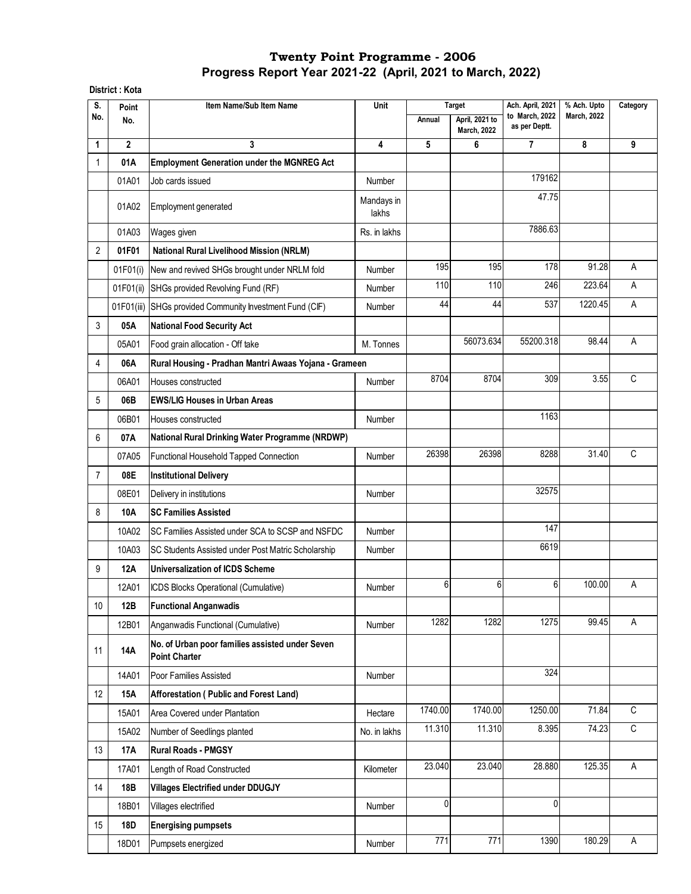# Twenty Point Programme - 2006
## Progress Report Year 2021-22 (April, 2021 to March, 2022)

**District : Kota**

| S. No. | Point No. | Item Name/Sub Item Name | Unit | Target | | Ach. April, 2021 to March, 2022 as per Deptt. | % Ach. Upto March, 2022 | Category |
|---|---|---|---|---|---|---|---|---|
| | | | | Annual | April, 2021 to March, 2022 | | | |
| 1 | 2 | 3 | 4 | 5 | 6 | 7 | 8 | 9 |
| 1 | **01A** | **Employment Generation under the MGNREG Act** | | | | | | |
| | 01A01 | Job cards issued | Number | | | 179162 | | |
| | 01A02 | Employment generated | Mandays in lakhs | | | 47.75 | | |
| | 01A03 | Wages given | Rs. in lakhs | | | 7886.63 | | |
| 2 | **01F01** | **National Rural Livelihood Mission (NRLM)** | | | | | | |
| | 01F01(i) | New and revived SHGs brought under NRLM fold | Number | 195 | 195 | 178 | 91.28 | A |
| | 01F01(ii) | SHGs provided Revolving Fund (RF) | Number | 110 | 110 | 246 | 223.64 | A |
| | 01F01(iii) | SHGs provided Community Investment Fund (CIF) | Number | 44 | 44 | 537 | 1220.45 | A |
| 3 | **05A** | **National Food Security Act** | | | | | | |
| | 05A01 | Food grain allocation - Off take | M. Tonnes | | 56073.634 | 55200.318 | 98.44 | A |
| 4 | **06A** | **Rural Housing - Pradhan Mantri Awaas Yojana - Grameen** | | | | | | |
| | 06A01 | Houses constructed | Number | 8704 | 8704 | 309 | 3.55 | C |
| 5 | **06B** | **EWS/LIG Houses in Urban Areas** | | | | | | |
| | 06B01 | Houses constructed | Number | | | 1163 | | |
| 6 | **07A** | **National Rural Drinking Water Programme (NRDWP)** | | | | | | |
| | 07A05 | Functional Household Tapped Connection | Number | 26398 | 26398 | 8288 | 31.40 | C |
| 7 | **08E** | **Institutional Delivery** | | | | | | |
| | 08E01 | Delivery in institutions | Number | | | 32575 | | |
| 8 | **10A** | **SC Families Assisted** | | | | | | |
| | 10A02 | SC Families Assisted under SCA to SCSP and NSFDC | Number | | | 147 | | |
| | 10A03 | SC Students Assisted under Post Matric Scholarship | Number | | | 6619 | | |
| 9 | **12A** | **Universalization of ICDS Scheme** | | | | | | |
| | 12A01 | ICDS Blocks Operational (Cumulative) | Number | 6 | 6 | 6 | 100.00 | A |
| 10 | **12B** | **Functional Anganwadis** | | | | | | |
| | 12B01 | Anganwadis Functional (Cumulative) | Number | 1282 | 1282 | 1275 | 99.45 | A |
| 11 | **14A** | **No. of Urban poor families assisted under Seven Point Charter** | | | | | | |
| | 14A01 | Poor Families Assisted | Number | | | 324 | | |
| 12 | **15A** | **Afforestation ( Public and Forest Land)** | | | | | | |
| | 15A01 | Area Covered under Plantation | Hectare | 1740.00 | 1740.00 | 1250.00 | 71.84 | C |
| | 15A02 | Number of Seedlings planted | No. in lakhs | 11.310 | 11.310 | 8.395 | 74.23 | C |
| 13 | **17A** | **Rural Roads - PMGSY** | | | | | | |
| | 17A01 | Length of Road Constructed | Kilometer | 23.040 | 23.040 | 28.880 | 125.35 | A |
| 14 | **18B** | **Villages Electrified under DDUGJY** | | | | | | |
| | 18B01 | Villages electrified | Number | 0 | | 0 | | |
| 15 | **18D** | **Energising pumpsets** | | | | | | |
| | 18D01 | Pumpsets energized | Number | 771 | 771 | 1390 | 180.29 | A |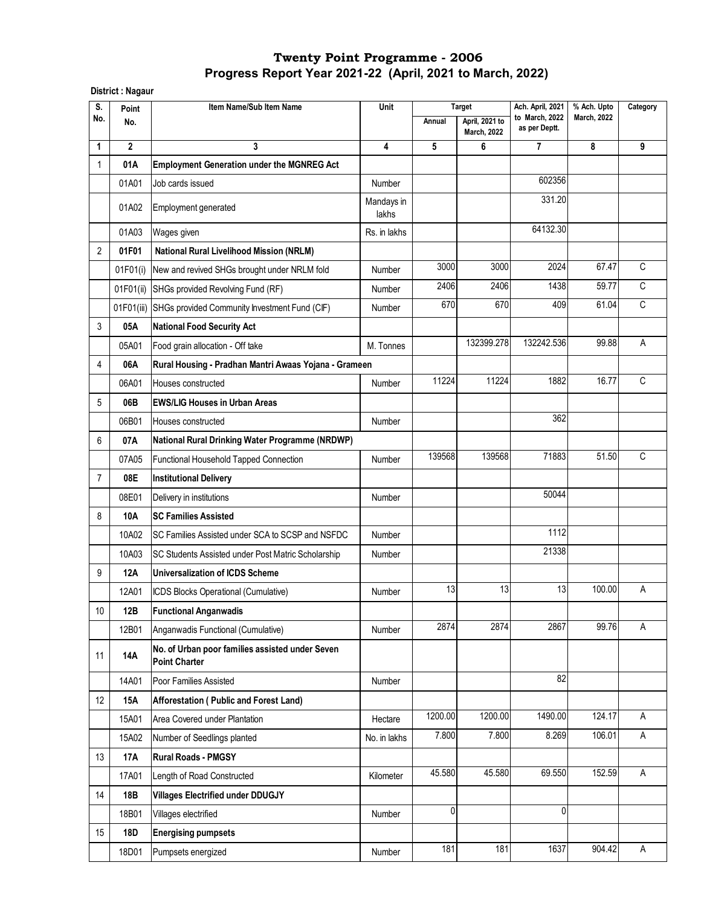# Twenty Point Programme - 2006

## Progress Report Year 2021-22 (April, 2021 to March, 2022)

**District : Nagaur**

| S. No. | Point No. | Item Name/Sub Item Name | Unit | Target | | Ach. April, 2021 to March, 2022 as per Deptt. | % Ach. Upto March, 2022 | Category |
|---|---|---|---|---|---|---|---|---|
| | | | | Annual | April, 2021 to March, 2022 | | | |
| 1 | 2 | 3 | 4 | 5 | 6 | 7 | 8 | 9 |
| 1 | **01A** | **Employment Generation under the MGNREG Act** | | | | | | |
| | 01A01 | Job cards issued | Number | | | 602356 | | |
| | 01A02 | Employment generated | Mandays in lakhs | | | 331.20 | | |
| | 01A03 | Wages given | Rs. in lakhs | | | 64132.30 | | |
| 2 | **01F01** | **National Rural Livelihood Mission (NRLM)** | | | | | | |
| | 01F01(i) | New and revived SHGs brought under NRLM fold | Number | 3000 | 3000 | 2024 | 67.47 | C |
| | 01F01(ii) | SHGs provided Revolving Fund (RF) | Number | 2406 | 2406 | 1438 | 59.77 | C |
| | 01F01(iii) | SHGs provided Community Investment Fund (CIF) | Number | 670 | 670 | 409 | 61.04 | C |
| 3 | **05A** | **National Food Security Act** | | | | | | |
| | 05A01 | Food grain allocation - Off take | M. Tonnes | | 132399.278 | 132242.536 | 99.88 | A |
| 4 | **06A** | **Rural Housing - Pradhan Mantri Awaas Yojana - Grameen** | | | | | | |
| | 06A01 | Houses constructed | Number | 11224 | 11224 | 1882 | 16.77 | C |
| 5 | **06B** | **EWS/LIG Houses in Urban Areas** | | | | | | |
| | 06B01 | Houses constructed | Number | | | 362 | | |
| 6 | **07A** | **National Rural Drinking Water Programme (NRDWP)** | | | | | | |
| | 07A05 | Functional Household Tapped Connection | Number | 139568 | 139568 | 71883 | 51.50 | C |
| 7 | **08E** | **Institutional Delivery** | | | | | | |
| | 08E01 | Delivery in institutions | Number | | | 50044 | | |
| 8 | **10A** | **SC Families Assisted** | | | | | | |
| | 10A02 | SC Families Assisted under SCA to SCSP and NSFDC | Number | | | 1112 | | |
| | 10A03 | SC Students Assisted under Post Matric Scholarship | Number | | | 21338 | | |
| 9 | **12A** | **Universalization of ICDS Scheme** | | | | | | |
| | 12A01 | ICDS Blocks Operational (Cumulative) | Number | 13 | 13 | 13 | 100.00 | A |
| 10 | **12B** | **Functional Anganwadis** | | | | | | |
| | 12B01 | Anganwadis Functional (Cumulative) | Number | 2874 | 2874 | 2867 | 99.76 | A |
| 11 | **14A** | **No. of Urban poor families assisted under Seven Point Charter** | | | | | | |
| | 14A01 | Poor Families Assisted | Number | | | 82 | | |
| 12 | **15A** | **Afforestation ( Public and Forest Land)** | | | | | | |
| | 15A01 | Area Covered under Plantation | Hectare | 1200.00 | 1200.00 | 1490.00 | 124.17 | A |
| | 15A02 | Number of Seedlings planted | No. in lakhs | 7.800 | 7.800 | 8.269 | 106.01 | A |
| 13 | **17A** | **Rural Roads - PMGSY** | | | | | | |
| | 17A01 | Length of Road Constructed | Kilometer | 45.580 | 45.580 | 69.550 | 152.59 | A |
| 14 | **18B** | **Villages Electrified under DDUGJY** | | | | | | |
| | 18B01 | Villages electrified | Number | 0 | | 0 | | |
| 15 | **18D** | **Energising pumpsets** | | | | | | |
| | 18D01 | Pumpsets energized | Number | 181 | 181 | 1637 | 904.42 | A |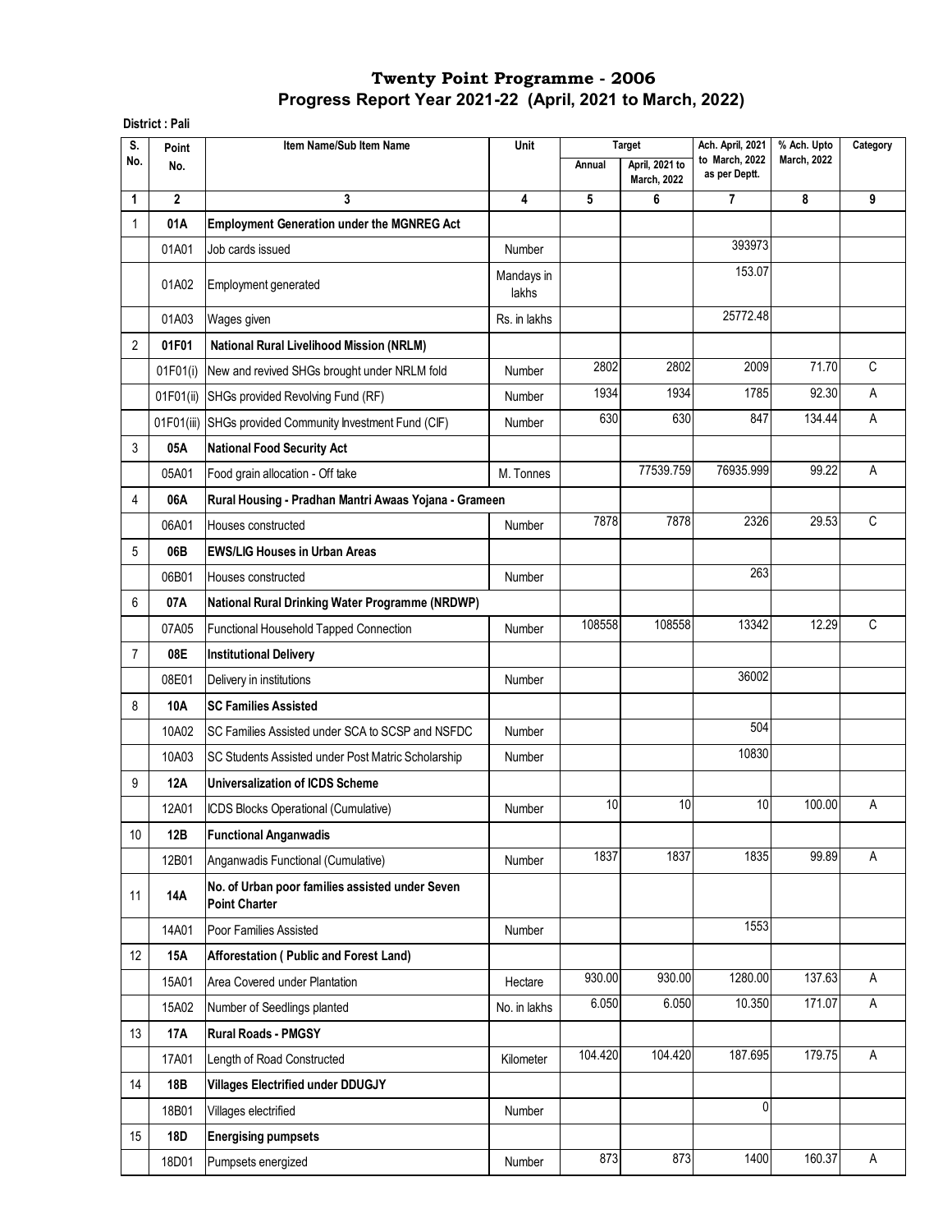# Twenty Point Programme - 2006

## Progress Report Year 2021-22 (April, 2021 to March, 2022)

**District : Pali**

| S. No. | Point No. | Item Name/Sub Item Name | Unit | Target | | Ach. April, 2021 to March, 2022 as per Deptt. | % Ach. Upto March, 2022 | Category |
|---|---|---|---|---|---|---|---|---|
| | | | | Annual | April, 2021 to March, 2022 | | | |
| 1 | 2 | 3 | 4 | 5 | 6 | 7 | 8 | 9 |
| 1 | **01A** | **Employment Generation under the MGNREG Act** | | | | | | |
| | 01A01 | Job cards issued | Number | | | 393973 | | |
| | 01A02 | Employment generated | Mandays in lakhs | | | 153.07 | | |
| | 01A03 | Wages given | Rs. in lakhs | | | 25772.48 | | |
| 2 | **01F01** | **National Rural Livelihood Mission (NRLM)** | | | | | | |
| | 01F01(i) | New and revived SHGs brought under NRLM fold | Number | 2802 | 2802 | 2009 | 71.70 | C |
| | 01F01(ii) | SHGs provided Revolving Fund (RF) | Number | 1934 | 1934 | 1785 | 92.30 | A |
| | 01F01(iii) | SHGs provided Community Investment Fund (CIF) | Number | 630 | 630 | 847 | 134.44 | A |
| 3 | **05A** | **National Food Security Act** | | | | | | |
| | 05A01 | Food grain allocation - Off take | M. Tonnes | | 77539.759 | 76935.999 | 99.22 | A |
| 4 | **06A** | **Rural Housing - Pradhan Mantri Awaas Yojana - Grameen** | | | | | | |
| | 06A01 | Houses constructed | Number | 7878 | 7878 | 2326 | 29.53 | C |
| 5 | **06B** | **EWS/LIG Houses in Urban Areas** | | | | | | |
| | 06B01 | Houses constructed | Number | | | 263 | | |
| 6 | **07A** | **National Rural Drinking Water Programme (NRDWP)** | | | | | | |
| | 07A05 | Functional Household Tapped Connection | Number | 108558 | 108558 | 13342 | 12.29 | C |
| 7 | **08E** | **Institutional Delivery** | | | | | | |
| | 08E01 | Delivery in institutions | Number | | | 36002 | | |
| 8 | **10A** | **SC Families Assisted** | | | | | | |
| | 10A02 | SC Families Assisted under SCA to SCSP and NSFDC | Number | | | 504 | | |
| | 10A03 | SC Students Assisted under Post Matric Scholarship | Number | | | 10830 | | |
| 9 | **12A** | **Universalization of ICDS Scheme** | | | | | | |
| | 12A01 | ICDS Blocks Operational (Cumulative) | Number | 10 | 10 | 10 | 100.00 | A |
| 10 | **12B** | **Functional Anganwadis** | | | | | | |
| | 12B01 | Anganwadis Functional (Cumulative) | Number | 1837 | 1837 | 1835 | 99.89 | A |
| 11 | **14A** | **No. of Urban poor families assisted under Seven Point Charter** | | | | | | |
| | 14A01 | Poor Families Assisted | Number | | | 1553 | | |
| 12 | **15A** | **Afforestation ( Public and Forest Land)** | | | | | | |
| | 15A01 | Area Covered under Plantation | Hectare | 930.00 | 930.00 | 1280.00 | 137.63 | A |
| | 15A02 | Number of Seedlings planted | No. in lakhs | 6.050 | 6.050 | 10.350 | 171.07 | A |
| 13 | **17A** | **Rural Roads - PMGSY** | | | | | | |
| | 17A01 | Length of Road Constructed | Kilometer | 104.420 | 104.420 | 187.695 | 179.75 | A |
| 14 | **18B** | **Villages Electrified under DDUGJY** | | | | | | |
| | 18B01 | Villages electrified | Number | | | 0 | | |
| 15 | **18D** | **Energising pumpsets** | | | | | | |
| | 18D01 | Pumpsets energized | Number | 873 | 873 | 1400 | 160.37 | A |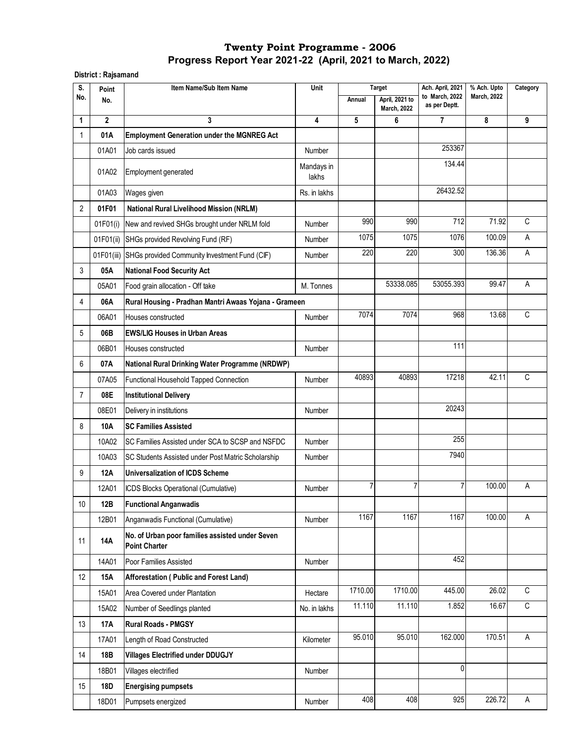# Twenty Point Programme - 2006

## Progress Report Year 2021-22 (April, 2021 to March, 2022)

**District : Rajsamand**

| S. No. | Point No. | Item Name/Sub Item Name | Unit | Target | | Ach. April, 2021 to March, 2022 as per Deptt. | % Ach. Upto March, 2022 | Category |
|---|---|---|---|---|---|---|---|---|
| | | | | Annual | April, 2021 to March, 2022 | | | |
| 1 | 2 | 3 | 4 | 5 | 6 | 7 | 8 | 9 |
| 1 | **01A** | **Employment Generation under the MGNREG Act** | | | | | | |
| | 01A01 | Job cards issued | Number | | | 253367 | | |
| | 01A02 | Employment generated | Mandays in lakhs | | | 134.44 | | |
| | 01A03 | Wages given | Rs. in lakhs | | | 26432.52 | | |
| 2 | **01F01** | **National Rural Livelihood Mission (NRLM)** | | | | | | |
| | 01F01(i) | New and revived SHGs brought under NRLM fold | Number | 990 | 990 | 712 | 71.92 | C |
| | 01F01(ii) | SHGs provided Revolving Fund (RF) | Number | 1075 | 1075 | 1076 | 100.09 | A |
| | 01F01(iii) | SHGs provided Community Investment Fund (CIF) | Number | 220 | 220 | 300 | 136.36 | A |
| 3 | **05A** | **National Food Security Act** | | | | | | |
| | 05A01 | Food grain allocation - Off take | M. Tonnes | | 53338.085 | 53055.393 | 99.47 | A |
| 4 | **06A** | **Rural Housing - Pradhan Mantri Awaas Yojana - Grameen** | | | | | | |
| | 06A01 | Houses constructed | Number | 7074 | 7074 | 968 | 13.68 | C |
| 5 | **06B** | **EWS/LIG Houses in Urban Areas** | | | | | | |
| | 06B01 | Houses constructed | Number | | | 111 | | |
| 6 | **07A** | **National Rural Drinking Water Programme (NRDWP)** | | | | | | |
| | 07A05 | Functional Household Tapped Connection | Number | 40893 | 40893 | 17218 | 42.11 | C |
| 7 | **08E** | **Institutional Delivery** | | | | | | |
| | 08E01 | Delivery in institutions | Number | | | 20243 | | |
| 8 | **10A** | **SC Families Assisted** | | | | | | |
| | 10A02 | SC Families Assisted under SCA to SCSP and NSFDC | Number | | | 255 | | |
| | 10A03 | SC Students Assisted under Post Matric Scholarship | Number | | | 7940 | | |
| 9 | **12A** | **Universalization of ICDS Scheme** | | | | | | |
| | 12A01 | ICDS Blocks Operational (Cumulative) | Number | 7 | 7 | 7 | 100.00 | A |
| 10 | **12B** | **Functional Anganwadis** | | | | | | |
| | 12B01 | Anganwadis Functional (Cumulative) | Number | 1167 | 1167 | 1167 | 100.00 | A |
| 11 | **14A** | **No. of Urban poor families assisted under Seven Point Charter** | | | | | | |
| | 14A01 | Poor Families Assisted | Number | | | 452 | | |
| 12 | **15A** | **Afforestation ( Public and Forest Land)** | | | | | | |
| | 15A01 | Area Covered under Plantation | Hectare | 1710.00 | 1710.00 | 445.00 | 26.02 | C |
| | 15A02 | Number of Seedlings planted | No. in lakhs | 11.110 | 11.110 | 1.852 | 16.67 | C |
| 13 | **17A** | **Rural Roads - PMGSY** | | | | | | |
| | 17A01 | Length of Road Constructed | Kilometer | 95.010 | 95.010 | 162.000 | 170.51 | A |
| 14 | **18B** | **Villages Electrified under DDUGJY** | | | | | | |
| | 18B01 | Villages electrified | Number | | | 0 | | |
| 15 | **18D** | **Energising pumpsets** | | | | | | |
| | 18D01 | Pumpsets energized | Number | 408 | 408 | 925 | 226.72 | A |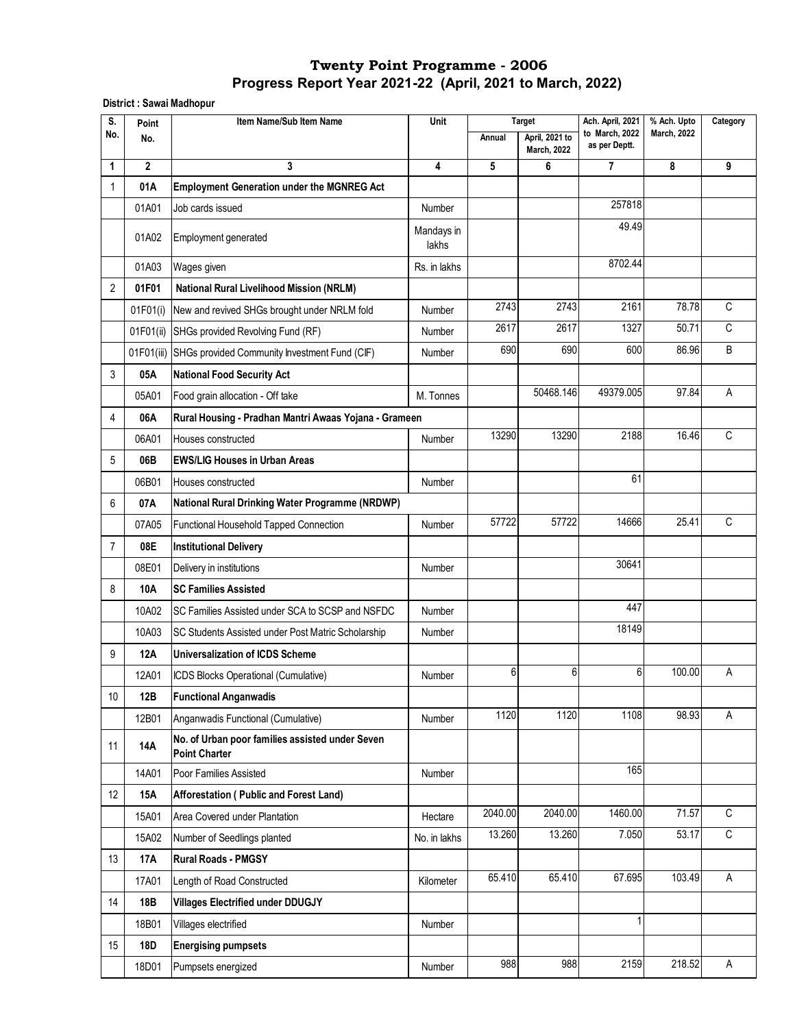# Twenty Point Programme - 2006

## Progress Report Year 2021-22 (April, 2021 to March, 2022)

**District : Sawai Madhopur**

| S. No. | Point No. | Item Name/Sub Item Name | Unit | Target | | Ach. April, 2021 to March, 2022 as per Deptt. | % Ach. Upto March, 2022 | Category |
|---|---|---|---|---|---|---|---|---|
| | | | | Annual | April, 2021 to March, 2022 | | | |
| 1 | 2 | 3 | 4 | 5 | 6 | 7 | 8 | 9 |
| 1 | **01A** | **Employment Generation under the MGNREG Act** | | | | | | |
| | 01A01 | Job cards issued | Number | | | 257818 | | |
| | 01A02 | Employment generated | Mandays in lakhs | | | 49.49 | | |
| | 01A03 | Wages given | Rs. in lakhs | | | 8702.44 | | |
| 2 | **01F01** | **National Rural Livelihood Mission (NRLM)** | | | | | | |
| | 01F01(i) | New and revived SHGs brought under NRLM fold | Number | 2743 | 2743 | 2161 | 78.78 | C |
| | 01F01(ii) | SHGs provided Revolving Fund (RF) | Number | 2617 | 2617 | 1327 | 50.71 | C |
| | 01F01(iii) | SHGs provided Community Investment Fund (CIF) | Number | 690 | 690 | 600 | 86.96 | B |
| 3 | **05A** | **National Food Security Act** | | | | | | |
| | 05A01 | Food grain allocation - Off take | M. Tonnes | | 50468.146 | 49379.005 | 97.84 | A |
| 4 | **06A** | **Rural Housing - Pradhan Mantri Awaas Yojana - Grameen** | | | | | | |
| | 06A01 | Houses constructed | Number | 13290 | 13290 | 2188 | 16.46 | C |
| 5 | **06B** | **EWS/LIG Houses in Urban Areas** | | | | | | |
| | 06B01 | Houses constructed | Number | | | 61 | | |
| 6 | **07A** | **National Rural Drinking Water Programme (NRDWP)** | | | | | | |
| | 07A05 | Functional Household Tapped Connection | Number | 57722 | 57722 | 14666 | 25.41 | C |
| 7 | **08E** | **Institutional Delivery** | | | | | | |
| | 08E01 | Delivery in institutions | Number | | | 30641 | | |
| 8 | **10A** | **SC Families Assisted** | | | | | | |
| | 10A02 | SC Families Assisted under SCA to SCSP and NSFDC | Number | | | 447 | | |
| | 10A03 | SC Students Assisted under Post Matric Scholarship | Number | | | 18149 | | |
| 9 | **12A** | **Universalization of ICDS Scheme** | | | | | | |
| | 12A01 | ICDS Blocks Operational (Cumulative) | Number | 6 | 6 | 6 | 100.00 | A |
| 10 | **12B** | **Functional Anganwadis** | | | | | | |
| | 12B01 | Anganwadis Functional (Cumulative) | Number | 1120 | 1120 | 1108 | 98.93 | A |
| 11 | **14A** | **No. of Urban poor families assisted under Seven Point Charter** | | | | | | |
| | 14A01 | Poor Families Assisted | Number | | | 165 | | |
| 12 | **15A** | **Afforestation ( Public and Forest Land)** | | | | | | |
| | 15A01 | Area Covered under Plantation | Hectare | 2040.00 | 2040.00 | 1460.00 | 71.57 | C |
| | 15A02 | Number of Seedlings planted | No. in lakhs | 13.260 | 13.260 | 7.050 | 53.17 | C |
| 13 | **17A** | **Rural Roads - PMGSY** | | | | | | |
| | 17A01 | Length of Road Constructed | Kilometer | 65.410 | 65.410 | 67.695 | 103.49 | A |
| 14 | **18B** | **Villages Electrified under DDUGJY** | | | | | | |
| | 18B01 | Villages electrified | Number | | | 1 | | |
| 15 | **18D** | **Energising pumpsets** | | | | | | |
| | 18D01 | Pumpsets energized | Number | 988 | 988 | 2159 | 218.52 | A |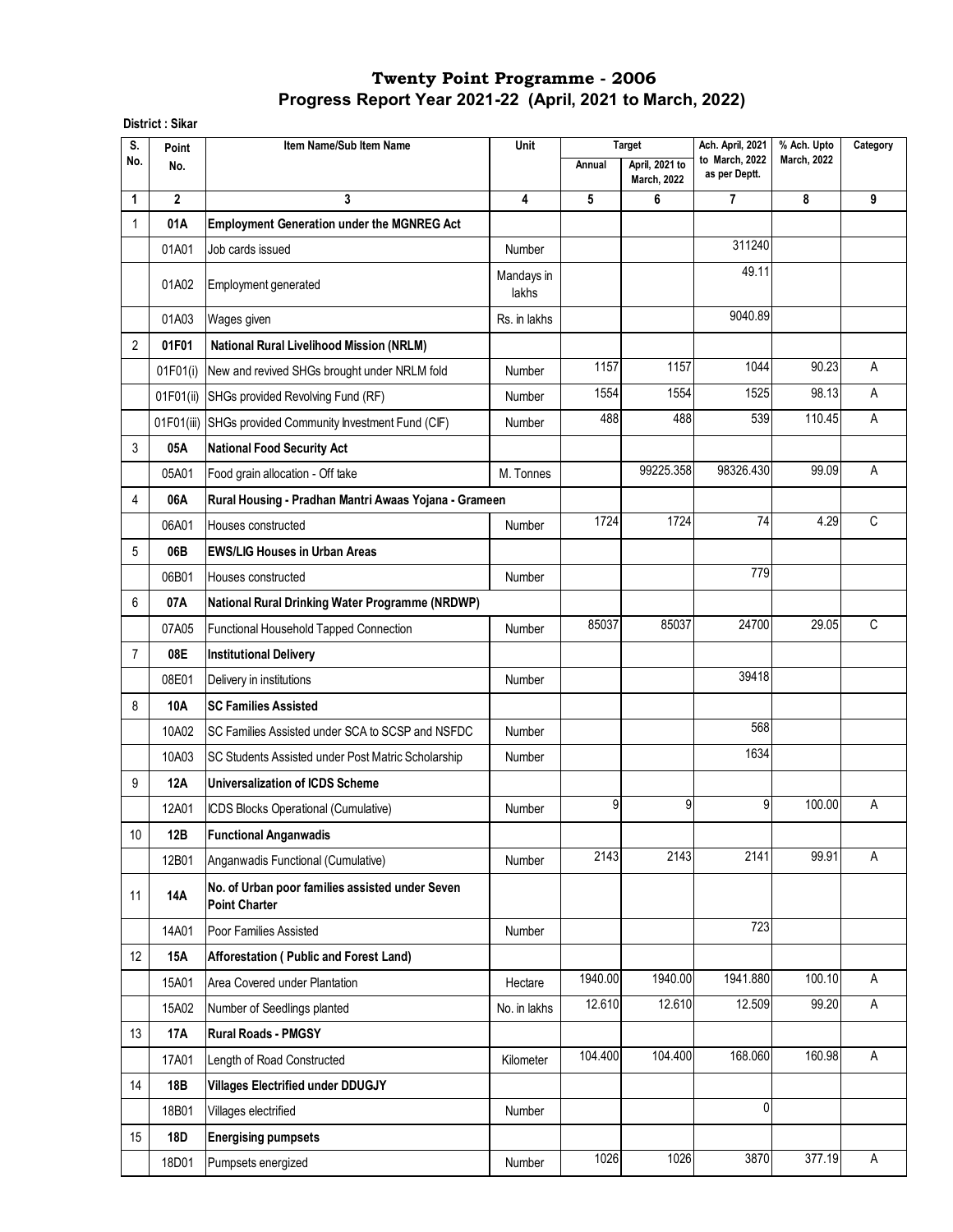# Twenty Point Programme - 2006

## Progress Report Year 2021-22 (April, 2021 to March, 2022)

**District : Sikar**

| S. No. | Point No. | Item Name/Sub Item Name | Unit | Target | | Ach. April, 2021 to March, 2022 as per Deptt. | % Ach. Upto March, 2022 | Category |
|---|---|---|---|---|---|---|---|---|
| | | | | Annual | April, 2021 to March, 2022 | | | |
| 1 | 2 | 3 | 4 | 5 | 6 | 7 | 8 | 9 |
| 1 | **01A** | **Employment Generation under the MGNREG Act** | | | | | | |
| | 01A01 | Job cards issued | Number | | | 311240 | | |
| | 01A02 | Employment generated | Mandays in lakhs | | | 49.11 | | |
| | 01A03 | Wages given | Rs. in lakhs | | | 9040.89 | | |
| 2 | **01F01** | **National Rural Livelihood Mission (NRLM)** | | | | | | |
| | 01F01(i) | New and revived SHGs brought under NRLM fold | Number | 1157 | 1157 | 1044 | 90.23 | A |
| | 01F01(ii) | SHGs provided Revolving Fund (RF) | Number | 1554 | 1554 | 1525 | 98.13 | A |
| | 01F01(iii) | SHGs provided Community Investment Fund (CIF) | Number | 488 | 488 | 539 | 110.45 | A |
| 3 | **05A** | **National Food Security Act** | | | | | | |
| | 05A01 | Food grain allocation - Off take | M. Tonnes | | 99225.358 | 98326.430 | 99.09 | A |
| 4 | **06A** | **Rural Housing - Pradhan Mantri Awaas Yojana - Grameen** | | | | | | |
| | 06A01 | Houses constructed | Number | 1724 | 1724 | 74 | 4.29 | C |
| 5 | **06B** | **EWS/LIG Houses in Urban Areas** | | | | | | |
| | 06B01 | Houses constructed | Number | | | 779 | | |
| 6 | **07A** | **National Rural Drinking Water Programme (NRDWP)** | | | | | | |
| | 07A05 | Functional Household Tapped Connection | Number | 85037 | 85037 | 24700 | 29.05 | C |
| 7 | **08E** | **Institutional Delivery** | | | | | | |
| | 08E01 | Delivery in institutions | Number | | | 39418 | | |
| 8 | **10A** | **SC Families Assisted** | | | | | | |
| | 10A02 | SC Families Assisted under SCA to SCSP and NSFDC | Number | | | 568 | | |
| | 10A03 | SC Students Assisted under Post Matric Scholarship | Number | | | 1634 | | |
| 9 | **12A** | **Universalization of ICDS Scheme** | | | | | | |
| | 12A01 | ICDS Blocks Operational (Cumulative) | Number | 9 | 9 | 9 | 100.00 | A |
| 10 | **12B** | **Functional Anganwadis** | | | | | | |
| | 12B01 | Anganwadis Functional (Cumulative) | Number | 2143 | 2143 | 2141 | 99.91 | A |
| 11 | **14A** | **No. of Urban poor families assisted under Seven Point Charter** | | | | | | |
| | 14A01 | Poor Families Assisted | Number | | | 723 | | |
| 12 | **15A** | **Afforestation ( Public and Forest Land)** | | | | | | |
| | 15A01 | Area Covered under Plantation | Hectare | 1940.00 | 1940.00 | 1941.880 | 100.10 | A |
| | 15A02 | Number of Seedlings planted | No. in lakhs | 12.610 | 12.610 | 12.509 | 99.20 | A |
| 13 | **17A** | **Rural Roads - PMGSY** | | | | | | |
| | 17A01 | Length of Road Constructed | Kilometer | 104.400 | 104.400 | 168.060 | 160.98 | A |
| 14 | **18B** | **Villages Electrified under DDUGJY** | | | | | | |
| | 18B01 | Villages electrified | Number | | | 0 | | |
| 15 | **18D** | **Energising pumpsets** | | | | | | |
| | 18D01 | Pumpsets energized | Number | 1026 | 1026 | 3870 | 377.19 | A |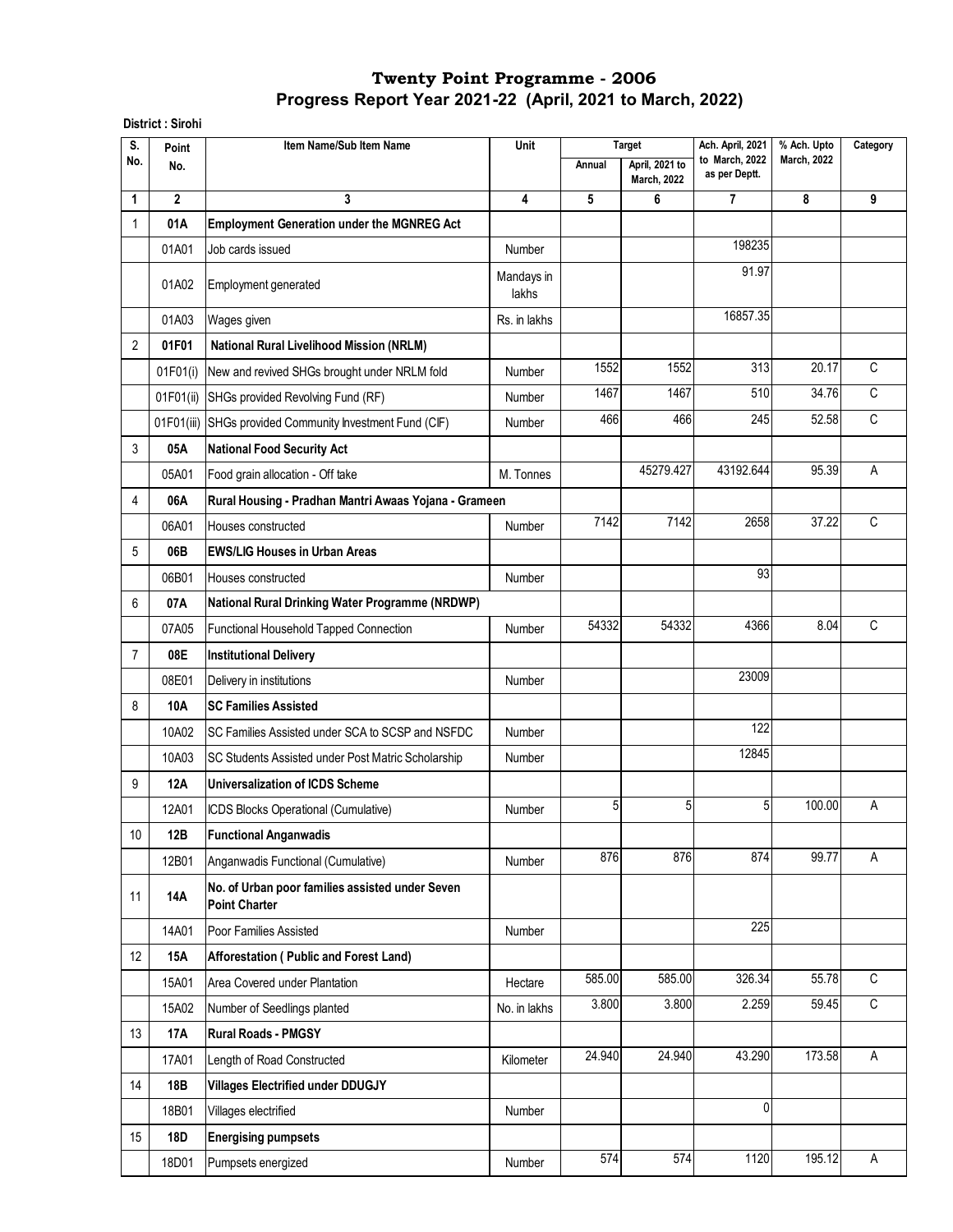# Twenty Point Programme - 2006
## Progress Report Year 2021-22 (April, 2021 to March, 2022)

**District : Sirohi**

| S. No. | Point No. | Item Name/Sub Item Name | Unit | Target Annual | Target April, 2021 to March, 2022 | Ach. April, 2021 to March, 2022 as per Deptt. | % Ach. Upto March, 2022 | Category |
|---|---|---|---|---|---|---|---|---|
| 1 | 2 | 3 | 4 | 5 | 6 | 7 | 8 | 9 |
| 1 | **01A** | **Employment Generation under the MGNREG Act** | | | | | | |
| | 01A01 | Job cards issued | Number | | | 198235 | | |
| | 01A02 | Employment generated | Mandays in lakhs | | | 91.97 | | |
| | 01A03 | Wages given | Rs. in lakhs | | | 16857.35 | | |
| 2 | **01F01** | **National Rural Livelihood Mission (NRLM)** | | | | | | |
| | 01F01(i) | New and revived SHGs brought under NRLM fold | Number | 1552 | 1552 | 313 | 20.17 | C |
| | 01F01(ii) | SHGs provided Revolving Fund (RF) | Number | 1467 | 1467 | 510 | 34.76 | C |
| | 01F01(iii) | SHGs provided Community Investment Fund (CIF) | Number | 466 | 466 | 245 | 52.58 | C |
| 3 | **05A** | **National Food Security Act** | | | | | | |
| | 05A01 | Food grain allocation - Off take | M. Tonnes | | 45279.427 | 43192.644 | 95.39 | A |
| 4 | **06A** | **Rural Housing - Pradhan Mantri Awaas Yojana - Grameen** | | | | | | |
| | 06A01 | Houses constructed | Number | 7142 | 7142 | 2658 | 37.22 | C |
| 5 | **06B** | **EWS/LIG Houses in Urban Areas** | | | | | | |
| | 06B01 | Houses constructed | Number | | | 93 | | |
| 6 | **07A** | **National Rural Drinking Water Programme (NRDWP)** | | | | | | |
| | 07A05 | Functional Household Tapped Connection | Number | 54332 | 54332 | 4366 | 8.04 | C |
| 7 | **08E** | **Institutional Delivery** | | | | | | |
| | 08E01 | Delivery in institutions | Number | | | 23009 | | |
| 8 | **10A** | **SC Families Assisted** | | | | | | |
| | 10A02 | SC Families Assisted under SCA to SCSP and NSFDC | Number | | | 122 | | |
| | 10A03 | SC Students Assisted under Post Matric Scholarship | Number | | | 12845 | | |
| 9 | **12A** | **Universalization of ICDS Scheme** | | | | | | |
| | 12A01 | ICDS Blocks Operational (Cumulative) | Number | 5 | 5 | 5 | 100.00 | A |
| 10 | **12B** | **Functional Anganwadis** | | | | | | |
| | 12B01 | Anganwadis Functional (Cumulative) | Number | 876 | 876 | 874 | 99.77 | A |
| 11 | **14A** | **No. of Urban poor families assisted under Seven Point Charter** | | | | | | |
| | 14A01 | Poor Families Assisted | Number | | | 225 | | |
| 12 | **15A** | **Afforestation ( Public and Forest Land)** | | | | | | |
| | 15A01 | Area Covered under Plantation | Hectare | 585.00 | 585.00 | 326.34 | 55.78 | C |
| | 15A02 | Number of Seedlings planted | No. in lakhs | 3.800 | 3.800 | 2.259 | 59.45 | C |
| 13 | **17A** | **Rural Roads - PMGSY** | | | | | | |
| | 17A01 | Length of Road Constructed | Kilometer | 24.940 | 24.940 | 43.290 | 173.58 | A |
| 14 | **18B** | **Villages Electrified under DDUGJY** | | | | | | |
| | 18B01 | Villages electrified | Number | | | 0 | | |
| 15 | **18D** | **Energising pumpsets** | | | | | | |
| | 18D01 | Pumpsets energized | Number | 574 | 574 | 1120 | 195.12 | A |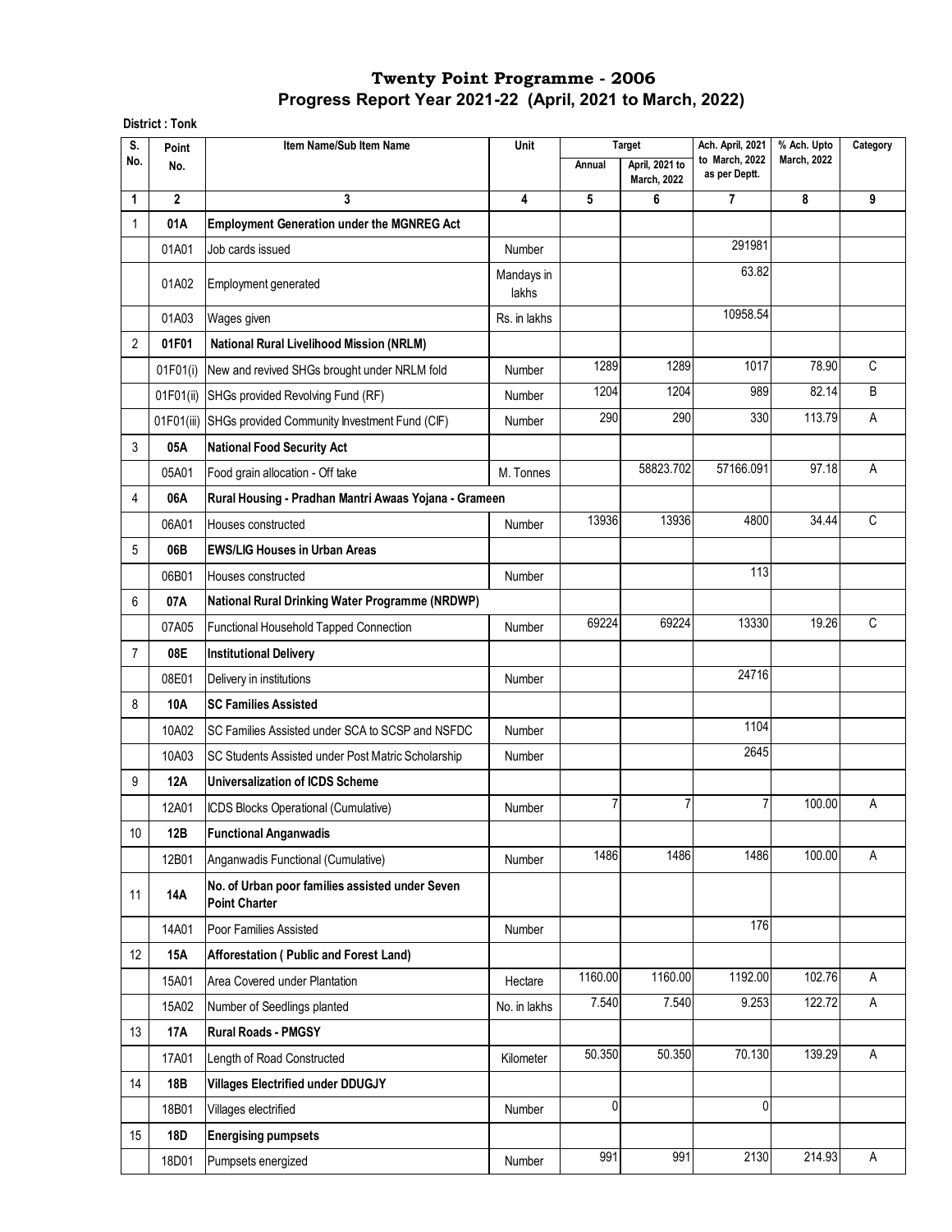# Twenty Point Programme - 2006

## Progress Report Year 2021-22 (April, 2021 to March, 2022)

**District : Tonk**

| S. No. | Point No. | Item Name/Sub Item Name | Unit | Target | | Ach. April, 2021 to March, 2022 as per Deptt. | % Ach. Upto March, 2022 | Category |
|---|---|---|---|---|---|---|---|---|
| | | | | Annual | April, 2021 to March, 2022 | | | |
| 1 | 2 | 3 | 4 | 5 | 6 | 7 | 8 | 9 |
| 1 | **01A** | **Employment Generation under the MGNREG Act** | | | | | | |
| | 01A01 | Job cards issued | Number | | | 291981 | | |
| | 01A02 | Employment generated | Mandays in lakhs | | | 63.82 | | |
| | 01A03 | Wages given | Rs. in lakhs | | | 10958.54 | | |
| 2 | **01F01** | **National Rural Livelihood Mission (NRLM)** | | | | | | |
| | 01F01(i) | New and revived SHGs brought under NRLM fold | Number | 1289 | 1289 | 1017 | 78.90 | C |
| | 01F01(ii) | SHGs provided Revolving Fund (RF) | Number | 1204 | 1204 | 989 | 82.14 | B |
| | 01F01(iii) | SHGs provided Community Investment Fund (CIF) | Number | 290 | 290 | 330 | 113.79 | A |
| 3 | **05A** | **National Food Security Act** | | | | | | |
| | 05A01 | Food grain allocation - Off take | M. Tonnes | | 58823.702 | 57166.091 | 97.18 | A |
| 4 | **06A** | **Rural Housing - Pradhan Mantri Awaas Yojana - Grameen** | | | | | | |
| | 06A01 | Houses constructed | Number | 13936 | 13936 | 4800 | 34.44 | C |
| 5 | **06B** | **EWS/LIG Houses in Urban Areas** | | | | | | |
| | 06B01 | Houses constructed | Number | | | 113 | | |
| 6 | **07A** | **National Rural Drinking Water Programme (NRDWP)** | | | | | | |
| | 07A05 | Functional Household Tapped Connection | Number | 69224 | 69224 | 13330 | 19.26 | C |
| 7 | **08E** | **Institutional Delivery** | | | | | | |
| | 08E01 | Delivery in institutions | Number | | | 24716 | | |
| 8 | **10A** | **SC Families Assisted** | | | | | | |
| | 10A02 | SC Families Assisted under SCA to SCSP and NSFDC | Number | | | 1104 | | |
| | 10A03 | SC Students Assisted under Post Matric Scholarship | Number | | | 2645 | | |
| 9 | **12A** | **Universalization of ICDS Scheme** | | | | | | |
| | 12A01 | ICDS Blocks Operational (Cumulative) | Number | 7 | 7 | 7 | 100.00 | A |
| 10 | **12B** | **Functional Anganwadis** | | | | | | |
| | 12B01 | Anganwadis Functional (Cumulative) | Number | 1486 | 1486 | 1486 | 100.00 | A |
| 11 | **14A** | **No. of Urban poor families assisted under Seven Point Charter** | | | | | | |
| | 14A01 | Poor Families Assisted | Number | | | 176 | | |
| 12 | **15A** | **Afforestation ( Public and Forest Land)** | | | | | | |
| | 15A01 | Area Covered under Plantation | Hectare | 1160.00 | 1160.00 | 1192.00 | 102.76 | A |
| | 15A02 | Number of Seedlings planted | No. in lakhs | 7.540 | 7.540 | 9.253 | 122.72 | A |
| 13 | **17A** | **Rural Roads - PMGSY** | | | | | | |
| | 17A01 | Length of Road Constructed | Kilometer | 50.350 | 50.350 | 70.130 | 139.29 | A |
| 14 | **18B** | **Villages Electrified under DDUGJY** | | | | | | |
| | 18B01 | Villages electrified | Number | 0 | | 0 | | |
| 15 | **18D** | **Energising pumpsets** | | | | | | |
| | 18D01 | Pumpsets energized | Number | 991 | 991 | 2130 | 214.93 | A |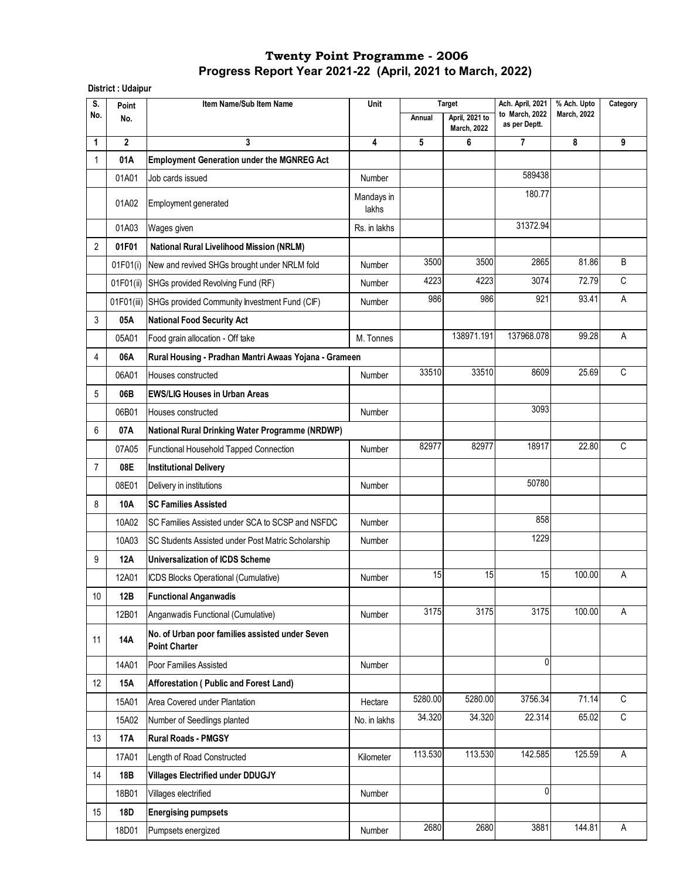# Twenty Point Programme - 2006

## Progress Report Year 2021-22 (April, 2021 to March, 2022)

**District : Udaipur**

| S. No. | Point No. | Item Name/Sub Item Name | Unit | Target | | Ach. April, 2021 to March, 2022 as per Deptt. | % Ach. Upto March, 2022 | Category |
|---|---|---|---|---|---|---|---|---|
| | | | | Annual | April, 2021 to March, 2022 | | | |
| 1 | 2 | 3 | 4 | 5 | 6 | 7 | 8 | 9 |
| 1 | **01A** | **Employment Generation under the MGNREG Act** | | | | | | |
| | 01A01 | Job cards issued | Number | | | 589438 | | |
| | 01A02 | Employment generated | Mandays in lakhs | | | 180.77 | | |
| | 01A03 | Wages given | Rs. in lakhs | | | 31372.94 | | |
| 2 | **01F01** | **National Rural Livelihood Mission (NRLM)** | | | | | | |
| | 01F01(i) | New and revived SHGs brought under NRLM fold | Number | 3500 | 3500 | 2865 | 81.86 | B |
| | 01F01(ii) | SHGs provided Revolving Fund (RF) | Number | 4223 | 4223 | 3074 | 72.79 | C |
| | 01F01(iii) | SHGs provided Community Investment Fund (CIF) | Number | 986 | 986 | 921 | 93.41 | A |
| 3 | **05A** | **National Food Security Act** | | | | | | |
| | 05A01 | Food grain allocation - Off take | M. Tonnes | | 138971.191 | 137968.078 | 99.28 | A |
| 4 | **06A** | **Rural Housing - Pradhan Mantri Awaas Yojana - Grameen** | | | | | | |
| | 06A01 | Houses constructed | Number | 33510 | 33510 | 8609 | 25.69 | C |
| 5 | **06B** | **EWS/LIG Houses in Urban Areas** | | | | | | |
| | 06B01 | Houses constructed | Number | | | 3093 | | |
| 6 | **07A** | **National Rural Drinking Water Programme (NRDWP)** | | | | | | |
| | 07A05 | Functional Household Tapped Connection | Number | 82977 | 82977 | 18917 | 22.80 | C |
| 7 | **08E** | **Institutional Delivery** | | | | | | |
| | 08E01 | Delivery in institutions | Number | | | 50780 | | |
| 8 | **10A** | **SC Families Assisted** | | | | | | |
| | 10A02 | SC Families Assisted under SCA to SCSP and NSFDC | Number | | | 858 | | |
| | 10A03 | SC Students Assisted under Post Matric Scholarship | Number | | | 1229 | | |
| 9 | **12A** | **Universalization of ICDS Scheme** | | | | | | |
| | 12A01 | ICDS Blocks Operational (Cumulative) | Number | 15 | 15 | 15 | 100.00 | A |
| 10 | **12B** | **Functional Anganwadis** | | | | | | |
| | 12B01 | Anganwadis Functional (Cumulative) | Number | 3175 | 3175 | 3175 | 100.00 | A |
| 11 | **14A** | **No. of Urban poor families assisted under Seven Point Charter** | | | | | | |
| | 14A01 | Poor Families Assisted | Number | | | 0 | | |
| 12 | **15A** | **Afforestation ( Public and Forest Land)** | | | | | | |
| | 15A01 | Area Covered under Plantation | Hectare | 5280.00 | 5280.00 | 3756.34 | 71.14 | C |
| | 15A02 | Number of Seedlings planted | No. in lakhs | 34.320 | 34.320 | 22.314 | 65.02 | C |
| 13 | **17A** | **Rural Roads - PMGSY** | | | | | | |
| | 17A01 | Length of Road Constructed | Kilometer | 113.530 | 113.530 | 142.585 | 125.59 | A |
| 14 | **18B** | **Villages Electrified under DDUGJY** | | | | | | |
| | 18B01 | Villages electrified | Number | | | 0 | | |
| 15 | **18D** | **Energising pumpsets** | | | | | | |
| | 18D01 | Pumpsets energized | Number | 2680 | 2680 | 3881 | 144.81 | A |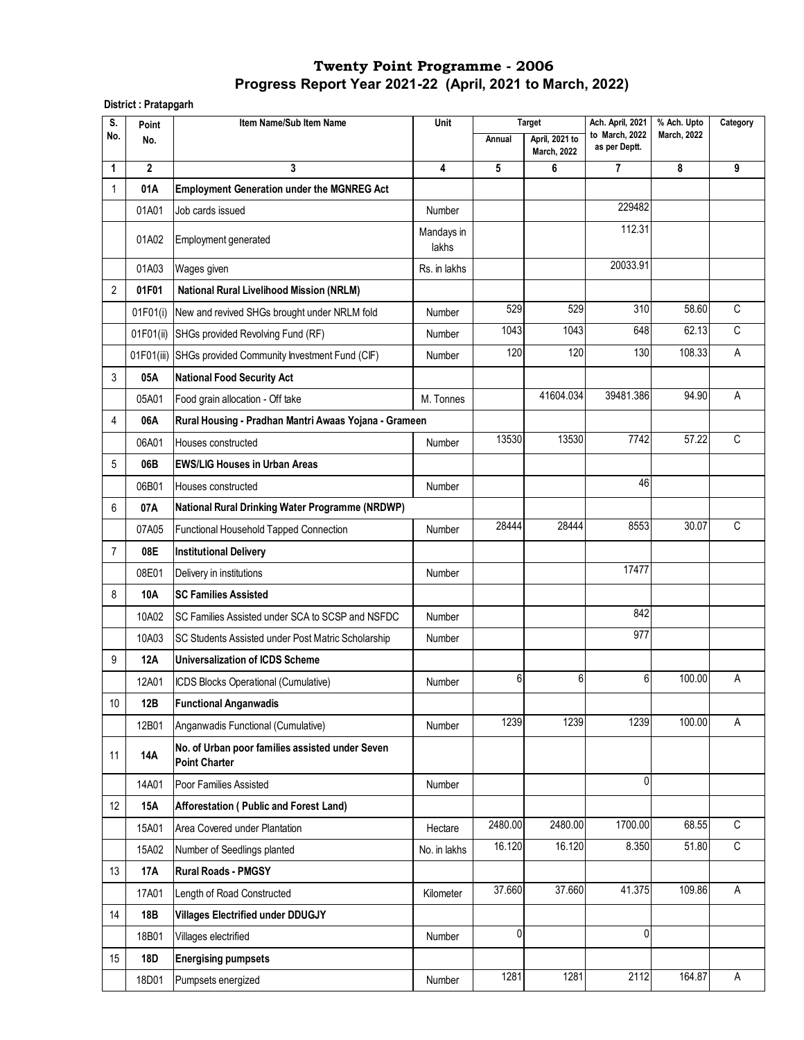# Twenty Point Programme - 2006

## Progress Report Year 2021-22 (April, 2021 to March, 2022)

**District : Pratapgarh**

| S. No. | Point No. | Item Name/Sub Item Name | Unit | Target | | Ach. April, 2021 to March, 2022 as per Deptt. | % Ach. Upto March, 2022 | Category |
|---|---|---|---|---|---|---|---|---|
| | | | | Annual | April, 2021 to March, 2022 | | | |
| 1 | 2 | 3 | 4 | 5 | 6 | 7 | 8 | 9 |
| 1 | **01A** | **Employment Generation under the MGNREG Act** | | | | | | |
| | 01A01 | Job cards issued | Number | | | 229482 | | |
| | 01A02 | Employment generated | Mandays in lakhs | | | 112.31 | | |
| | 01A03 | Wages given | Rs. in lakhs | | | 20033.91 | | |
| 2 | **01F01** | **National Rural Livelihood Mission (NRLM)** | | | | | | |
| | 01F01(i) | New and revived SHGs brought under NRLM fold | Number | 529 | 529 | 310 | 58.60 | C |
| | 01F01(ii) | SHGs provided Revolving Fund (RF) | Number | 1043 | 1043 | 648 | 62.13 | C |
| | 01F01(iii) | SHGs provided Community Investment Fund (CIF) | Number | 120 | 120 | 130 | 108.33 | A |
| 3 | **05A** | **National Food Security Act** | | | | | | |
| | 05A01 | Food grain allocation - Off take | M. Tonnes | | 41604.034 | 39481.386 | 94.90 | A |
| 4 | **06A** | **Rural Housing - Pradhan Mantri Awaas Yojana - Grameen** | | | | | | |
| | 06A01 | Houses constructed | Number | 13530 | 13530 | 7742 | 57.22 | C |
| 5 | **06B** | **EWS/LIG Houses in Urban Areas** | | | | | | |
| | 06B01 | Houses constructed | Number | | | 46 | | |
| 6 | **07A** | **National Rural Drinking Water Programme (NRDWP)** | | | | | | |
| | 07A05 | Functional Household Tapped Connection | Number | 28444 | 28444 | 8553 | 30.07 | C |
| 7 | **08E** | **Institutional Delivery** | | | | | | |
| | 08E01 | Delivery in institutions | Number | | | 17477 | | |
| 8 | **10A** | **SC Families Assisted** | | | | | | |
| | 10A02 | SC Families Assisted under SCA to SCSP and NSFDC | Number | | | 842 | | |
| | 10A03 | SC Students Assisted under Post Matric Scholarship | Number | | | 977 | | |
| 9 | **12A** | **Universalization of ICDS Scheme** | | | | | | |
| | 12A01 | ICDS Blocks Operational (Cumulative) | Number | 6 | 6 | 6 | 100.00 | A |
| 10 | **12B** | **Functional Anganwadis** | | | | | | |
| | 12B01 | Anganwadis Functional (Cumulative) | Number | 1239 | 1239 | 1239 | 100.00 | A |
| 11 | **14A** | **No. of Urban poor families assisted under Seven Point Charter** | | | | | | |
| | 14A01 | Poor Families Assisted | Number | | | 0 | | |
| 12 | **15A** | **Afforestation ( Public and Forest Land)** | | | | | | |
| | 15A01 | Area Covered under Plantation | Hectare | 2480.00 | 2480.00 | 1700.00 | 68.55 | C |
| | 15A02 | Number of Seedlings planted | No. in lakhs | 16.120 | 16.120 | 8.350 | 51.80 | C |
| 13 | **17A** | **Rural Roads - PMGSY** | | | | | | |
| | 17A01 | Length of Road Constructed | Kilometer | 37.660 | 37.660 | 41.375 | 109.86 | A |
| 14 | **18B** | **Villages Electrified under DDUGJY** | | | | | | |
| | 18B01 | Villages electrified | Number | 0 | | 0 | | |
| 15 | **18D** | **Energising pumpsets** | | | | | | |
| | 18D01 | Pumpsets energized | Number | 1281 | 1281 | 2112 | 164.87 | A |